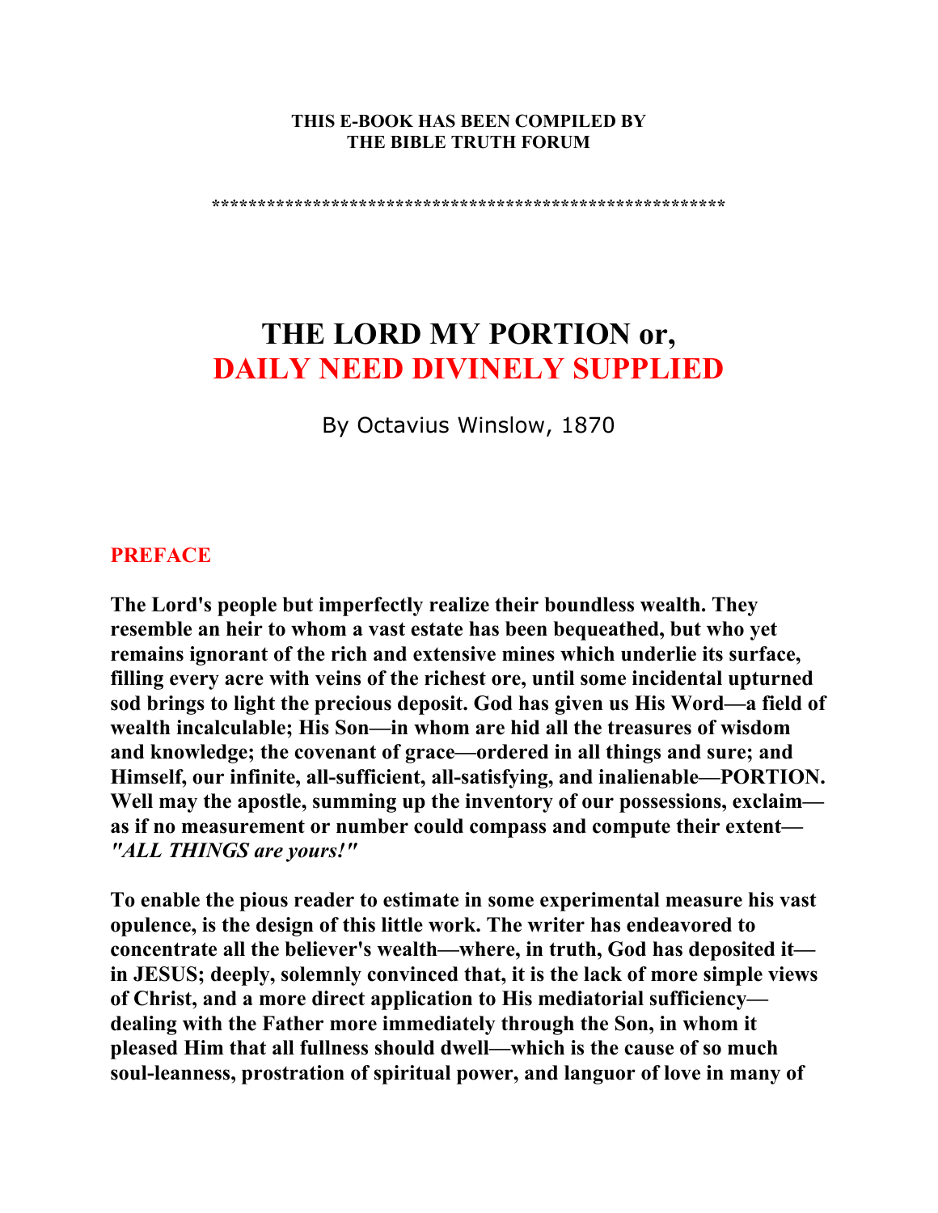**THIS E-BOOK HAS BEEN COMPILED BY**
**THE BIBLE TRUTH FORUM**

*******************************************************

# THE LORD MY PORTION or, DAILY NEED DIVINELY SUPPLIED

By Octavius Winslow, 1870

## PREFACE

**The Lord's people but imperfectly realize their boundless wealth. They resemble an heir to whom a vast estate has been bequeathed, but who yet remains ignorant of the rich and extensive mines which underlie its surface, filling every acre with veins of the richest ore, until some incidental upturned sod brings to light the precious deposit. God has given us His Word—a field of wealth incalculable; His Son—in whom are hid all the treasures of wisdom and knowledge; the covenant of grace—ordered in all things and sure; and Himself, our infinite, all-sufficient, all-satisfying, and inalienable—PORTION. Well may the apostle, summing up the inventory of our possessions, exclaim—as if no measurement or number could compass and compute their extent—*"ALL THINGS are yours!"***

**To enable the pious reader to estimate in some experimental measure his vast opulence, is the design of this little work. The writer has endeavored to concentrate all the believer's wealth—where, in truth, God has deposited it—in JESUS; deeply, solemnly convinced that, it is the lack of more simple views of Christ, and a more direct application to His mediatorial sufficiency—dealing with the Father more immediately through the Son, in whom it pleased Him that all fullness should dwell—which is the cause of so much soul-leanness, prostration of spiritual power, and languor of love in many of**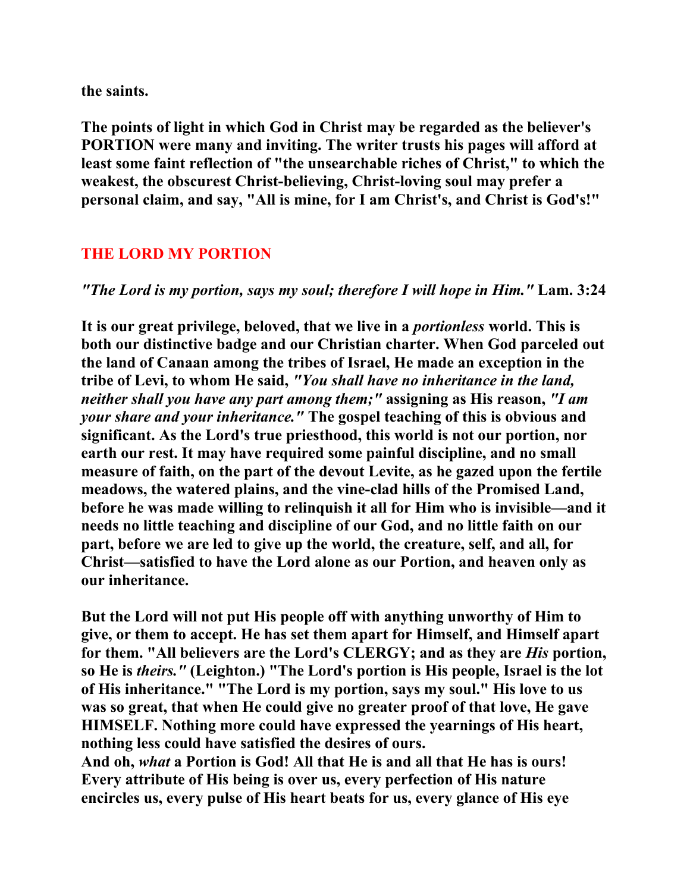**the saints.**

**The points of light in which God in Christ may be regarded as the believer's PORTION were many and inviting. The writer trusts his pages will afford at least some faint reflection of "the unsearchable riches of Christ," to which the weakest, the obscurest Christ-believing, Christ-loving soul may prefer a personal claim, and say, "All is mine, for I am Christ's, and Christ is God's!"**

## THE LORD MY PORTION

***"The Lord is my portion, says my soul; therefore I will hope in Him."* Lam. 3:24**

**It is our great privilege, beloved, that we live in a *portionless* world. This is both our distinctive badge and our Christian charter. When God parceled out the land of Canaan among the tribes of Israel, He made an exception in the tribe of Levi, to whom He said, *"You shall have no inheritance in the land, neither shall you have any part among them;"* assigning as His reason, *"I am your share and your inheritance."* The gospel teaching of this is obvious and significant. As the Lord's true priesthood, this world is not our portion, nor earth our rest. It may have required some painful discipline, and no small measure of faith, on the part of the devout Levite, as he gazed upon the fertile meadows, the watered plains, and the vine-clad hills of the Promised Land, before he was made willing to relinquish it all for Him who is invisible—and it needs no little teaching and discipline of our God, and no little faith on our part, before we are led to give up the world, the creature, self, and all, for Christ—satisfied to have the Lord alone as our Portion, and heaven only as our inheritance.**

**But the Lord will not put His people off with anything unworthy of Him to give, or them to accept. He has set them apart for Himself, and Himself apart for them. "All believers are the Lord's CLERGY; and as they are *His* portion, so He is *theirs."* (Leighton.) "The Lord's portion is His people, Israel is the lot of His inheritance." "The Lord is my portion, says my soul." His love to us was so great, that when He could give no greater proof of that love, He gave HIMSELF. Nothing more could have expressed the yearnings of His heart, nothing less could have satisfied the desires of ours.**

**And oh, *what* a Portion is God! All that He is and all that He has is ours! Every attribute of His being is over us, every perfection of His nature encircles us, every pulse of His heart beats for us, every glance of His eye**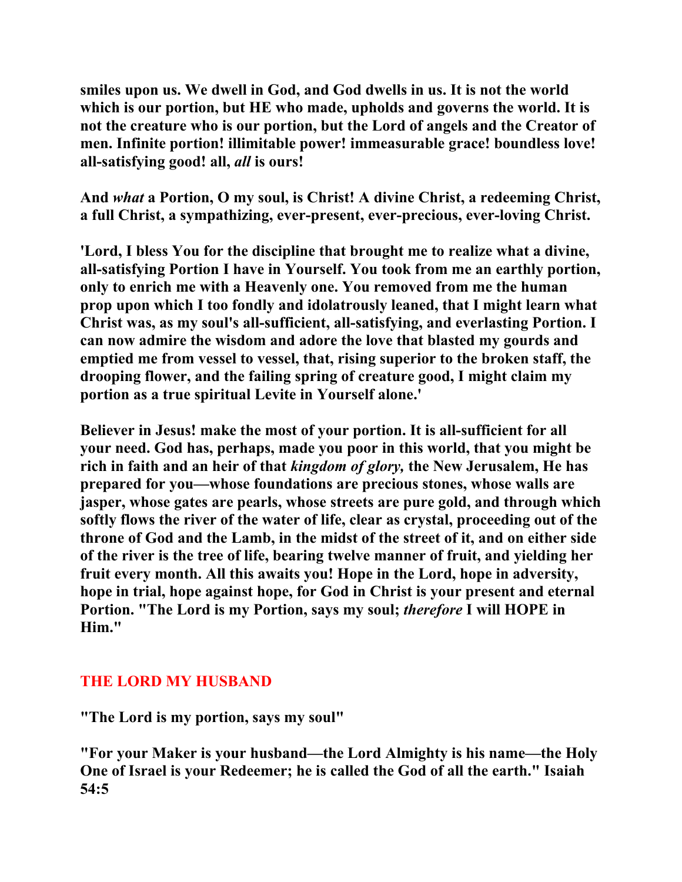**smiles upon us. We dwell in God, and God dwells in us. It is not the world which is our portion, but HE who made, upholds and governs the world. It is not the creature who is our portion, but the Lord of angels and the Creator of men. Infinite portion! illimitable power! immeasurable grace! boundless love! all-satisfying good! all, *all* is ours!**

**And *what* a Portion, O my soul, is Christ! A divine Christ, a redeeming Christ, a full Christ, a sympathizing, ever-present, ever-precious, ever-loving Christ.**

**'Lord, I bless You for the discipline that brought me to realize what a divine, all-satisfying Portion I have in Yourself. You took from me an earthly portion, only to enrich me with a Heavenly one. You removed from me the human prop upon which I too fondly and idolatrously leaned, that I might learn what Christ was, as my soul's all-sufficient, all-satisfying, and everlasting Portion. I can now admire the wisdom and adore the love that blasted my gourds and emptied me from vessel to vessel, that, rising superior to the broken staff, the drooping flower, and the failing spring of creature good, I might claim my portion as a true spiritual Levite in Yourself alone.'**

**Believer in Jesus! make the most of your portion. It is all-sufficient for all your need. God has, perhaps, made you poor in this world, that you might be rich in faith and an heir of that *kingdom of glory,* the New Jerusalem, He has prepared for you—whose foundations are precious stones, whose walls are jasper, whose gates are pearls, whose streets are pure gold, and through which softly flows the river of the water of life, clear as crystal, proceeding out of the throne of God and the Lamb, in the midst of the street of it, and on either side of the river is the tree of life, bearing twelve manner of fruit, and yielding her fruit every month. All this awaits you! Hope in the Lord, hope in adversity, hope in trial, hope against hope, for God in Christ is your present and eternal Portion. "The Lord is my Portion, says my soul; *therefore* I will HOPE in Him."**

## THE LORD MY HUSBAND

**"The Lord is my portion, says my soul"**

**"For your Maker is your husband—the Lord Almighty is his name—the Holy One of Israel is your Redeemer; he is called the God of all the earth." Isaiah 54:5**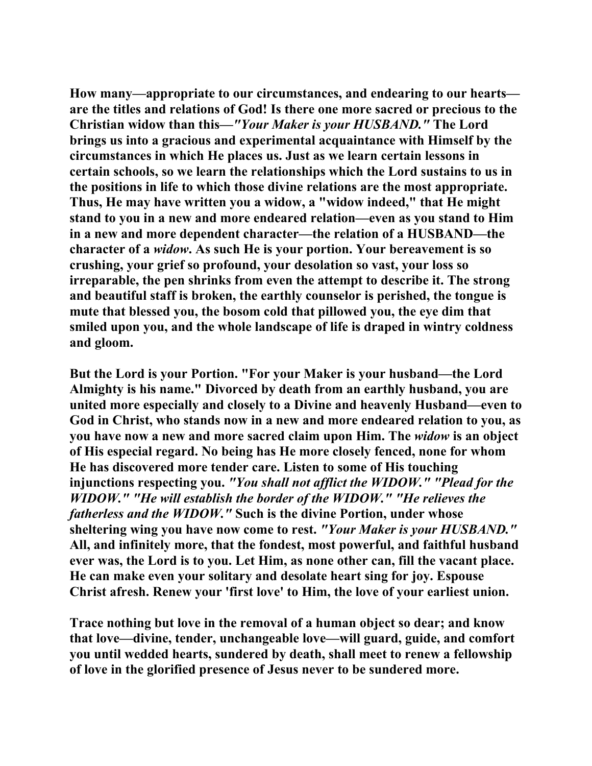**How many—appropriate to our circumstances, and endearing to our hearts—are the titles and relations of God! Is there one more sacred or precious to the Christian widow than this—*"Your Maker is your HUSBAND."* The Lord brings us into a gracious and experimental acquaintance with Himself by the circumstances in which He places us. Just as we learn certain lessons in certain schools, so we learn the relationships which the Lord sustains to us in the positions in life to which those divine relations are the most appropriate. Thus, He may have written you a widow, a "widow indeed," that He might stand to you in a new and more endeared relation—even as you stand to Him in a new and more dependent character—the relation of a HUSBAND—the character of a *widow*. As such He is your portion. Your bereavement is so crushing, your grief so profound, your desolation so vast, your loss so irreparable, the pen shrinks from even the attempt to describe it. The strong and beautiful staff is broken, the earthly counselor is perished, the tongue is mute that blessed you, the bosom cold that pillowed you, the eye dim that smiled upon you, and the whole landscape of life is draped in wintry coldness and gloom.**

**But the Lord is your Portion. "For your Maker is your husband—the Lord Almighty is his name." Divorced by death from an earthly husband, you are united more especially and closely to a Divine and heavenly Husband—even to God in Christ, who stands now in a new and more endeared relation to you, as you have now a new and more sacred claim upon Him. The *widow* is an object of His especial regard. No being has He more closely fenced, none for whom He has discovered more tender care. Listen to some of His touching injunctions respecting you. *"You shall not afflict the WIDOW." "Plead for the WIDOW." "He will establish the border of the WIDOW." "He relieves the fatherless and the WIDOW."* Such is the divine Portion, under whose sheltering wing you have now come to rest. *"Your Maker is your HUSBAND."* All, and infinitely more, that the fondest, most powerful, and faithful husband ever was, the Lord is to you. Let Him, as none other can, fill the vacant place. He can make even your solitary and desolate heart sing for joy. Espouse Christ afresh. Renew your 'first love' to Him, the love of your earliest union.**

**Trace nothing but love in the removal of a human object so dear; and know that love—divine, tender, unchangeable love—will guard, guide, and comfort you until wedded hearts, sundered by death, shall meet to renew a fellowship of love in the glorified presence of Jesus never to be sundered more.**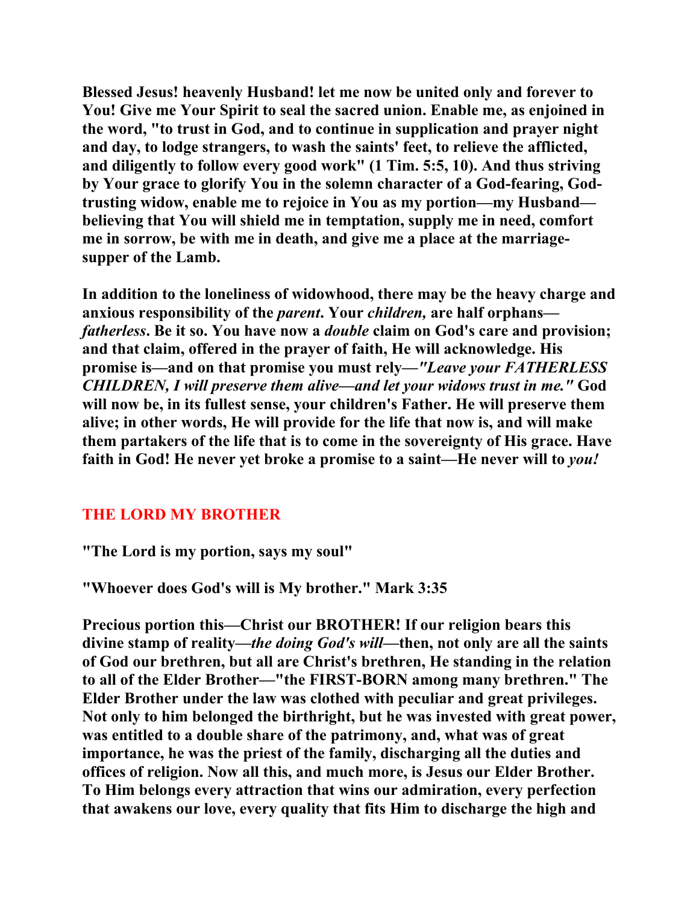**Blessed Jesus! heavenly Husband! let me now be united only and forever to You! Give me Your Spirit to seal the sacred union. Enable me, as enjoined in the word, "to trust in God, and to continue in supplication and prayer night and day, to lodge strangers, to wash the saints' feet, to relieve the afflicted, and diligently to follow every good work" (1 Tim. 5:5, 10). And thus striving by Your grace to glorify You in the solemn character of a God-fearing, God-trusting widow, enable me to rejoice in You as my portion—my Husband—believing that You will shield me in temptation, supply me in need, comfort me in sorrow, be with me in death, and give me a place at the marriage-supper of the Lamb.**

**In addition to the loneliness of widowhood, there may be the heavy charge and anxious responsibility of the *parent*. Your *children,* are half orphans—*fatherless*. Be it so. You have now a *double* claim on God's care and provision; and that claim, offered in the prayer of faith, He will acknowledge. His promise is—and on that promise you must rely—*"Leave your FATHERLESS CHILDREN, I will preserve them alive—and let your widows trust in me."* God will now be, in its fullest sense, your children's Father. He will preserve them alive; in other words, He will provide for the life that now is, and will make them partakers of the life that is to come in the sovereignty of His grace. Have faith in God! He never yet broke a promise to a saint—He never will to *you!***

## THE LORD MY BROTHER

**"The Lord is my portion, says my soul"**

**"Whoever does God's will is My brother." Mark 3:35**

**Precious portion this—Christ our BROTHER! If our religion bears this divine stamp of reality—*the doing God's will*—then, not only are all the saints of God our brethren, but all are Christ's brethren, He standing in the relation to all of the Elder Brother—"the FIRST-BORN among many brethren." The Elder Brother under the law was clothed with peculiar and great privileges. Not only to him belonged the birthright, but he was invested with great power, was entitled to a double share of the patrimony, and, what was of great importance, he was the priest of the family, discharging all the duties and offices of religion. Now all this, and much more, is Jesus our Elder Brother. To Him belongs every attraction that wins our admiration, every perfection that awakens our love, every quality that fits Him to discharge the high and**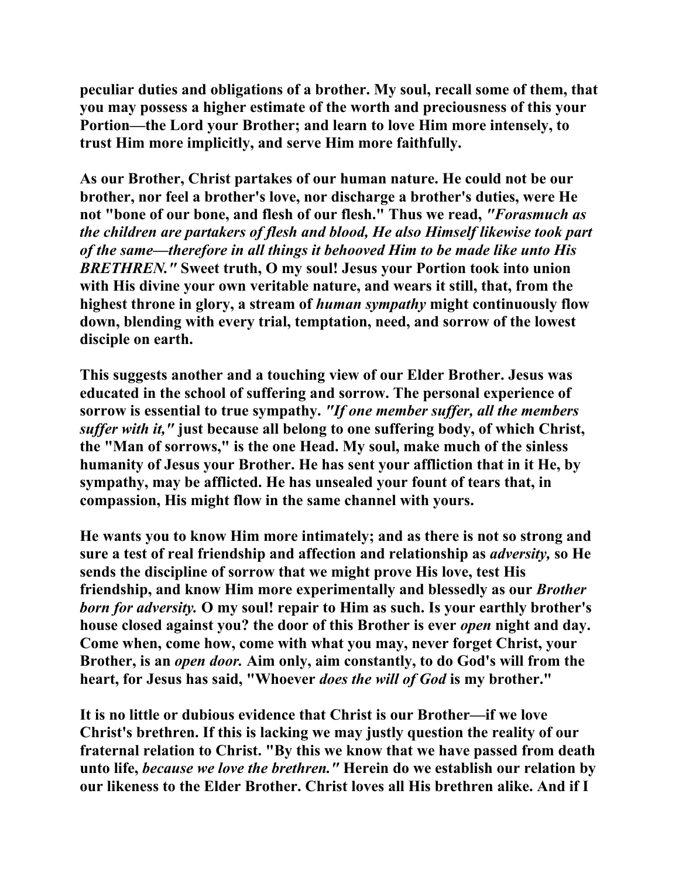peculiar duties and obligations of a brother. My soul, recall some of them, that you may possess a higher estimate of the worth and preciousness of this your Portion—the Lord your Brother; and learn to love Him more intensely, to trust Him more implicitly, and serve Him more faithfully.

As our Brother, Christ partakes of our human nature. He could not be our brother, nor feel a brother's love, nor discharge a brother's duties, were He not "bone of our bone, and flesh of our flesh." Thus we read, *"Forasmuch as the children are partakers of flesh and blood, He also Himself likewise took part of the same—therefore in all things it behooved Him to be made like unto His BRETHREN."* Sweet truth, O my soul! Jesus your Portion took into union with His divine your own veritable nature, and wears it still, that, from the highest throne in glory, a stream of *human sympathy* might continuously flow down, blending with every trial, temptation, need, and sorrow of the lowest disciple on earth.

This suggests another and a touching view of our Elder Brother. Jesus was educated in the school of suffering and sorrow. The personal experience of sorrow is essential to true sympathy. *"If one member suffer, all the members suffer with it,"* just because all belong to one suffering body, of which Christ, the "Man of sorrows," is the one Head. My soul, make much of the sinless humanity of Jesus your Brother. He has sent your affliction that in it He, by sympathy, may be afflicted. He has unsealed your fount of tears that, in compassion, His might flow in the same channel with yours.

He wants you to know Him more intimately; and as there is not so strong and sure a test of real friendship and affection and relationship as *adversity,* so He sends the discipline of sorrow that we might prove His love, test His friendship, and know Him more experimentally and blessedly as our *Brother born for adversity.* O my soul! repair to Him as such. Is your earthly brother's house closed against you? the door of this Brother is ever *open* night and day. Come when, come how, come with what you may, never forget Christ, your Brother, is an *open door.* Aim only, aim constantly, to do God's will from the heart, for Jesus has said, "Whoever *does the will of God* is my brother."

It is no little or dubious evidence that Christ is our Brother—if we love Christ's brethren. If this is lacking we may justly question the reality of our fraternal relation to Christ. "By this we know that we have passed from death unto life, *because we love the brethren."* Herein do we establish our relation by our likeness to the Elder Brother. Christ loves all His brethren alike. And if I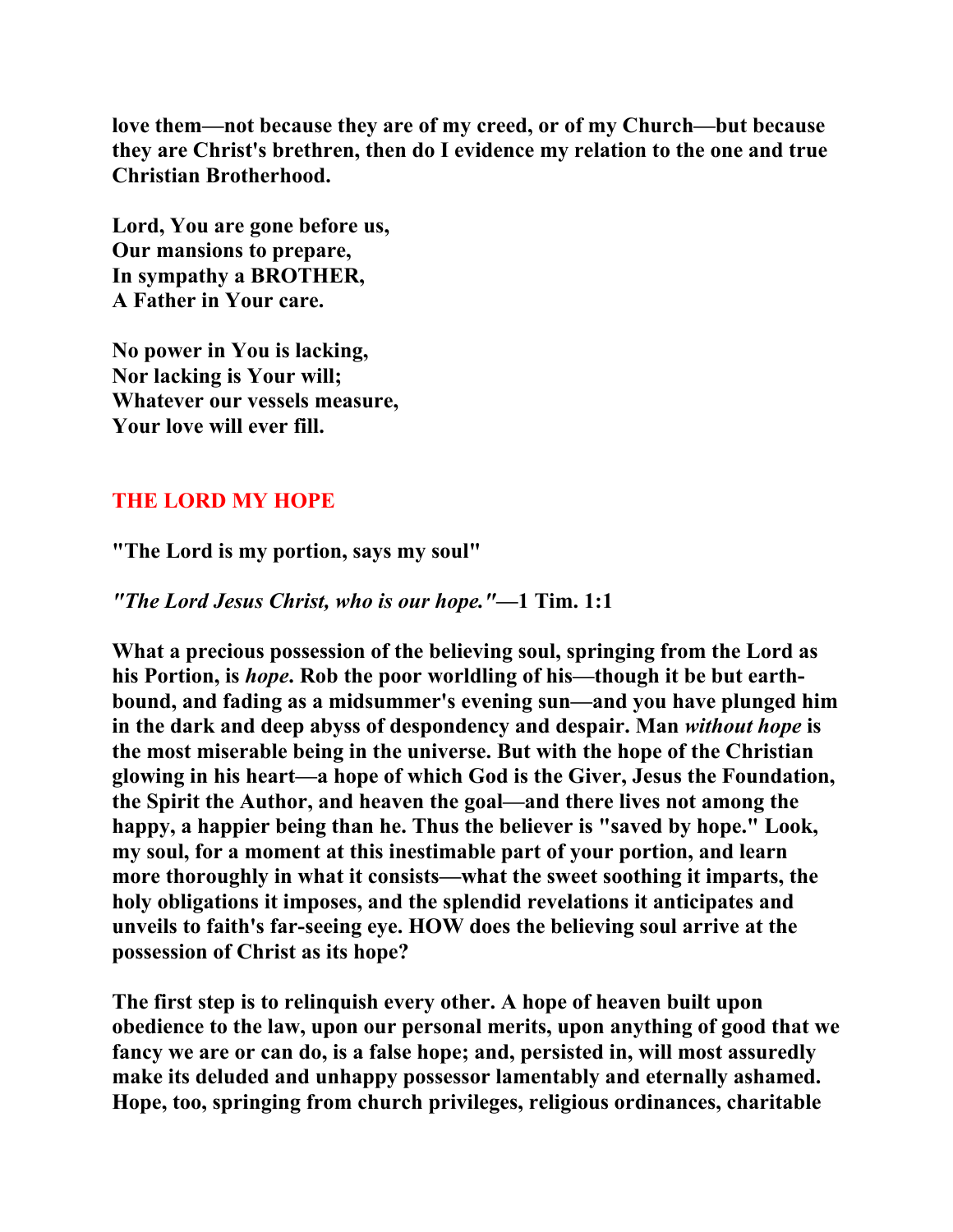**love them—not because they are of my creed, or of my Church—but because they are Christ's brethren, then do I evidence my relation to the one and true Christian Brotherhood.**

**Lord, You are gone before us,**
**Our mansions to prepare,**
**In sympathy a BROTHER,**
**A Father in Your care.**

**No power in You is lacking,**
**Nor lacking is Your will;**
**Whatever our vessels measure,**
**Your love will ever fill.**

## THE LORD MY HOPE

**"The Lord is my portion, says my soul"**

***"The Lord Jesus Christ, who is our hope."*—1 Tim. 1:1**

**What a precious possession of the believing soul, springing from the Lord as his Portion, is *hope*. Rob the poor worldling of his—though it be but earth-bound, and fading as a midsummer's evening sun—and you have plunged him in the dark and deep abyss of despondency and despair. Man *without hope* is the most miserable being in the universe. But with the hope of the Christian glowing in his heart—a hope of which God is the Giver, Jesus the Foundation, the Spirit the Author, and heaven the goal—and there lives not among the happy, a happier being than he. Thus the believer is "saved by hope." Look, my soul, for a moment at this inestimable part of your portion, and learn more thoroughly in what it consists—what the sweet soothing it imparts, the holy obligations it imposes, and the splendid revelations it anticipates and unveils to faith's far-seeing eye. HOW does the believing soul arrive at the possession of Christ as its hope?**

**The first step is to relinquish every other. A hope of heaven built upon obedience to the law, upon our personal merits, upon anything of good that we fancy we are or can do, is a false hope; and, persisted in, will most assuredly make its deluded and unhappy possessor lamentably and eternally ashamed. Hope, too, springing from church privileges, religious ordinances, charitable**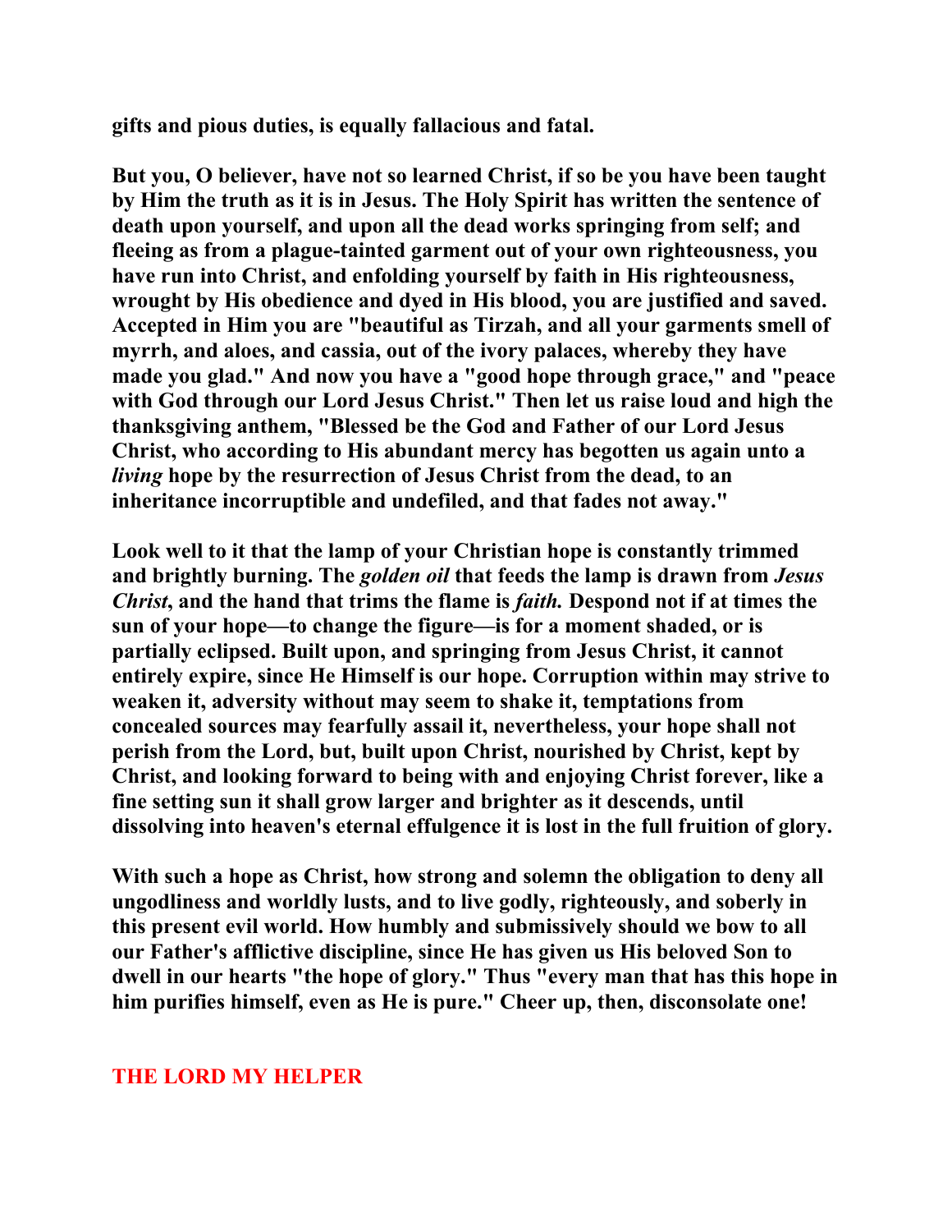**gifts and pious duties, is equally fallacious and fatal.**

**But you, O believer, have not so learned Christ, if so be you have been taught by Him the truth as it is in Jesus. The Holy Spirit has written the sentence of death upon yourself, and upon all the dead works springing from self; and fleeing as from a plague-tainted garment out of your own righteousness, you have run into Christ, and enfolding yourself by faith in His righteousness, wrought by His obedience and dyed in His blood, you are justified and saved. Accepted in Him you are "beautiful as Tirzah, and all your garments smell of myrrh, and aloes, and cassia, out of the ivory palaces, whereby they have made you glad." And now you have a "good hope through grace," and "peace with God through our Lord Jesus Christ." Then let us raise loud and high the thanksgiving anthem, "Blessed be the God and Father of our Lord Jesus Christ, who according to His abundant mercy has begotten us again unto a *living* hope by the resurrection of Jesus Christ from the dead, to an inheritance incorruptible and undefiled, and that fades not away."**

**Look well to it that the lamp of your Christian hope is constantly trimmed and brightly burning. The *golden oil* that feeds the lamp is drawn from *Jesus Christ*, and the hand that trims the flame is *faith.* Despond not if at times the sun of your hope—to change the figure—is for a moment shaded, or is partially eclipsed. Built upon, and springing from Jesus Christ, it cannot entirely expire, since He Himself is our hope. Corruption within may strive to weaken it, adversity without may seem to shake it, temptations from concealed sources may fearfully assail it, nevertheless, your hope shall not perish from the Lord, but, built upon Christ, nourished by Christ, kept by Christ, and looking forward to being with and enjoying Christ forever, like a fine setting sun it shall grow larger and brighter as it descends, until dissolving into heaven's eternal effulgence it is lost in the full fruition of glory.**

**With such a hope as Christ, how strong and solemn the obligation to deny all ungodliness and worldly lusts, and to live godly, righteously, and soberly in this present evil world. How humbly and submissively should we bow to all our Father's afflictive discipline, since He has given us His beloved Son to dwell in our hearts "the hope of glory." Thus "every man that has this hope in him purifies himself, even as He is pure." Cheer up, then, disconsolate one!**

## THE LORD MY HELPER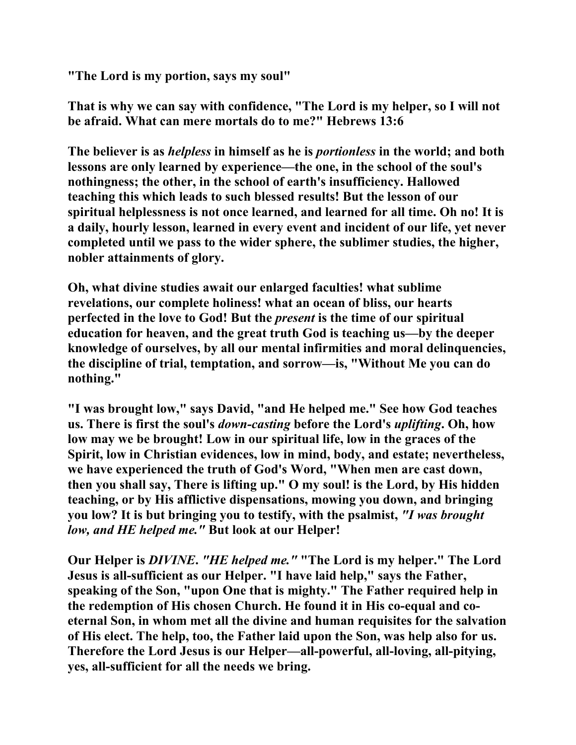**"The Lord is my portion, says my soul"**

**That is why we can say with confidence, "The Lord is my helper, so I will not be afraid. What can mere mortals do to me?" Hebrews 13:6**

**The believer is as *helpless* in himself as he is *portionless* in the world; and both lessons are only learned by experience—the one, in the school of the soul's nothingness; the other, in the school of earth's insufficiency. Hallowed teaching this which leads to such blessed results! But the lesson of our spiritual helplessness is not once learned, and learned for all time. Oh no! It is a daily, hourly lesson, learned in every event and incident of our life, yet never completed until we pass to the wider sphere, the sublimer studies, the higher, nobler attainments of glory.**

**Oh, what divine studies await our enlarged faculties! what sublime revelations, our complete holiness! what an ocean of bliss, our hearts perfected in the love to God! But the *present* is the time of our spiritual education for heaven, and the great truth God is teaching us—by the deeper knowledge of ourselves, by all our mental infirmities and moral delinquencies, the discipline of trial, temptation, and sorrow—is, "Without Me you can do nothing."**

**"I was brought low," says David, "and He helped me." See how God teaches us. There is first the soul's *down-casting* before the Lord's *uplifting*. Oh, how low may we be brought! Low in our spiritual life, low in the graces of the Spirit, low in Christian evidences, low in mind, body, and estate; nevertheless, we have experienced the truth of God's Word, "When men are cast down, then you shall say, There is lifting up." O my soul! is the Lord, by His hidden teaching, or by His afflictive dispensations, mowing you down, and bringing you low? It is but bringing you to testify, with the psalmist, *"I was brought low, and HE helped me."* But look at our Helper!**

**Our Helper is *DIVINE*. *"HE helped me."* "The Lord is my helper." The Lord Jesus is all-sufficient as our Helper. "I have laid help," says the Father, speaking of the Son, "upon One that is mighty." The Father required help in the redemption of His chosen Church. He found it in His co-equal and co-eternal Son, in whom met all the divine and human requisites for the salvation of His elect. The help, too, the Father laid upon the Son, was help also for us. Therefore the Lord Jesus is our Helper—all-powerful, all-loving, all-pitying, yes, all-sufficient for all the needs we bring.**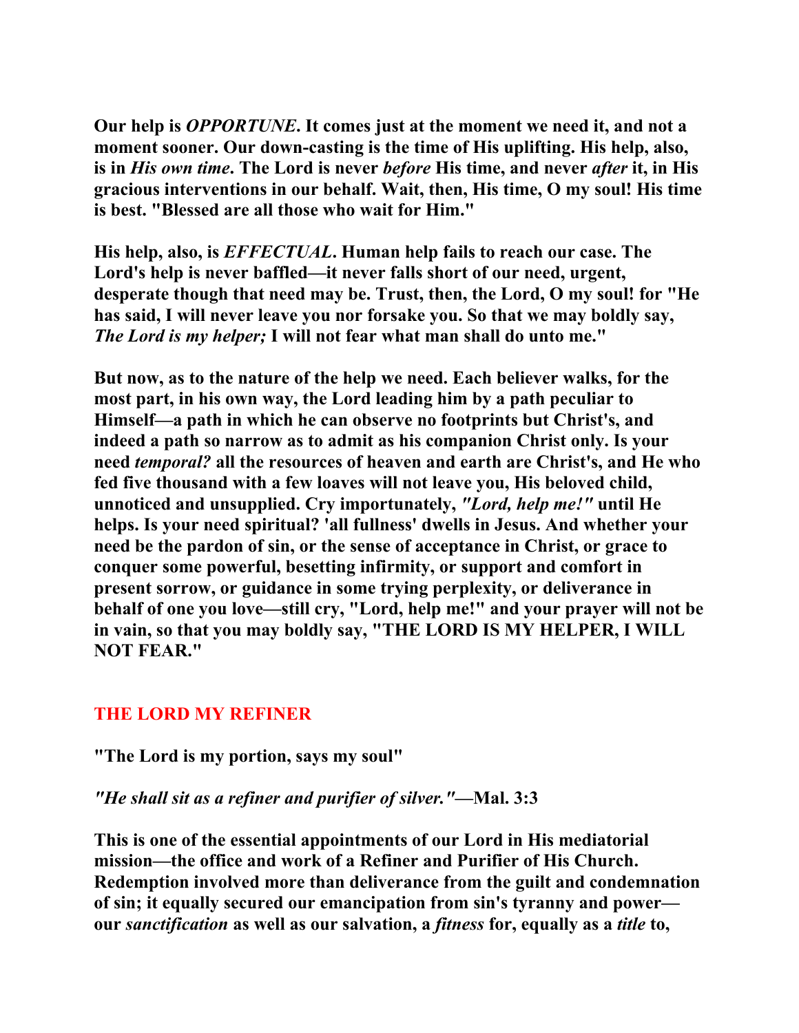**Our help is *OPPORTUNE*. It comes just at the moment we need it, and not a moment sooner. Our down-casting is the time of His uplifting. His help, also, is in *His own time*. The Lord is never *before* His time, and never *after* it, in His gracious interventions in our behalf. Wait, then, His time, O my soul! His time is best. "Blessed are all those who wait for Him."**

**His help, also, is *EFFECTUAL*. Human help fails to reach our case. The Lord's help is never baffled—it never falls short of our need, urgent, desperate though that need may be. Trust, then, the Lord, O my soul! for "He has said, I will never leave you nor forsake you. So that we may boldly say, *The Lord is my helper;* I will not fear what man shall do unto me."**

**But now, as to the nature of the help we need. Each believer walks, for the most part, in his own way, the Lord leading him by a path peculiar to Himself—a path in which he can observe no footprints but Christ's, and indeed a path so narrow as to admit as his companion Christ only. Is your need *temporal?* all the resources of heaven and earth are Christ's, and He who fed five thousand with a few loaves will not leave you, His beloved child, unnoticed and unsupplied. Cry importunately, *"Lord, help me!"* until He helps. Is your need spiritual? 'all fullness' dwells in Jesus. And whether your need be the pardon of sin, or the sense of acceptance in Christ, or grace to conquer some powerful, besetting infirmity, or support and comfort in present sorrow, or guidance in some trying perplexity, or deliverance in behalf of one you love—still cry, "Lord, help me!" and your prayer will not be in vain, so that you may boldly say, "THE LORD IS MY HELPER, I WILL NOT FEAR."**

## THE LORD MY REFINER

**"The Lord is my portion, says my soul"**

***"He shall sit as a refiner and purifier of silver."*—Mal. 3:3**

**This is one of the essential appointments of our Lord in His mediatorial mission—the office and work of a Refiner and Purifier of His Church. Redemption involved more than deliverance from the guilt and condemnation of sin; it equally secured our emancipation from sin's tyranny and power—our *sanctification* as well as our salvation, a *fitness* for, equally as a *title* to,**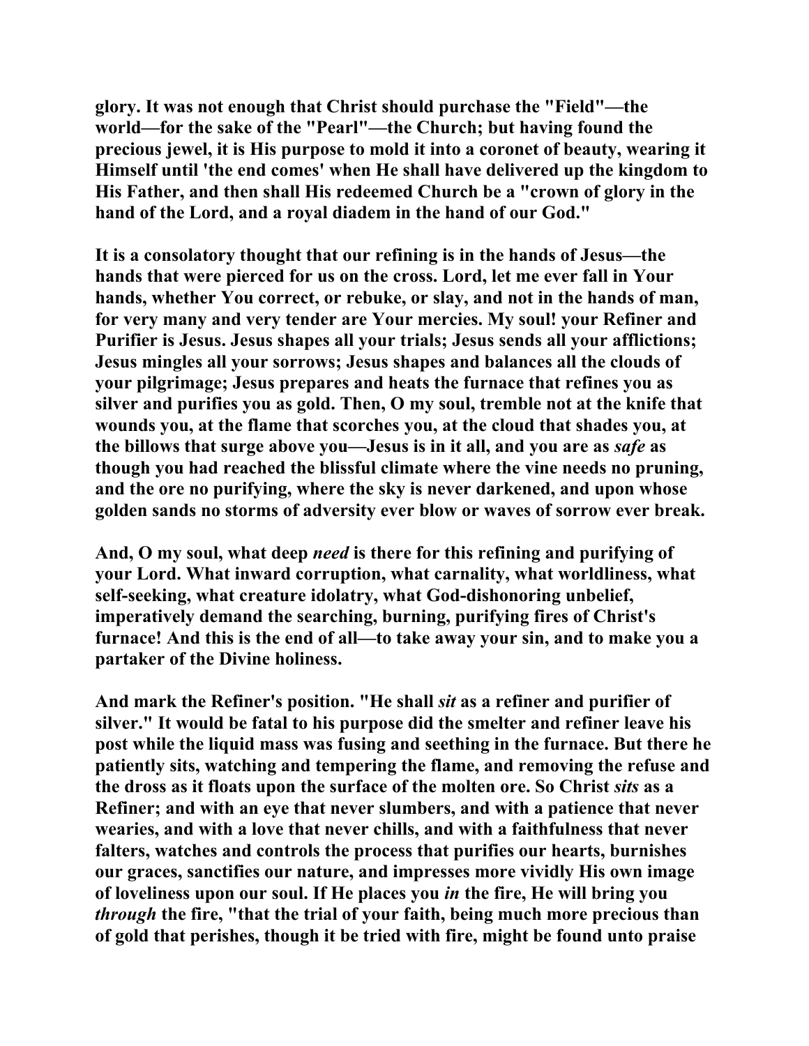**glory. It was not enough that Christ should purchase the "Field"—the world—for the sake of the "Pearl"—the Church; but having found the precious jewel, it is His purpose to mold it into a coronet of beauty, wearing it Himself until 'the end comes' when He shall have delivered up the kingdom to His Father, and then shall His redeemed Church be a "crown of glory in the hand of the Lord, and a royal diadem in the hand of our God."**

**It is a consolatory thought that our refining is in the hands of Jesus—the hands that were pierced for us on the cross. Lord, let me ever fall in Your hands, whether You correct, or rebuke, or slay, and not in the hands of man, for very many and very tender are Your mercies. My soul! your Refiner and Purifier is Jesus. Jesus shapes all your trials; Jesus sends all your afflictions; Jesus mingles all your sorrows; Jesus shapes and balances all the clouds of your pilgrimage; Jesus prepares and heats the furnace that refines you as silver and purifies you as gold. Then, O my soul, tremble not at the knife that wounds you, at the flame that scorches you, at the cloud that shades you, at the billows that surge above you—Jesus is in it all, and you are as *safe* as though you had reached the blissful climate where the vine needs no pruning, and the ore no purifying, where the sky is never darkened, and upon whose golden sands no storms of adversity ever blow or waves of sorrow ever break.**

**And, O my soul, what deep *need* is there for this refining and purifying of your Lord. What inward corruption, what carnality, what worldliness, what self-seeking, what creature idolatry, what God-dishonoring unbelief, imperatively demand the searching, burning, purifying fires of Christ's furnace! And this is the end of all—to take away your sin, and to make you a partaker of the Divine holiness.**

**And mark the Refiner's position. "He shall *sit* as a refiner and purifier of silver." It would be fatal to his purpose did the smelter and refiner leave his post while the liquid mass was fusing and seething in the furnace. But there he patiently sits, watching and tempering the flame, and removing the refuse and the dross as it floats upon the surface of the molten ore. So Christ *sits* as a Refiner; and with an eye that never slumbers, and with a patience that never wearies, and with a love that never chills, and with a faithfulness that never falters, watches and controls the process that purifies our hearts, burnishes our graces, sanctifies our nature, and impresses more vividly His own image of loveliness upon our soul. If He places you *in* the fire, He will bring you *through* the fire, "that the trial of your faith, being much more precious than of gold that perishes, though it be tried with fire, might be found unto praise**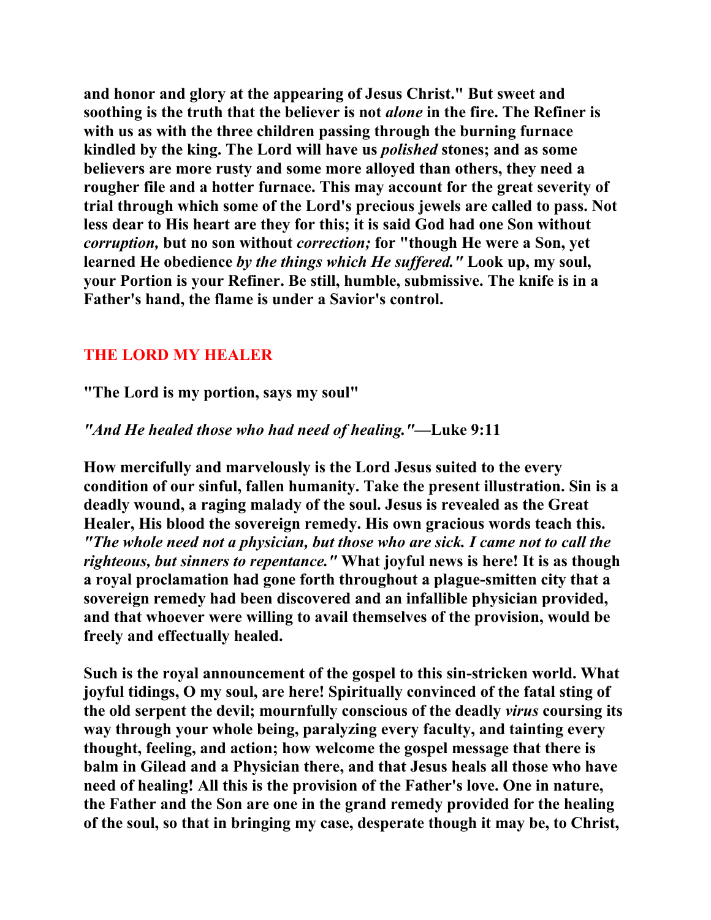**and honor and glory at the appearing of Jesus Christ." But sweet and soothing is the truth that the believer is not *alone* in the fire. The Refiner is with us as with the three children passing through the burning furnace kindled by the king. The Lord will have us *polished* stones; and as some believers are more rusty and some more alloyed than others, they need a rougher file and a hotter furnace. This may account for the great severity of trial through which some of the Lord's precious jewels are called to pass. Not less dear to His heart are they for this; it is said God had one Son without *corruption,* but no son without *correction;* for "though He were a Son, yet learned He obedience *by the things which He suffered."* Look up, my soul, your Portion is your Refiner. Be still, humble, submissive. The knife is in a Father's hand, the flame is under a Savior's control.**

## THE LORD MY HEALER

**"The Lord is my portion, says my soul"**

***"And He healed those who had need of healing."*—Luke 9:11**

**How mercifully and marvelously is the Lord Jesus suited to the every condition of our sinful, fallen humanity. Take the present illustration. Sin is a deadly wound, a raging malady of the soul. Jesus is revealed as the Great Healer, His blood the sovereign remedy. His own gracious words teach this. *"The whole need not a physician, but those who are sick. I came not to call the righteous, but sinners to repentance."* What joyful news is here! It is as though a royal proclamation had gone forth throughout a plague-smitten city that a sovereign remedy had been discovered and an infallible physician provided, and that whoever were willing to avail themselves of the provision, would be freely and effectually healed.**

**Such is the royal announcement of the gospel to this sin-stricken world. What joyful tidings, O my soul, are here! Spiritually convinced of the fatal sting of the old serpent the devil; mournfully conscious of the deadly *virus* coursing its way through your whole being, paralyzing every faculty, and tainting every thought, feeling, and action; how welcome the gospel message that there is balm in Gilead and a Physician there, and that Jesus heals all those who have need of healing! All this is the provision of the Father's love. One in nature, the Father and the Son are one in the grand remedy provided for the healing of the soul, so that in bringing my case, desperate though it may be, to Christ,**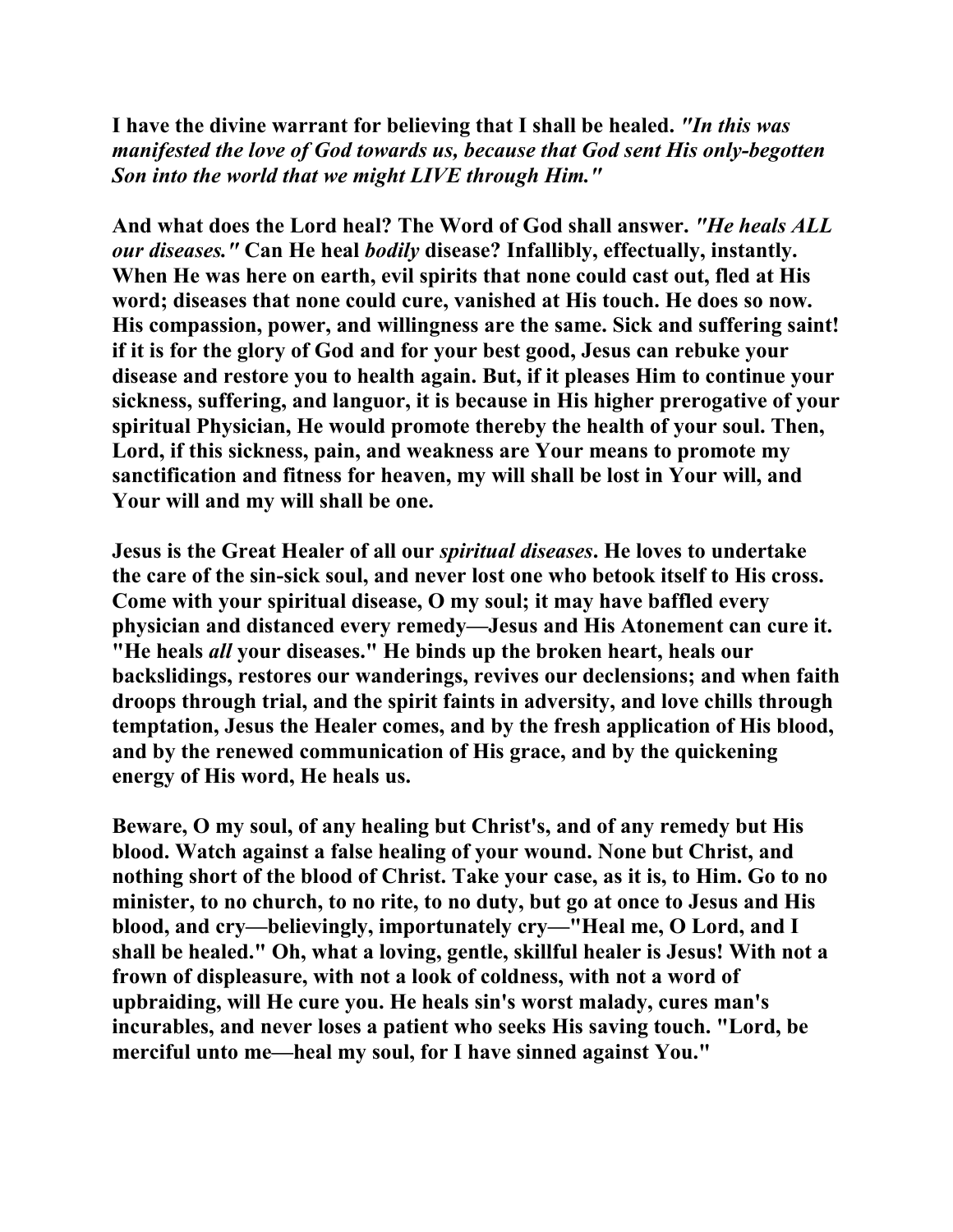**I have the divine warrant for believing that I shall be healed.** ***"In this was manifested the love of God towards us, because that God sent His only-begotten Son into the world that we might LIVE through Him."***

**And what does the Lord heal? The Word of God shall answer.** ***"He heals ALL our diseases."*** **Can He heal** ***bodily*** **disease? Infallibly, effectually, instantly. When He was here on earth, evil spirits that none could cast out, fled at His word; diseases that none could cure, vanished at His touch. He does so now. His compassion, power, and willingness are the same. Sick and suffering saint! if it is for the glory of God and for your best good, Jesus can rebuke your disease and restore you to health again. But, if it pleases Him to continue your sickness, suffering, and languor, it is because in His higher prerogative of your spiritual Physician, He would promote thereby the health of your soul. Then, Lord, if this sickness, pain, and weakness are Your means to promote my sanctification and fitness for heaven, my will shall be lost in Your will, and Your will and my will shall be one.**

**Jesus is the Great Healer of all our** ***spiritual diseases*****. He loves to undertake the care of the sin-sick soul, and never lost one who betook itself to His cross. Come with your spiritual disease, O my soul; it may have baffled every physician and distanced every remedy—Jesus and His Atonement can cure it. "He heals** ***all*** **your diseases." He binds up the broken heart, heals our backslidings, restores our wanderings, revives our declensions; and when faith droops through trial, and the spirit faints in adversity, and love chills through temptation, Jesus the Healer comes, and by the fresh application of His blood, and by the renewed communication of His grace, and by the quickening energy of His word, He heals us.**

**Beware, O my soul, of any healing but Christ's, and of any remedy but His blood. Watch against a false healing of your wound. None but Christ, and nothing short of the blood of Christ. Take your case, as it is, to Him. Go to no minister, to no church, to no rite, to no duty, but go at once to Jesus and His blood, and cry—believingly, importunately cry—"Heal me, O Lord, and I shall be healed." Oh, what a loving, gentle, skillful healer is Jesus! With not a frown of displeasure, with not a look of coldness, with not a word of upbraiding, will He cure you. He heals sin's worst malady, cures man's incurables, and never loses a patient who seeks His saving touch. "Lord, be merciful unto me—heal my soul, for I have sinned against You."**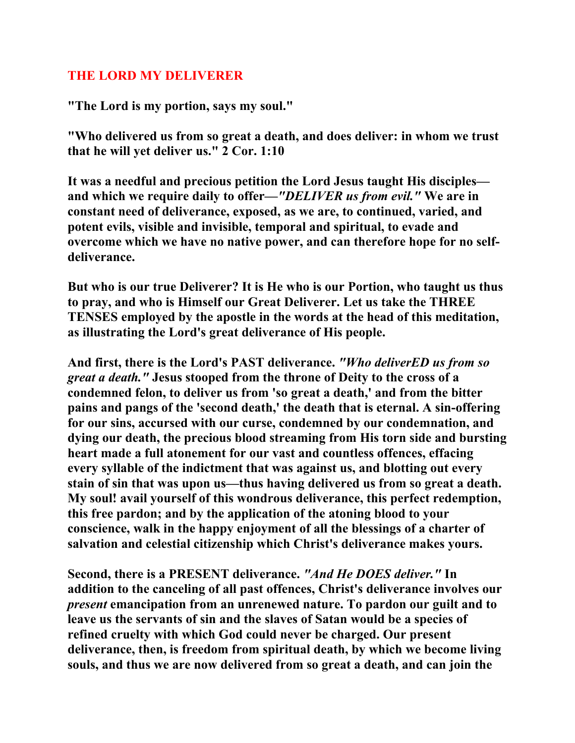## THE LORD MY DELIVERER

**"The Lord is my portion, says my soul."**

**"Who delivered us from so great a death, and does deliver: in whom we trust that he will yet deliver us." 2 Cor. 1:10**

**It was a needful and precious petition the Lord Jesus taught His disciples—and which we require daily to offer—*"DELIVER us from evil."* We are in constant need of deliverance, exposed, as we are, to continued, varied, and potent evils, visible and invisible, temporal and spiritual, to evade and overcome which we have no native power, and can therefore hope for no self-deliverance.**

**But who is our true Deliverer? It is He who is our Portion, who taught us thus to pray, and who is Himself our Great Deliverer. Let us take the THREE TENSES employed by the apostle in the words at the head of this meditation, as illustrating the Lord's great deliverance of His people.**

**And first, there is the Lord's PAST deliverance. *"Who deliverED us from so great a death."* Jesus stooped from the throne of Deity to the cross of a condemned felon, to deliver us from 'so great a death,' and from the bitter pains and pangs of the 'second death,' the death that is eternal. A sin-offering for our sins, accursed with our curse, condemned by our condemnation, and dying our death, the precious blood streaming from His torn side and bursting heart made a full atonement for our vast and countless offences, effacing every syllable of the indictment that was against us, and blotting out every stain of sin that was upon us—thus having delivered us from so great a death. My soul! avail yourself of this wondrous deliverance, this perfect redemption, this free pardon; and by the application of the atoning blood to your conscience, walk in the happy enjoyment of all the blessings of a charter of salvation and celestial citizenship which Christ's deliverance makes yours.**

**Second, there is a PRESENT deliverance. *"And He DOES deliver."* In addition to the canceling of all past offences, Christ's deliverance involves our *present* emancipation from an unrenewed nature. To pardon our guilt and to leave us the servants of sin and the slaves of Satan would be a species of refined cruelty with which God could never be charged. Our present deliverance, then, is freedom from spiritual death, by which we become living souls, and thus we are now delivered from so great a death, and can join the**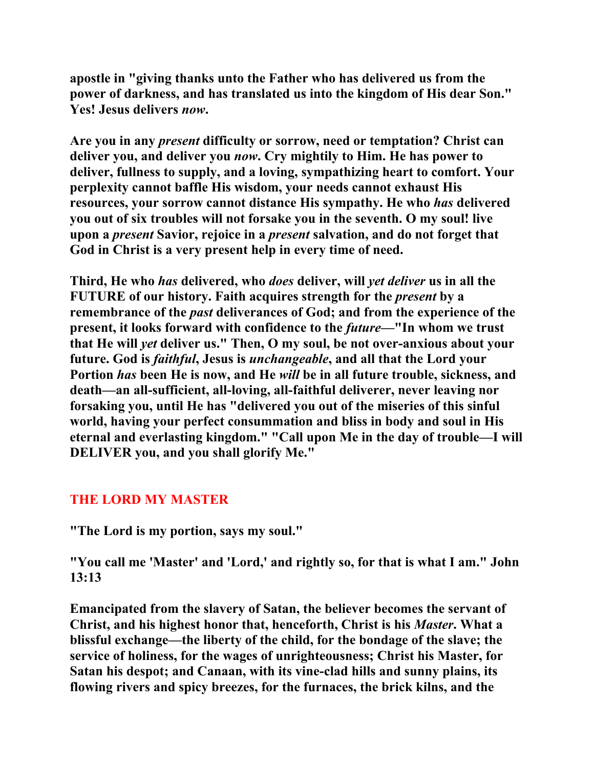**apostle in "giving thanks unto the Father who has delivered us from the power of darkness, and has translated us into the kingdom of His dear Son." Yes! Jesus delivers *now*.**

**Are you in any *present* difficulty or sorrow, need or temptation? Christ can deliver you, and deliver you *now*. Cry mightily to Him. He has power to deliver, fullness to supply, and a loving, sympathizing heart to comfort. Your perplexity cannot baffle His wisdom, your needs cannot exhaust His resources, your sorrow cannot distance His sympathy. He who *has* delivered you out of six troubles will not forsake you in the seventh. O my soul! live upon a *present* Savior, rejoice in a *present* salvation, and do not forget that God in Christ is a very present help in every time of need.**

**Third, He who *has* delivered, who *does* deliver, will *yet deliver* us in all the FUTURE of our history. Faith acquires strength for the *present* by a remembrance of the *past* deliverances of God; and from the experience of the present, it looks forward with confidence to the *future*—"In whom we trust that He will *yet* deliver us." Then, O my soul, be not over-anxious about your future. God is *faithful*, Jesus is *unchangeable*, and all that the Lord your Portion *has* been He is now, and He *will* be in all future trouble, sickness, and death—an all-sufficient, all-loving, all-faithful deliverer, never leaving nor forsaking you, until He has "delivered you out of the miseries of this sinful world, having your perfect consummation and bliss in body and soul in His eternal and everlasting kingdom." "Call upon Me in the day of trouble—I will DELIVER you, and you shall glorify Me."**

## THE LORD MY MASTER

**"The Lord is my portion, says my soul."**

**"You call me 'Master' and 'Lord,' and rightly so, for that is what I am." John 13:13**

**Emancipated from the slavery of Satan, the believer becomes the servant of Christ, and his highest honor that, henceforth, Christ is his *Master*. What a blissful exchange—the liberty of the child, for the bondage of the slave; the service of holiness, for the wages of unrighteousness; Christ his Master, for Satan his despot; and Canaan, with its vine-clad hills and sunny plains, its flowing rivers and spicy breezes, for the furnaces, the brick kilns, and the**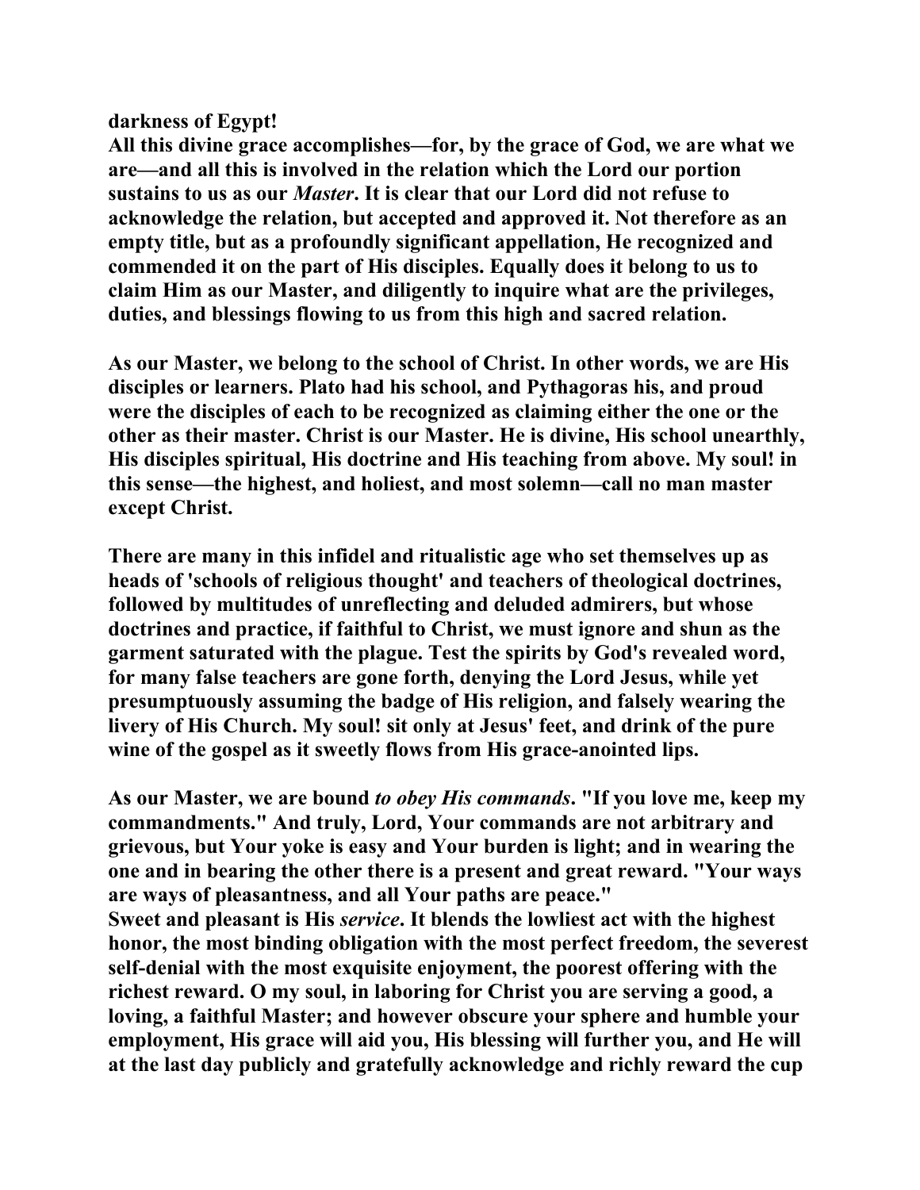**darkness of Egypt!**

**All this divine grace accomplishes—for, by the grace of God, we are what we are—and all this is involved in the relation which the Lord our portion sustains to us as our *Master*. It is clear that our Lord did not refuse to acknowledge the relation, but accepted and approved it. Not therefore as an empty title, but as a profoundly significant appellation, He recognized and commended it on the part of His disciples. Equally does it belong to us to claim Him as our Master, and diligently to inquire what are the privileges, duties, and blessings flowing to us from this high and sacred relation.**

**As our Master, we belong to the school of Christ. In other words, we are His disciples or learners. Plato had his school, and Pythagoras his, and proud were the disciples of each to be recognized as claiming either the one or the other as their master. Christ is our Master. He is divine, His school unearthly, His disciples spiritual, His doctrine and His teaching from above. My soul! in this sense—the highest, and holiest, and most solemn—call no man master except Christ.**

**There are many in this infidel and ritualistic age who set themselves up as heads of 'schools of religious thought' and teachers of theological doctrines, followed by multitudes of unreflecting and deluded admirers, but whose doctrines and practice, if faithful to Christ, we must ignore and shun as the garment saturated with the plague. Test the spirits by God's revealed word, for many false teachers are gone forth, denying the Lord Jesus, while yet presumptuously assuming the badge of His religion, and falsely wearing the livery of His Church. My soul! sit only at Jesus' feet, and drink of the pure wine of the gospel as it sweetly flows from His grace-anointed lips.**

**As our Master, we are bound *to obey His commands*. "If you love me, keep my commandments." And truly, Lord, Your commands are not arbitrary and grievous, but Your yoke is easy and Your burden is light; and in wearing the one and in bearing the other there is a present and great reward. "Your ways are ways of pleasantness, and all Your paths are peace."**

**Sweet and pleasant is His *service*. It blends the lowliest act with the highest honor, the most binding obligation with the most perfect freedom, the severest self-denial with the most exquisite enjoyment, the poorest offering with the richest reward. O my soul, in laboring for Christ you are serving a good, a loving, a faithful Master; and however obscure your sphere and humble your employment, His grace will aid you, His blessing will further you, and He will at the last day publicly and gratefully acknowledge and richly reward the cup**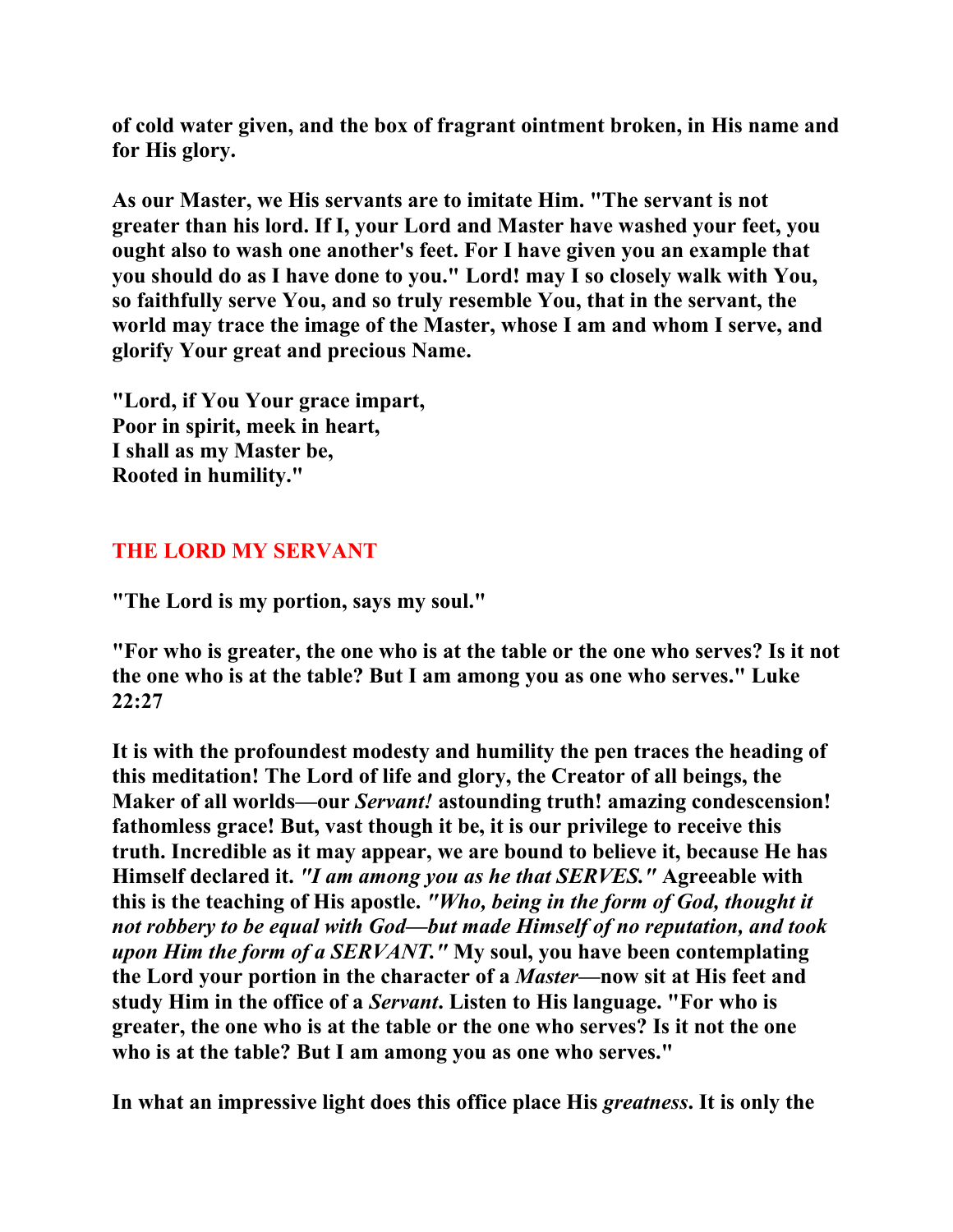**of cold water given, and the box of fragrant ointment broken, in His name and for His glory.**

**As our Master, we His servants are to imitate Him. "The servant is not greater than his lord. If I, your Lord and Master have washed your feet, you ought also to wash one another's feet. For I have given you an example that you should do as I have done to you." Lord! may I so closely walk with You, so faithfully serve You, and so truly resemble You, that in the servant, the world may trace the image of the Master, whose I am and whom I serve, and glorify Your great and precious Name.**

**"Lord, if You Your grace impart,**
**Poor in spirit, meek in heart,**
**I shall as my Master be,**
**Rooted in humility."**

## THE LORD MY SERVANT

**"The Lord is my portion, says my soul."**

**"For who is greater, the one who is at the table or the one who serves? Is it not the one who is at the table? But I am among you as one who serves." Luke 22:27**

**It is with the profoundest modesty and humility the pen traces the heading of this meditation! The Lord of life and glory, the Creator of all beings, the Maker of all worlds—our *Servant!* astounding truth! amazing condescension! fathomless grace! But, vast though it be, it is our privilege to receive this truth. Incredible as it may appear, we are bound to believe it, because He has Himself declared it. *"I am among you as he that SERVES."* Agreeable with this is the teaching of His apostle. *"Who, being in the form of God, thought it not robbery to be equal with God—but made Himself of no reputation, and took upon Him the form of a SERVANT."* My soul, you have been contemplating the Lord your portion in the character of a *Master*—now sit at His feet and study Him in the office of a *Servant*. Listen to His language. "For who is greater, the one who is at the table or the one who serves? Is it not the one who is at the table? But I am among you as one who serves."**

**In what an impressive light does this office place His *greatness*. It is only the**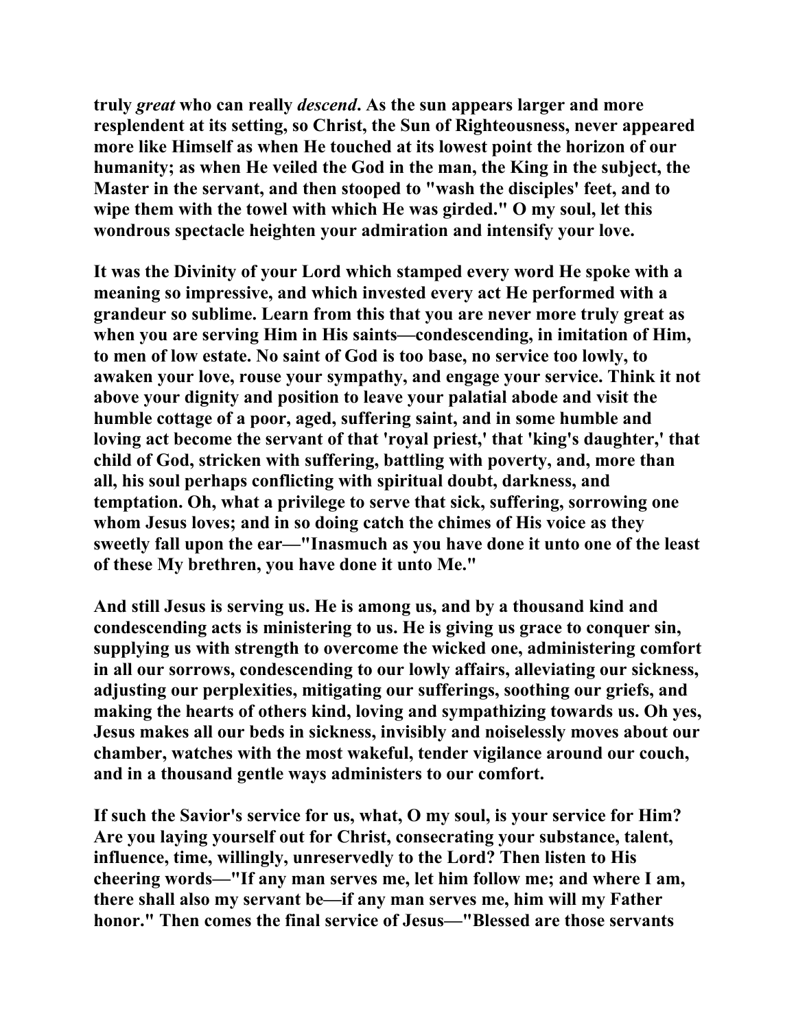**truly *great* who can really *descend*. As the sun appears larger and more resplendent at its setting, so Christ, the Sun of Righteousness, never appeared more like Himself as when He touched at its lowest point the horizon of our humanity; as when He veiled the God in the man, the King in the subject, the Master in the servant, and then stooped to "wash the disciples' feet, and to wipe them with the towel with which He was girded." O my soul, let this wondrous spectacle heighten your admiration and intensify your love.**

**It was the Divinity of your Lord which stamped every word He spoke with a meaning so impressive, and which invested every act He performed with a grandeur so sublime. Learn from this that you are never more truly great as when you are serving Him in His saints—condescending, in imitation of Him, to men of low estate. No saint of God is too base, no service too lowly, to awaken your love, rouse your sympathy, and engage your service. Think it not above your dignity and position to leave your palatial abode and visit the humble cottage of a poor, aged, suffering saint, and in some humble and loving act become the servant of that 'royal priest,' that 'king's daughter,' that child of God, stricken with suffering, battling with poverty, and, more than all, his soul perhaps conflicting with spiritual doubt, darkness, and temptation. Oh, what a privilege to serve that sick, suffering, sorrowing one whom Jesus loves; and in so doing catch the chimes of His voice as they sweetly fall upon the ear—"Inasmuch as you have done it unto one of the least of these My brethren, you have done it unto Me."**

**And still Jesus is serving us. He is among us, and by a thousand kind and condescending acts is ministering to us. He is giving us grace to conquer sin, supplying us with strength to overcome the wicked one, administering comfort in all our sorrows, condescending to our lowly affairs, alleviating our sickness, adjusting our perplexities, mitigating our sufferings, soothing our griefs, and making the hearts of others kind, loving and sympathizing towards us. Oh yes, Jesus makes all our beds in sickness, invisibly and noiselessly moves about our chamber, watches with the most wakeful, tender vigilance around our couch, and in a thousand gentle ways administers to our comfort.**

**If such the Savior's service for us, what, O my soul, is your service for Him? Are you laying yourself out for Christ, consecrating your substance, talent, influence, time, willingly, unreservedly to the Lord? Then listen to His cheering words—"If any man serves me, let him follow me; and where I am, there shall also my servant be—if any man serves me, him will my Father honor." Then comes the final service of Jesus—"Blessed are those servants**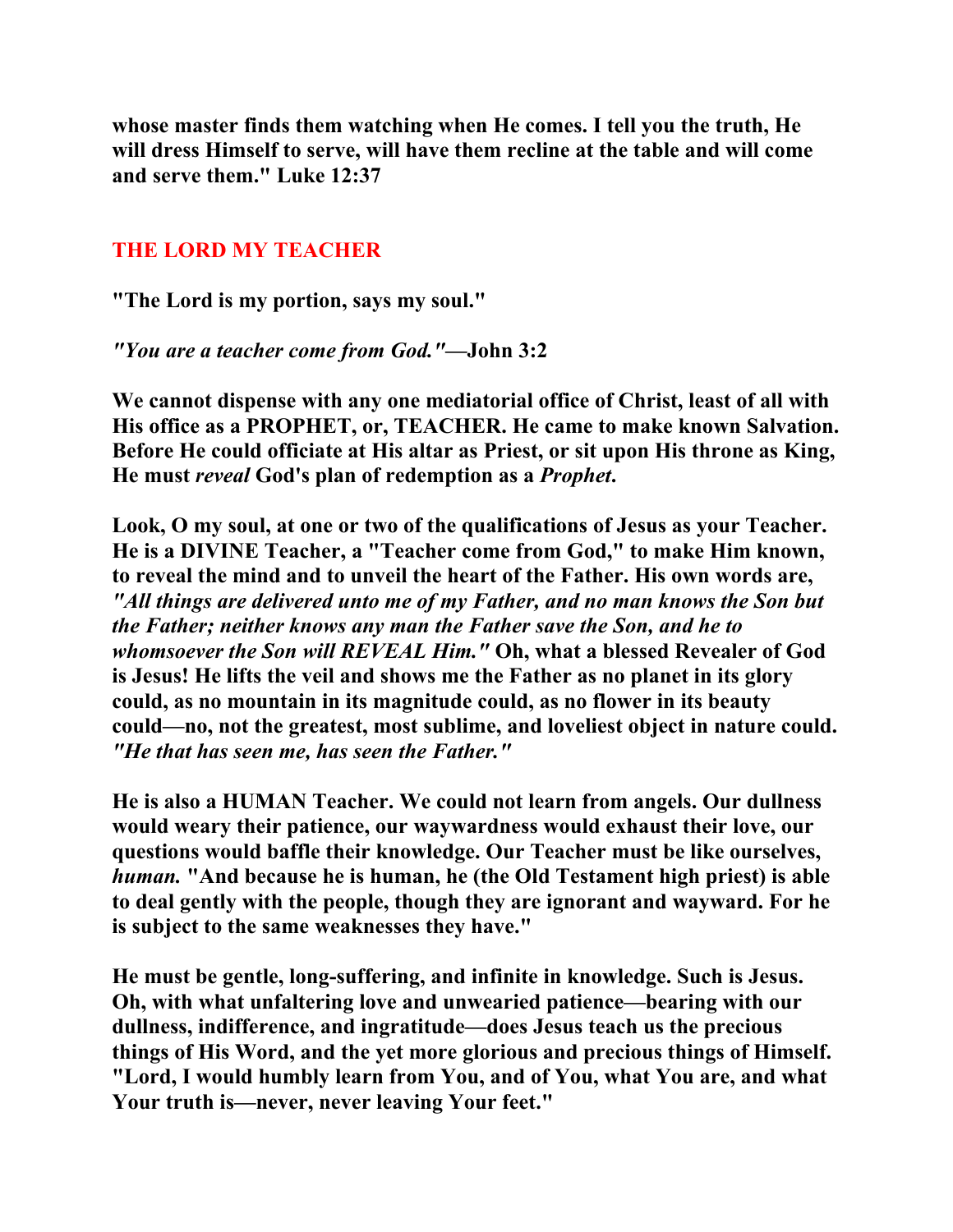**whose master finds them watching when He comes. I tell you the truth, He will dress Himself to serve, will have them recline at the table and will come and serve them." Luke 12:37**

## THE LORD MY TEACHER

**"The Lord is my portion, says my soul."**

***"You are a teacher come from God."*—John 3:2**

**We cannot dispense with any one mediatorial office of Christ, least of all with His office as a PROPHET, or, TEACHER. He came to make known Salvation. Before He could officiate at His altar as Priest, or sit upon His throne as King, He must *reveal* God's plan of redemption as a *Prophet*.**

**Look, O my soul, at one or two of the qualifications of Jesus as your Teacher. He is a DIVINE Teacher, a "Teacher come from God," to make Him known, to reveal the mind and to unveil the heart of the Father. His own words are, *"All things are delivered unto me of my Father, and no man knows the Son but the Father; neither knows any man the Father save the Son, and he to whomsoever the Son will REVEAL Him."* Oh, what a blessed Revealer of God is Jesus! He lifts the veil and shows me the Father as no planet in its glory could, as no mountain in its magnitude could, as no flower in its beauty could—no, not the greatest, most sublime, and loveliest object in nature could. *"He that has seen me, has seen the Father."***

**He is also a HUMAN Teacher. We could not learn from angels. Our dullness would weary their patience, our waywardness would exhaust their love, our questions would baffle their knowledge. Our Teacher must be like ourselves, *human.* "And because he is human, he (the Old Testament high priest) is able to deal gently with the people, though they are ignorant and wayward. For he is subject to the same weaknesses they have."**

**He must be gentle, long-suffering, and infinite in knowledge. Such is Jesus. Oh, with what unfaltering love and unwearied patience—bearing with our dullness, indifference, and ingratitude—does Jesus teach us the precious things of His Word, and the yet more glorious and precious things of Himself. "Lord, I would humbly learn from You, and of You, what You are, and what Your truth is—never, never leaving Your feet."**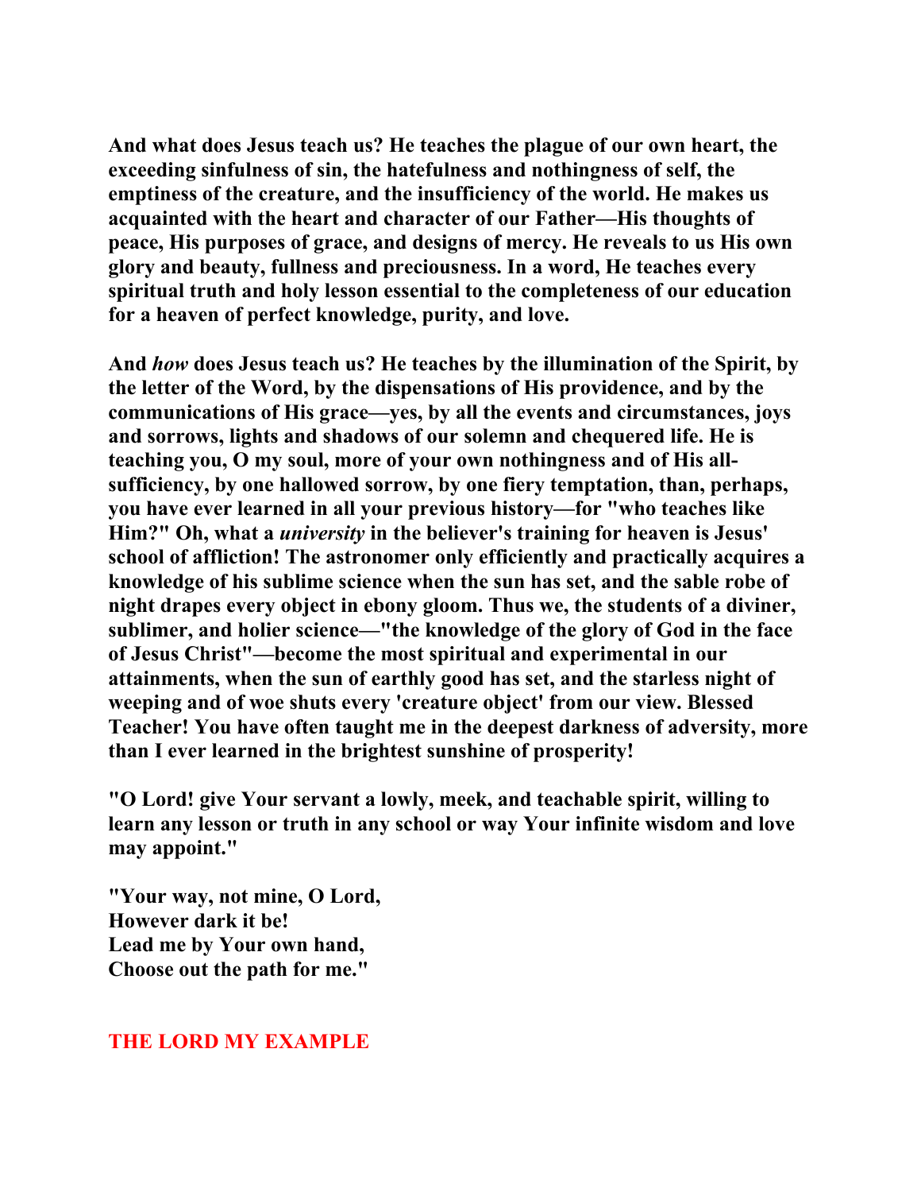**And what does Jesus teach us? He teaches the plague of our own heart, the exceeding sinfulness of sin, the hatefulness and nothingness of self, the emptiness of the creature, and the insufficiency of the world. He makes us acquainted with the heart and character of our Father—His thoughts of peace, His purposes of grace, and designs of mercy. He reveals to us His own glory and beauty, fullness and preciousness. In a word, He teaches every spiritual truth and holy lesson essential to the completeness of our education for a heaven of perfect knowledge, purity, and love.**

**And *how* does Jesus teach us? He teaches by the illumination of the Spirit, by the letter of the Word, by the dispensations of His providence, and by the communications of His grace—yes, by all the events and circumstances, joys and sorrows, lights and shadows of our solemn and chequered life. He is teaching you, O my soul, more of your own nothingness and of His all-sufficiency, by one hallowed sorrow, by one fiery temptation, than, perhaps, you have ever learned in all your previous history—for "who teaches like Him?" Oh, what a *university* in the believer's training for heaven is Jesus' school of affliction! The astronomer only efficiently and practically acquires a knowledge of his sublime science when the sun has set, and the sable robe of night drapes every object in ebony gloom. Thus we, the students of a diviner, sublimer, and holier science—"the knowledge of the glory of God in the face of Jesus Christ"—become the most spiritual and experimental in our attainments, when the sun of earthly good has set, and the starless night of weeping and of woe shuts every 'creature object' from our view. Blessed Teacher! You have often taught me in the deepest darkness of adversity, more than I ever learned in the brightest sunshine of prosperity!**

**"O Lord! give Your servant a lowly, meek, and teachable spirit, willing to learn any lesson or truth in any school or way Your infinite wisdom and love may appoint."**

**"Your way, not mine, O Lord,
However dark it be!
Lead me by Your own hand,
Choose out the path for me."**

## THE LORD MY EXAMPLE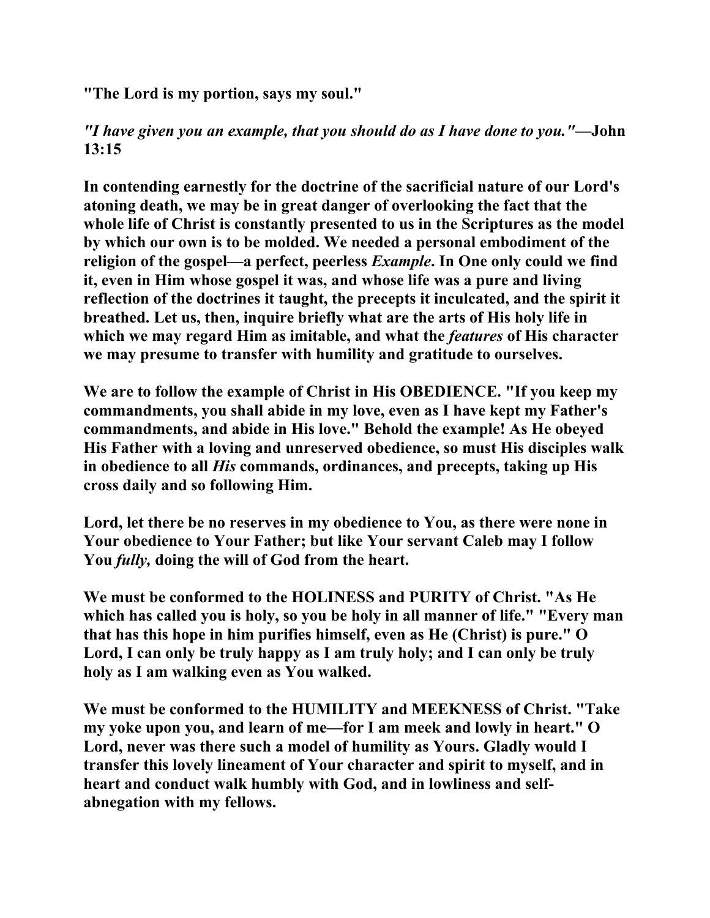**"The Lord is my portion, says my soul."**

***"I have given you an example, that you should do as I have done to you."*—John 13:15**

**In contending earnestly for the doctrine of the sacrificial nature of our Lord's atoning death, we may be in great danger of overlooking the fact that the whole life of Christ is constantly presented to us in the Scriptures as the model by which our own is to be molded. We needed a personal embodiment of the religion of the gospel—a perfect, peerless *Example*. In One only could we find it, even in Him whose gospel it was, and whose life was a pure and living reflection of the doctrines it taught, the precepts it inculcated, and the spirit it breathed. Let us, then, inquire briefly what are the arts of His holy life in which we may regard Him as imitable, and what the *features* of His character we may presume to transfer with humility and gratitude to ourselves.**

**We are to follow the example of Christ in His OBEDIENCE. "If you keep my commandments, you shall abide in my love, even as I have kept my Father's commandments, and abide in His love." Behold the example! As He obeyed His Father with a loving and unreserved obedience, so must His disciples walk in obedience to all *His* commands, ordinances, and precepts, taking up His cross daily and so following Him.**

**Lord, let there be no reserves in my obedience to You, as there were none in Your obedience to Your Father; but like Your servant Caleb may I follow You *fully,* doing the will of God from the heart.**

**We must be conformed to the HOLINESS and PURITY of Christ. "As He which has called you is holy, so you be holy in all manner of life." "Every man that has this hope in him purifies himself, even as He (Christ) is pure." O Lord, I can only be truly happy as I am truly holy; and I can only be truly holy as I am walking even as You walked.**

**We must be conformed to the HUMILITY and MEEKNESS of Christ. "Take my yoke upon you, and learn of me—for I am meek and lowly in heart." O Lord, never was there such a model of humility as Yours. Gladly would I transfer this lovely lineament of Your character and spirit to myself, and in heart and conduct walk humbly with God, and in lowliness and self-abnegation with my fellows.**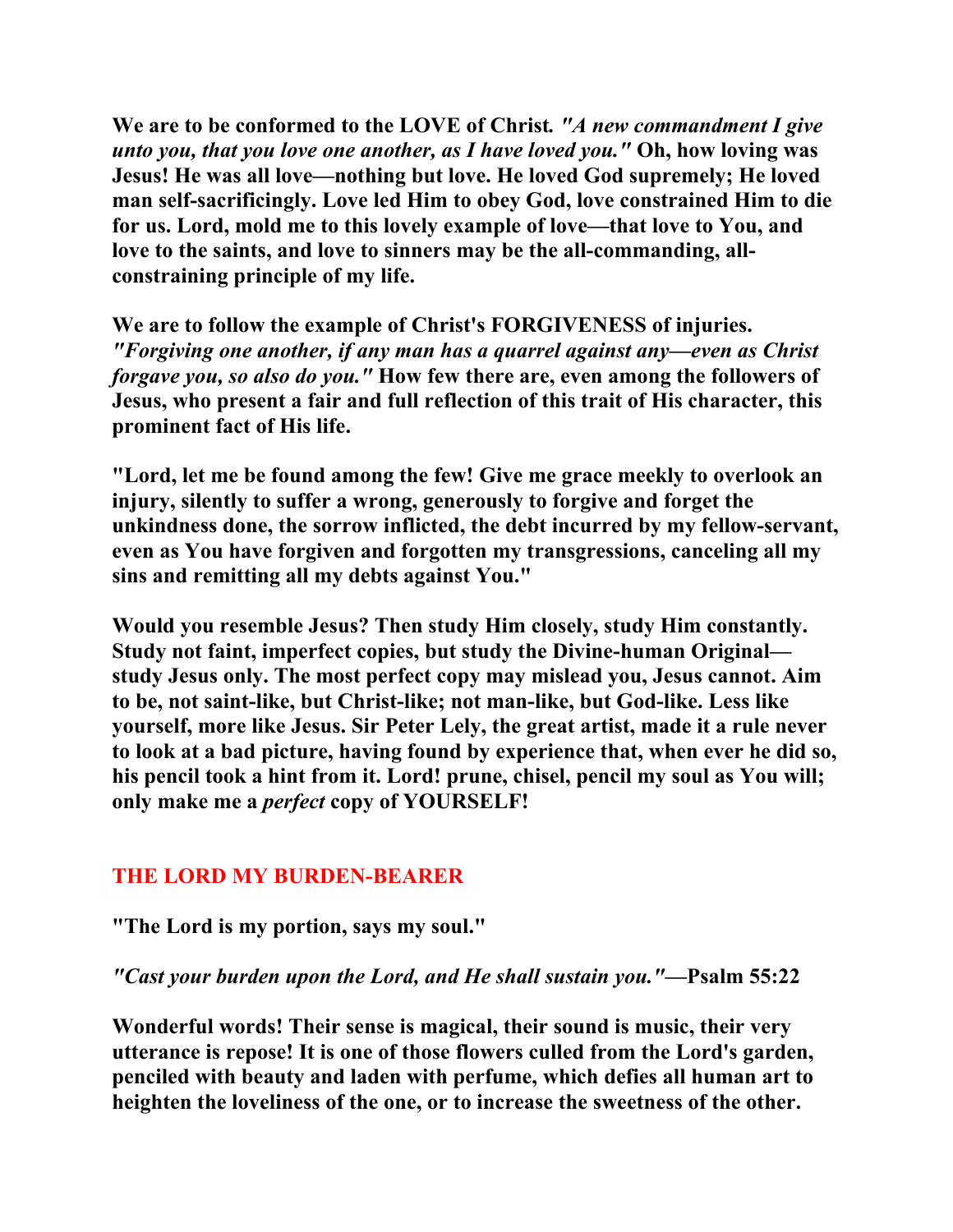**We are to be conformed to the LOVE of Christ.** ***"A new commandment I give unto you, that you love one another, as I have loved you."*** **Oh, how loving was Jesus! He was all love—nothing but love. He loved God supremely; He loved man self-sacrificingly. Love led Him to obey God, love constrained Him to die for us. Lord, mold me to this lovely example of love—that love to You, and love to the saints, and love to sinners may be the all-commanding, all-constraining principle of my life.**

**We are to follow the example of Christ's FORGIVENESS of injuries.** ***"Forgiving one another, if any man has a quarrel against any—even as Christ forgave you, so also do you."*** **How few there are, even among the followers of Jesus, who present a fair and full reflection of this trait of His character, this prominent fact of His life.**

**"Lord, let me be found among the few! Give me grace meekly to overlook an injury, silently to suffer a wrong, generously to forgive and forget the unkindness done, the sorrow inflicted, the debt incurred by my fellow-servant, even as You have forgiven and forgotten my transgressions, canceling all my sins and remitting all my debts against You."**

**Would you resemble Jesus? Then study Him closely, study Him constantly. Study not faint, imperfect copies, but study the Divine-human Original—study Jesus only. The most perfect copy may mislead you, Jesus cannot. Aim to be, not saint-like, but Christ-like; not man-like, but God-like. Less like yourself, more like Jesus. Sir Peter Lely, the great artist, made it a rule never to look at a bad picture, having found by experience that, when ever he did so, his pencil took a hint from it. Lord! prune, chisel, pencil my soul as You will; only make me a *perfect* copy of YOURSELF!**

## THE LORD MY BURDEN-BEARER

**"The Lord is my portion, says my soul."**

***"Cast your burden upon the Lord, and He shall sustain you."*****—Psalm 55:22**

**Wonderful words! Their sense is magical, their sound is music, their very utterance is repose! It is one of those flowers culled from the Lord's garden, penciled with beauty and laden with perfume, which defies all human art to heighten the loveliness of the one, or to increase the sweetness of the other.**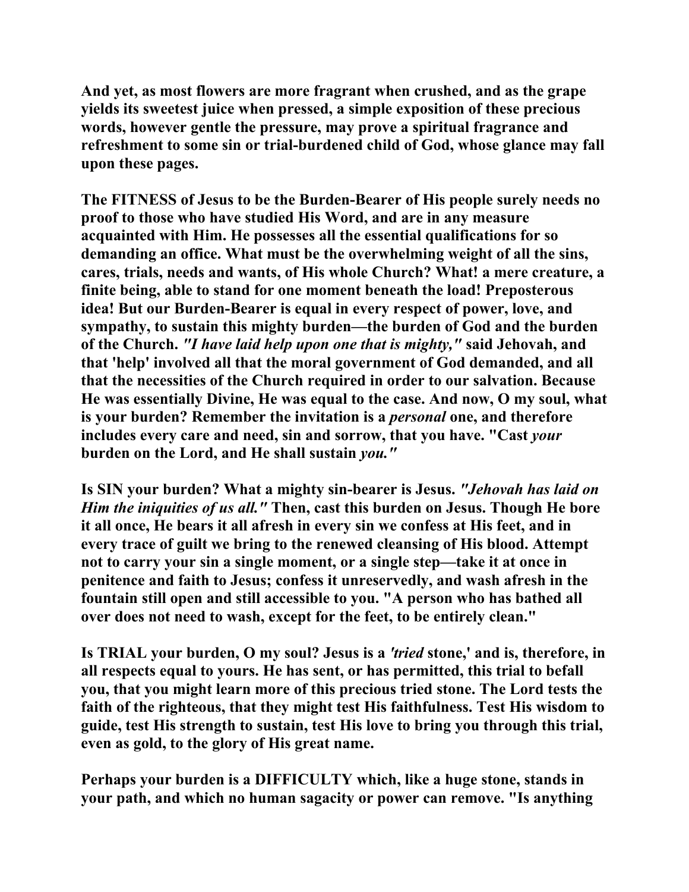**And yet, as most flowers are more fragrant when crushed, and as the grape yields its sweetest juice when pressed, a simple exposition of these precious words, however gentle the pressure, may prove a spiritual fragrance and refreshment to some sin or trial-burdened child of God, whose glance may fall upon these pages.**

**The FITNESS of Jesus to be the Burden-Bearer of His people surely needs no proof to those who have studied His Word, and are in any measure acquainted with Him. He possesses all the essential qualifications for so demanding an office. What must be the overwhelming weight of all the sins, cares, trials, needs and wants, of His whole Church? What! a mere creature, a finite being, able to stand for one moment beneath the load! Preposterous idea! But our Burden-Bearer is equal in every respect of power, love, and sympathy, to sustain this mighty burden—the burden of God and the burden of the Church. *"I have laid help upon one that is mighty,"* said Jehovah, and that 'help' involved all that the moral government of God demanded, and all that the necessities of the Church required in order to our salvation. Because He was essentially Divine, He was equal to the case. And now, O my soul, what is your burden? Remember the invitation is a *personal* one, and therefore includes every care and need, sin and sorrow, that you have. "Cast *your* burden on the Lord, and He shall sustain *you."***

**Is SIN your burden? What a mighty sin-bearer is Jesus. *"Jehovah has laid on Him the iniquities of us all."* Then, cast this burden on Jesus. Though He bore it all once, He bears it all afresh in every sin we confess at His feet, and in every trace of guilt we bring to the renewed cleansing of His blood. Attempt not to carry your sin a single moment, or a single step—take it at once in penitence and faith to Jesus; confess it unreservedly, and wash afresh in the fountain still open and still accessible to you. "A person who has bathed all over does not need to wash, except for the feet, to be entirely clean."**

**Is TRIAL your burden, O my soul? Jesus is a *'tried* stone,' and is, therefore, in all respects equal to yours. He has sent, or has permitted, this trial to befall you, that you might learn more of this precious tried stone. The Lord tests the faith of the righteous, that they might test His faithfulness. Test His wisdom to guide, test His strength to sustain, test His love to bring you through this trial, even as gold, to the glory of His great name.**

**Perhaps your burden is a DIFFICULTY which, like a huge stone, stands in your path, and which no human sagacity or power can remove. "Is anything**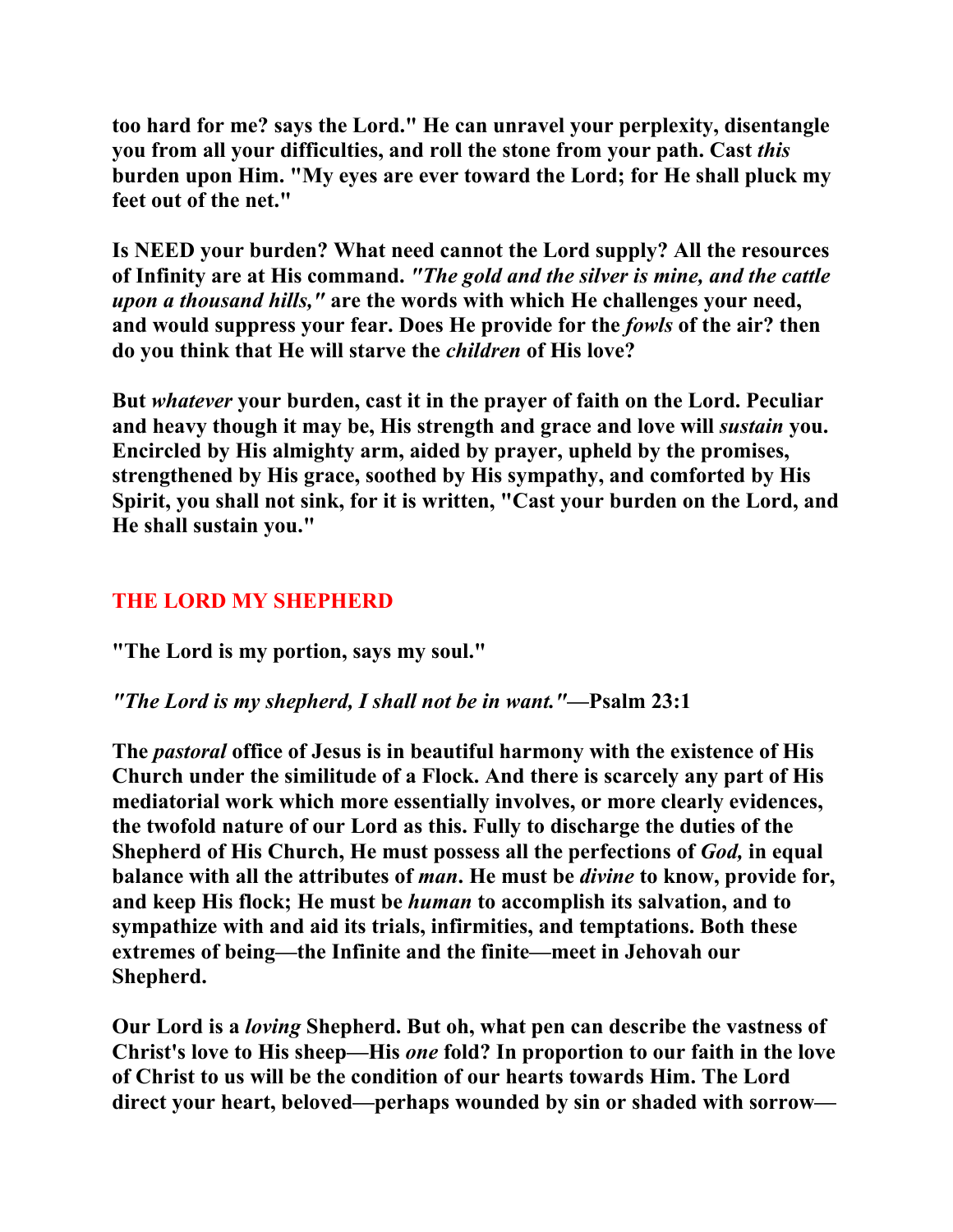too hard for me? says the Lord." He can unravel your perplexity, disentangle you from all your difficulties, and roll the stone from your path. Cast *this* burden upon Him. "My eyes are ever toward the Lord; for He shall pluck my feet out of the net."

Is NEED your burden? What need cannot the Lord supply? All the resources of Infinity are at His command. *"The gold and the silver is mine, and the cattle upon a thousand hills,"* are the words with which He challenges your need, and would suppress your fear. Does He provide for the *fowls* of the air? then do you think that He will starve the *children* of His love?

But *whatever* your burden, cast it in the prayer of faith on the Lord. Peculiar and heavy though it may be, His strength and grace and love will *sustain* you. Encircled by His almighty arm, aided by prayer, upheld by the promises, strengthened by His grace, soothed by His sympathy, and comforted by His Spirit, you shall not sink, for it is written, "Cast your burden on the Lord, and He shall sustain you."

## THE LORD MY SHEPHERD

"The Lord is my portion, says my soul."

*"The Lord is my shepherd, I shall not be in want."*—Psalm 23:1

The *pastoral* office of Jesus is in beautiful harmony with the existence of His Church under the similitude of a Flock. And there is scarcely any part of His mediatorial work which more essentially involves, or more clearly evidences, the twofold nature of our Lord as this. Fully to discharge the duties of the Shepherd of His Church, He must possess all the perfections of *God,* in equal balance with all the attributes of *man*. He must be *divine* to know, provide for, and keep His flock; He must be *human* to accomplish its salvation, and to sympathize with and aid its trials, infirmities, and temptations. Both these extremes of being—the Infinite and the finite—meet in Jehovah our Shepherd.

Our Lord is a *loving* Shepherd. But oh, what pen can describe the vastness of Christ's love to His sheep—His *one* fold? In proportion to our faith in the love of Christ to us will be the condition of our hearts towards Him. The Lord direct your heart, beloved—perhaps wounded by sin or shaded with sorrow—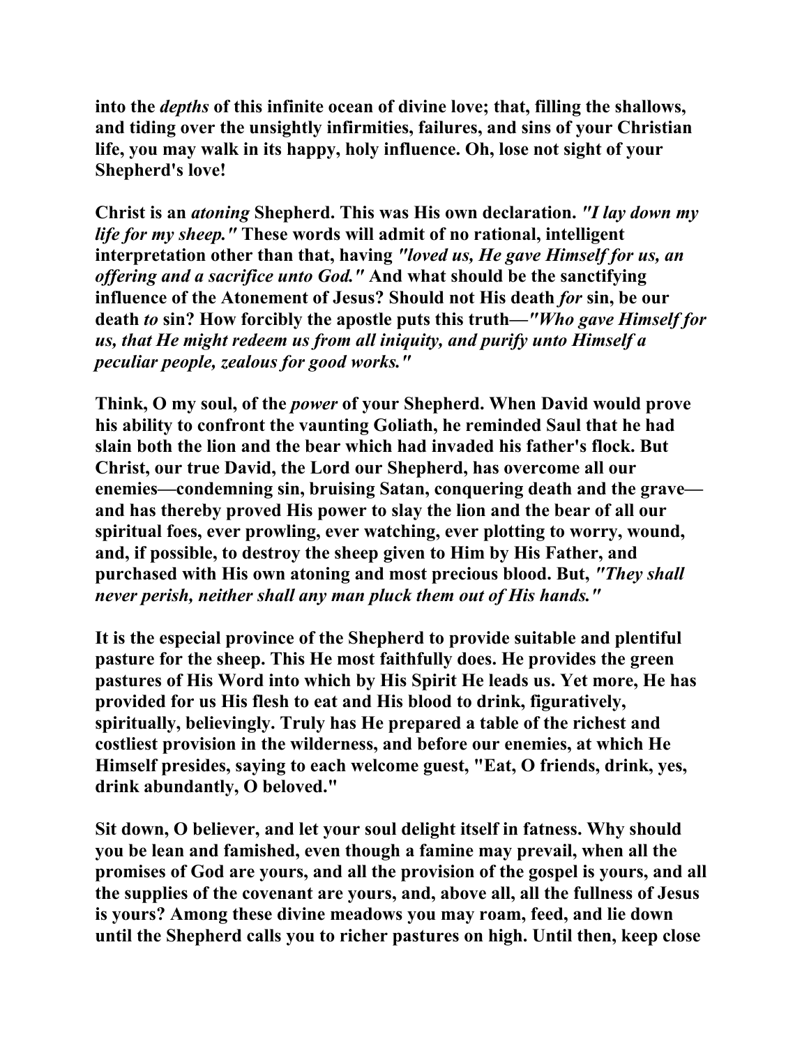**into the *depths* of this infinite ocean of divine love; that, filling the shallows, and tiding over the unsightly infirmities, failures, and sins of your Christian life, you may walk in its happy, holy influence. Oh, lose not sight of your Shepherd's love!**

**Christ is an *atoning* Shepherd. This was His own declaration. *"I lay down my life for my sheep."* These words will admit of no rational, intelligent interpretation other than that, having *"loved us, He gave Himself for us, an offering and a sacrifice unto God."* And what should be the sanctifying influence of the Atonement of Jesus? Should not His death *for* sin, be our death *to* sin? How forcibly the apostle puts this truth—*"Who gave Himself for us, that He might redeem us from all iniquity, and purify unto Himself a peculiar people, zealous for good works."***

**Think, O my soul, of the *power* of your Shepherd. When David would prove his ability to confront the vaunting Goliath, he reminded Saul that he had slain both the lion and the bear which had invaded his father's flock. But Christ, our true David, the Lord our Shepherd, has overcome all our enemies—condemning sin, bruising Satan, conquering death and the grave—and has thereby proved His power to slay the lion and the bear of all our spiritual foes, ever prowling, ever watching, ever plotting to worry, wound, and, if possible, to destroy the sheep given to Him by His Father, and purchased with His own atoning and most precious blood. But, *"They shall never perish, neither shall any man pluck them out of His hands."***

**It is the especial province of the Shepherd to provide suitable and plentiful pasture for the sheep. This He most faithfully does. He provides the green pastures of His Word into which by His Spirit He leads us. Yet more, He has provided for us His flesh to eat and His blood to drink, figuratively, spiritually, believingly. Truly has He prepared a table of the richest and costliest provision in the wilderness, and before our enemies, at which He Himself presides, saying to each welcome guest, "Eat, O friends, drink, yes, drink abundantly, O beloved."**

**Sit down, O believer, and let your soul delight itself in fatness. Why should you be lean and famished, even though a famine may prevail, when all the promises of God are yours, and all the provision of the gospel is yours, and all the supplies of the covenant are yours, and, above all, all the fullness of Jesus is yours? Among these divine meadows you may roam, feed, and lie down until the Shepherd calls you to richer pastures on high. Until then, keep close**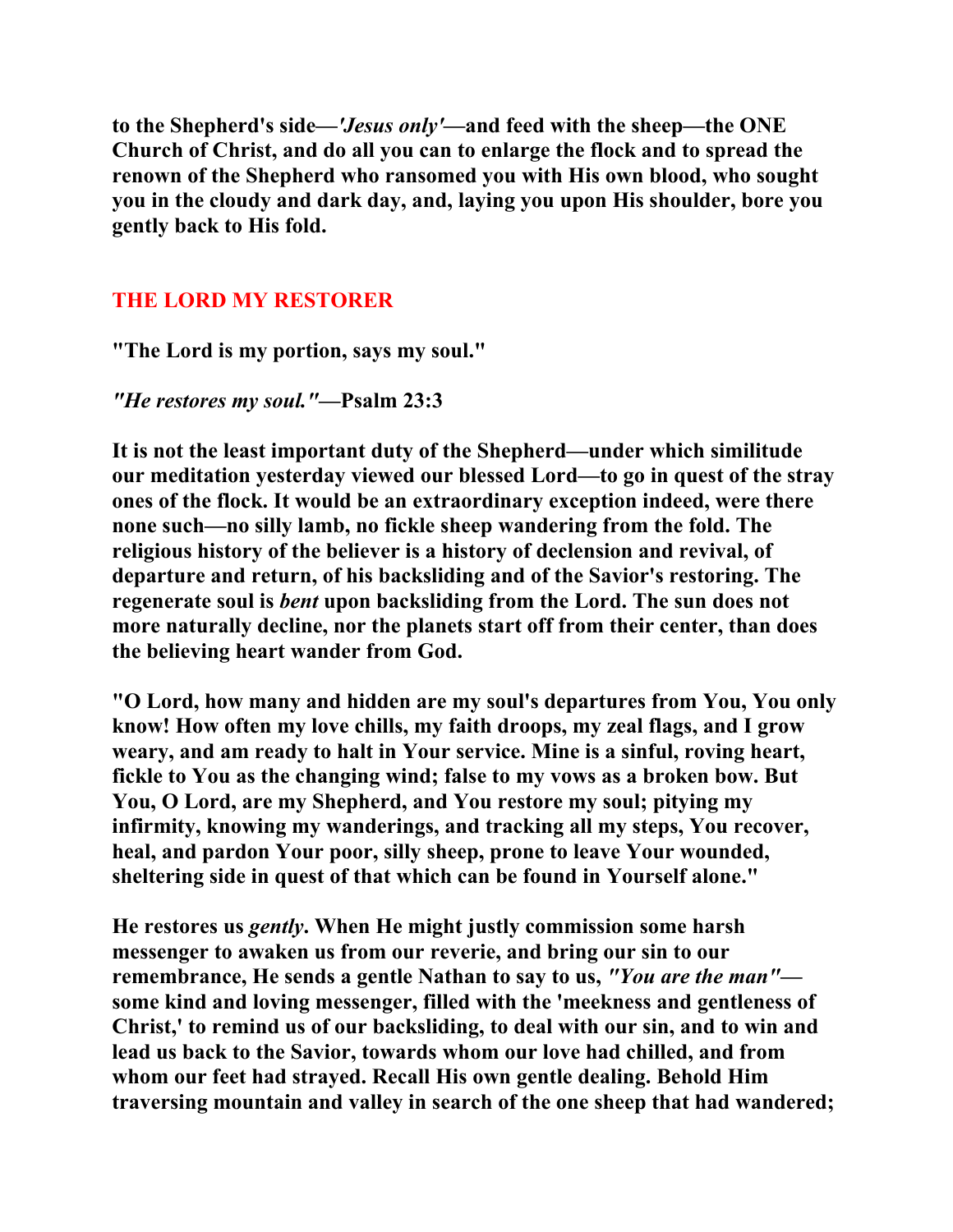**to the Shepherd's side—*'Jesus only'*—and feed with the sheep—the ONE Church of Christ, and do all you can to enlarge the flock and to spread the renown of the Shepherd who ransomed you with His own blood, who sought you in the cloudy and dark day, and, laying you upon His shoulder, bore you gently back to His fold.**

## THE LORD MY RESTORER

**"The Lord is my portion, says my soul."**

***"He restores my soul."*—Psalm 23:3**

**It is not the least important duty of the Shepherd—under which similitude our meditation yesterday viewed our blessed Lord—to go in quest of the stray ones of the flock. It would be an extraordinary exception indeed, were there none such—no silly lamb, no fickle sheep wandering from the fold. The religious history of the believer is a history of declension and revival, of departure and return, of his backsliding and of the Savior's restoring. The regenerate soul is *bent* upon backsliding from the Lord. The sun does not more naturally decline, nor the planets start off from their center, than does the believing heart wander from God.**

**"O Lord, how many and hidden are my soul's departures from You, You only know! How often my love chills, my faith droops, my zeal flags, and I grow weary, and am ready to halt in Your service. Mine is a sinful, roving heart, fickle to You as the changing wind; false to my vows as a broken bow. But You, O Lord, are my Shepherd, and You restore my soul; pitying my infirmity, knowing my wanderings, and tracking all my steps, You recover, heal, and pardon Your poor, silly sheep, prone to leave Your wounded, sheltering side in quest of that which can be found in Yourself alone."**

**He restores us *gently*. When He might justly commission some harsh messenger to awaken us from our reverie, and bring our sin to our remembrance, He sends a gentle Nathan to say to us, *"You are the man"*—some kind and loving messenger, filled with the 'meekness and gentleness of Christ,' to remind us of our backsliding, to deal with our sin, and to win and lead us back to the Savior, towards whom our love had chilled, and from whom our feet had strayed. Recall His own gentle dealing. Behold Him traversing mountain and valley in search of the one sheep that had wandered;**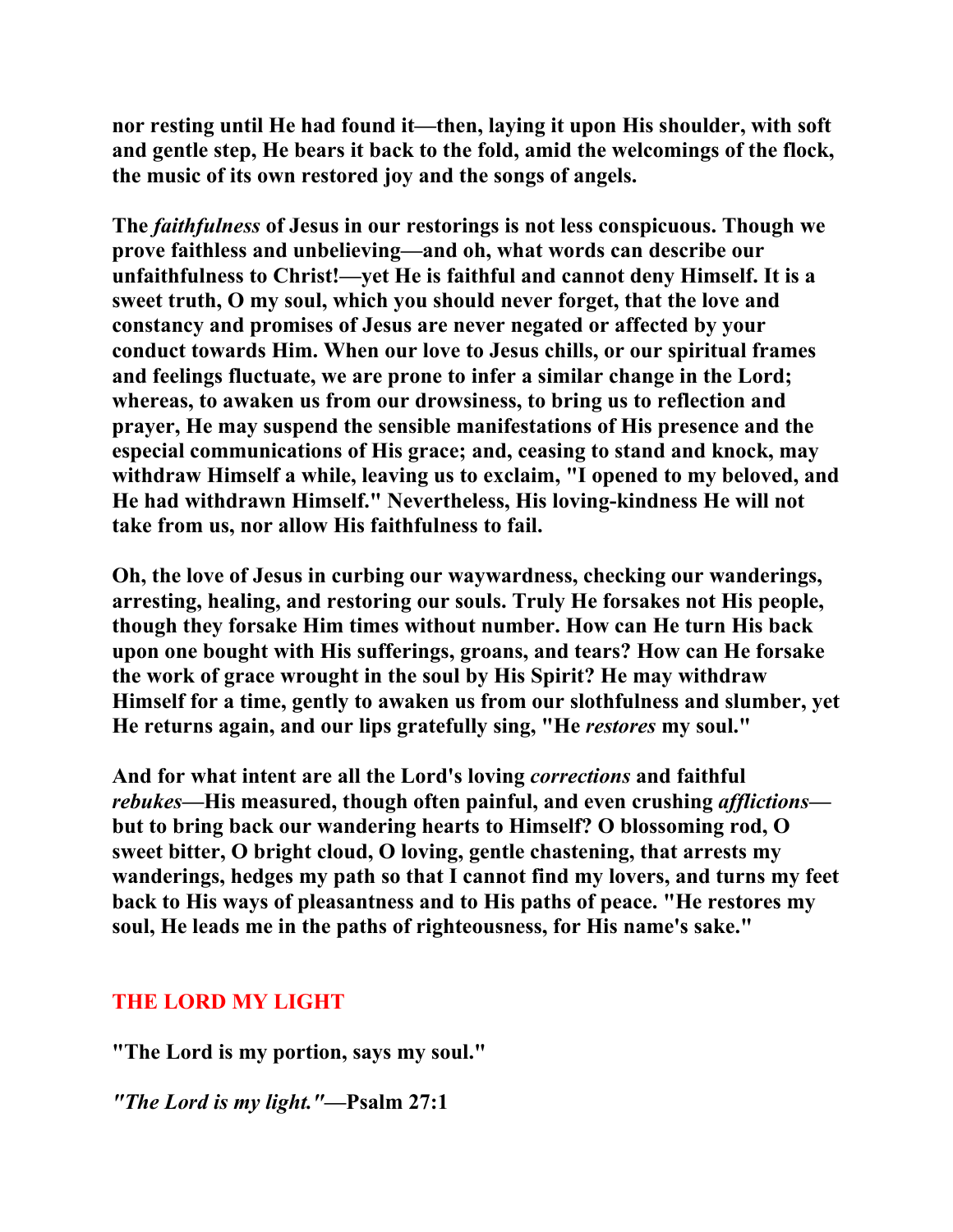**nor resting until He had found it—then, laying it upon His shoulder, with soft and gentle step, He bears it back to the fold, amid the welcomings of the flock, the music of its own restored joy and the songs of angels.**

**The *faithfulness* of Jesus in our restorings is not less conspicuous. Though we prove faithless and unbelieving—and oh, what words can describe our unfaithfulness to Christ!—yet He is faithful and cannot deny Himself. It is a sweet truth, O my soul, which you should never forget, that the love and constancy and promises of Jesus are never negated or affected by your conduct towards Him. When our love to Jesus chills, or our spiritual frames and feelings fluctuate, we are prone to infer a similar change in the Lord; whereas, to awaken us from our drowsiness, to bring us to reflection and prayer, He may suspend the sensible manifestations of His presence and the especial communications of His grace; and, ceasing to stand and knock, may withdraw Himself a while, leaving us to exclaim, "I opened to my beloved, and He had withdrawn Himself." Nevertheless, His loving-kindness He will not take from us, nor allow His faithfulness to fail.**

**Oh, the love of Jesus in curbing our waywardness, checking our wanderings, arresting, healing, and restoring our souls. Truly He forsakes not His people, though they forsake Him times without number. How can He turn His back upon one bought with His sufferings, groans, and tears? How can He forsake the work of grace wrought in the soul by His Spirit? He may withdraw Himself for a time, gently to awaken us from our slothfulness and slumber, yet He returns again, and our lips gratefully sing, "He *restores* my soul."**

**And for what intent are all the Lord's loving *corrections* and faithful *rebukes*—His measured, though often painful, and even crushing *afflictions*—but to bring back our wandering hearts to Himself? O blossoming rod, O sweet bitter, O bright cloud, O loving, gentle chastening, that arrests my wanderings, hedges my path so that I cannot find my lovers, and turns my feet back to His ways of pleasantness and to His paths of peace. "He restores my soul, He leads me in the paths of righteousness, for His name's sake."**

## THE LORD MY LIGHT

**"The Lord is my portion, says my soul."**

***"The Lord is my light."*—Psalm 27:1**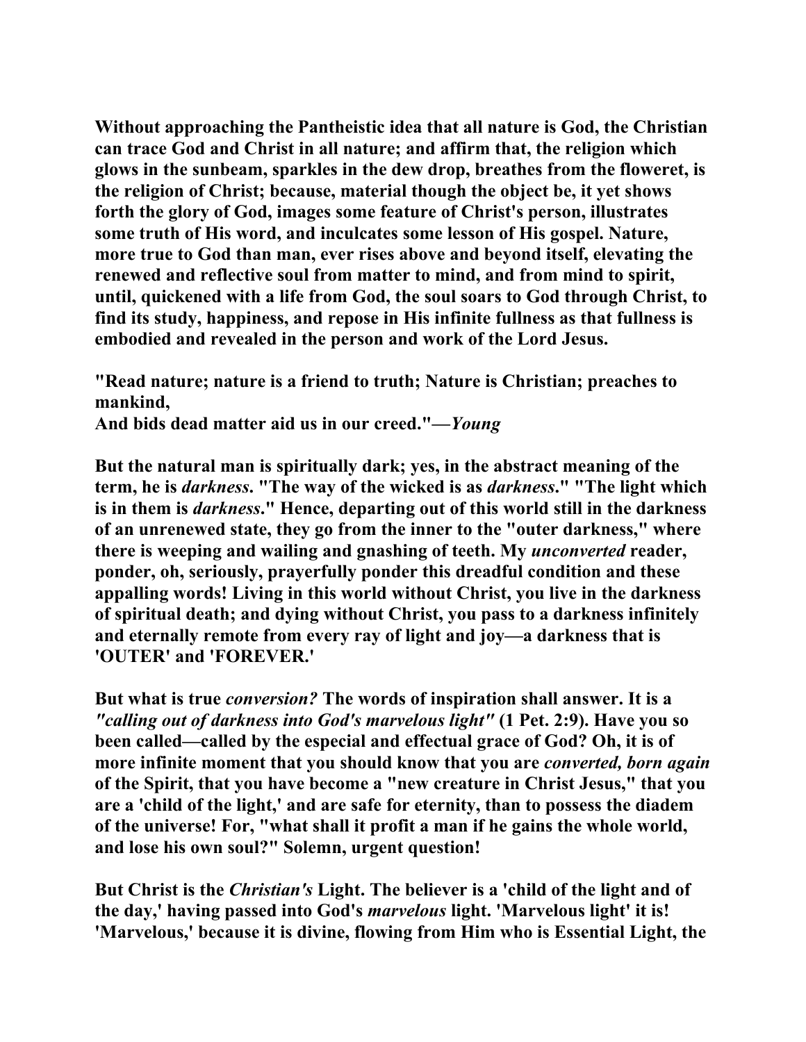Without approaching the Pantheistic idea that all nature is God, the Christian can trace God and Christ in all nature; and affirm that, the religion which glows in the sunbeam, sparkles in the dew drop, breathes from the floweret, is the religion of Christ; because, material though the object be, it yet shows forth the glory of God, images some feature of Christ's person, illustrates some truth of His word, and inculcates some lesson of His gospel. Nature, more true to God than man, ever rises above and beyond itself, elevating the renewed and reflective soul from matter to mind, and from mind to spirit, until, quickened with a life from God, the soul soars to God through Christ, to find its study, happiness, and repose in His infinite fullness as that fullness is embodied and revealed in the person and work of the Lord Jesus.

"Read nature; nature is a friend to truth; Nature is Christian; preaches to mankind,
And bids dead matter aid us in our creed."—*Young*

But the natural man is spiritually dark; yes, in the abstract meaning of the term, he is *darkness*. "The way of the wicked is as *darkness*." "The light which is in them is *darkness*." Hence, departing out of this world still in the darkness of an unrenewed state, they go from the inner to the "outer darkness," where there is weeping and wailing and gnashing of teeth. My *unconverted* reader, ponder, oh, seriously, prayerfully ponder this dreadful condition and these appalling words! Living in this world without Christ, you live in the darkness of spiritual death; and dying without Christ, you pass to a darkness infinitely and eternally remote from every ray of light and joy—a darkness that is 'OUTER' and 'FOREVER.'

But what is true *conversion?* The words of inspiration shall answer. It is a *"calling out of darkness into God's marvelous light"* (1 Pet. 2:9). Have you so been called—called by the especial and effectual grace of God? Oh, it is of more infinite moment that you should know that you are *converted, born again* of the Spirit, that you have become a "new creature in Christ Jesus," that you are a 'child of the light,' and are safe for eternity, than to possess the diadem of the universe! For, "what shall it profit a man if he gains the whole world, and lose his own soul?" Solemn, urgent question!

But Christ is the *Christian's* Light. The believer is a 'child of the light and of the day,' having passed into God's *marvelous* light. 'Marvelous light' it is! 'Marvelous,' because it is divine, flowing from Him who is Essential Light, the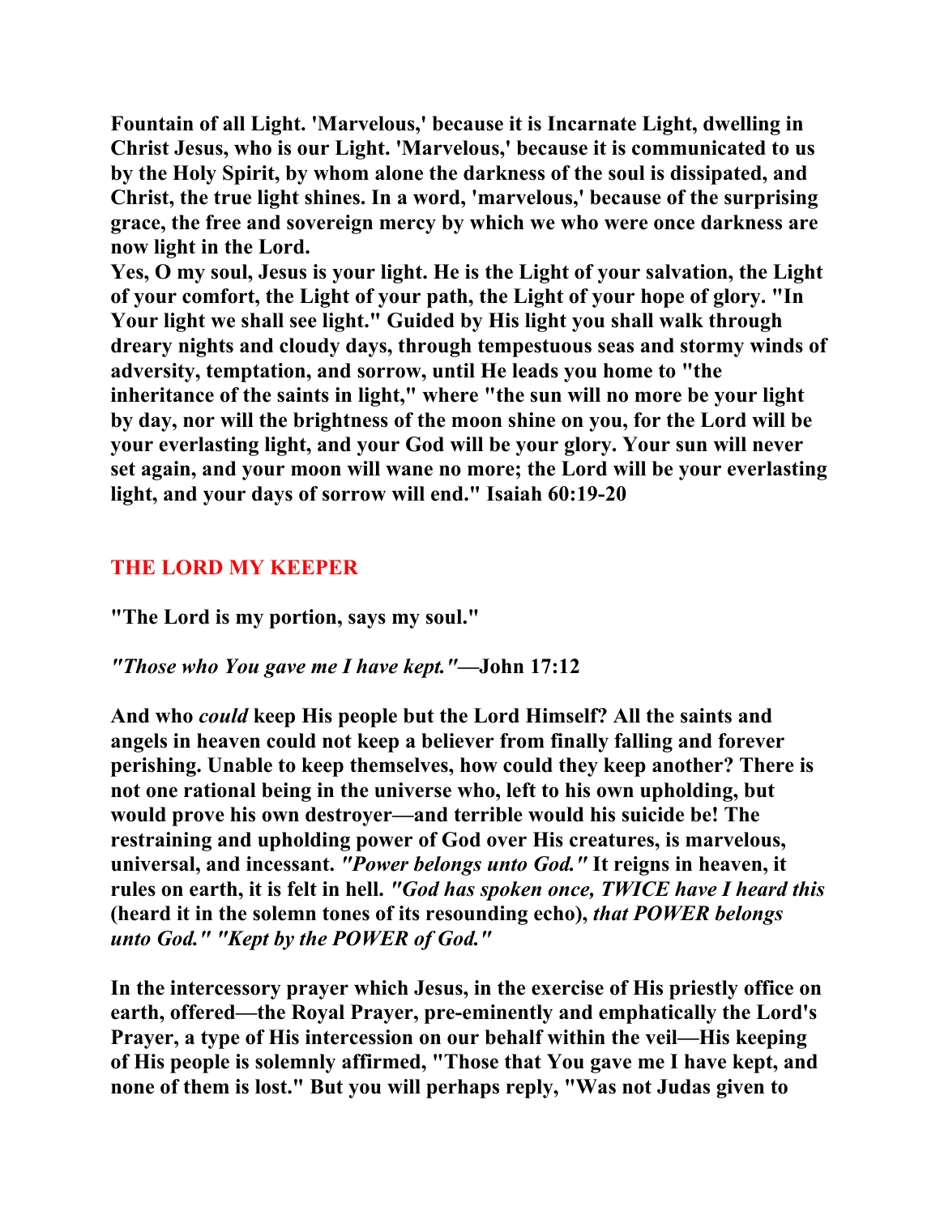**Fountain of all Light. 'Marvelous,' because it is Incarnate Light, dwelling in Christ Jesus, who is our Light. 'Marvelous,' because it is communicated to us by the Holy Spirit, by whom alone the darkness of the soul is dissipated, and Christ, the true light shines. In a word, 'marvelous,' because of the surprising grace, the free and sovereign mercy by which we who were once darkness are now light in the Lord.**

**Yes, O my soul, Jesus is your light. He is the Light of your salvation, the Light of your comfort, the Light of your path, the Light of your hope of glory. "In Your light we shall see light." Guided by His light you shall walk through dreary nights and cloudy days, through tempestuous seas and stormy winds of adversity, temptation, and sorrow, until He leads you home to "the inheritance of the saints in light," where "the sun will no more be your light by day, nor will the brightness of the moon shine on you, for the Lord will be your everlasting light, and your God will be your glory. Your sun will never set again, and your moon will wane no more; the Lord will be your everlasting light, and your days of sorrow will end." Isaiah 60:19-20**

## THE LORD MY KEEPER

**"The Lord is my portion, says my soul."**

***"Those who You gave me I have kept."*—John 17:12**

**And who *could* keep His people but the Lord Himself? All the saints and angels in heaven could not keep a believer from finally falling and forever perishing. Unable to keep themselves, how could they keep another? There is not one rational being in the universe who, left to his own upholding, but would prove his own destroyer—and terrible would his suicide be! The restraining and upholding power of God over His creatures, is marvelous, universal, and incessant. *"Power belongs unto God."* It reigns in heaven, it rules on earth, it is felt in hell. *"God has spoken once, TWICE have I heard this* (heard it in the solemn tones of its resounding echo), *that POWER belongs unto God." "Kept by the POWER of God."***

**In the intercessory prayer which Jesus, in the exercise of His priestly office on earth, offered—the Royal Prayer, pre-eminently and emphatically the Lord's Prayer, a type of His intercession on our behalf within the veil—His keeping of His people is solemnly affirmed, "Those that You gave me I have kept, and none of them is lost." But you will perhaps reply, "Was not Judas given to**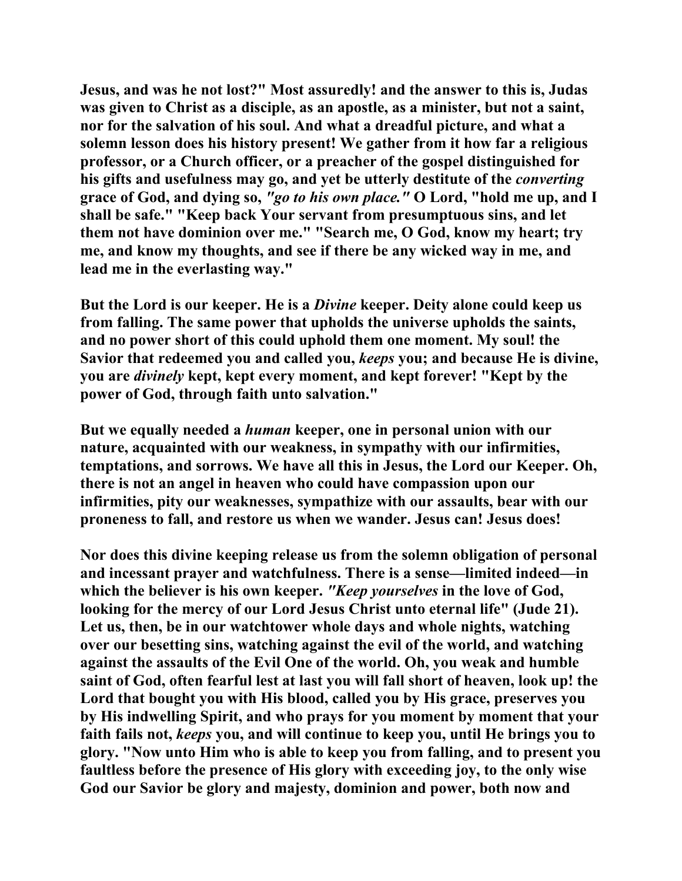**Jesus, and was he not lost?" Most assuredly! and the answer to this is, Judas was given to Christ as a disciple, as an apostle, as a minister, but not a saint, nor for the salvation of his soul. And what a dreadful picture, and what a solemn lesson does his history present! We gather from it how far a religious professor, or a Church officer, or a preacher of the gospel distinguished for his gifts and usefulness may go, and yet be utterly destitute of the *converting* grace of God, and dying so, *"go to his own place."* O Lord, "hold me up, and I shall be safe." "Keep back Your servant from presumptuous sins, and let them not have dominion over me." "Search me, O God, know my heart; try me, and know my thoughts, and see if there be any wicked way in me, and lead me in the everlasting way."**

**But the Lord is our keeper. He is a *Divine* keeper. Deity alone could keep us from falling. The same power that upholds the universe upholds the saints, and no power short of this could uphold them one moment. My soul! the Savior that redeemed you and called you, *keeps* you; and because He is divine, you are *divinely* kept, kept every moment, and kept forever! "Kept by the power of God, through faith unto salvation."**

**But we equally needed a *human* keeper, one in personal union with our nature, acquainted with our weakness, in sympathy with our infirmities, temptations, and sorrows. We have all this in Jesus, the Lord our Keeper. Oh, there is not an angel in heaven who could have compassion upon our infirmities, pity our weaknesses, sympathize with our assaults, bear with our proneness to fall, and restore us when we wander. Jesus can! Jesus does!**

**Nor does this divine keeping release us from the solemn obligation of personal and incessant prayer and watchfulness. There is a sense—limited indeed—in which the believer is his own keeper. *"Keep yourselves* in the love of God, looking for the mercy of our Lord Jesus Christ unto eternal life" (Jude 21). Let us, then, be in our watchtower whole days and whole nights, watching over our besetting sins, watching against the evil of the world, and watching against the assaults of the Evil One of the world. Oh, you weak and humble saint of God, often fearful lest at last you will fall short of heaven, look up! the Lord that bought you with His blood, called you by His grace, preserves you by His indwelling Spirit, and who prays for you moment by moment that your faith fails not, *keeps* you, and will continue to keep you, until He brings you to glory. "Now unto Him who is able to keep you from falling, and to present you faultless before the presence of His glory with exceeding joy, to the only wise God our Savior be glory and majesty, dominion and power, both now and**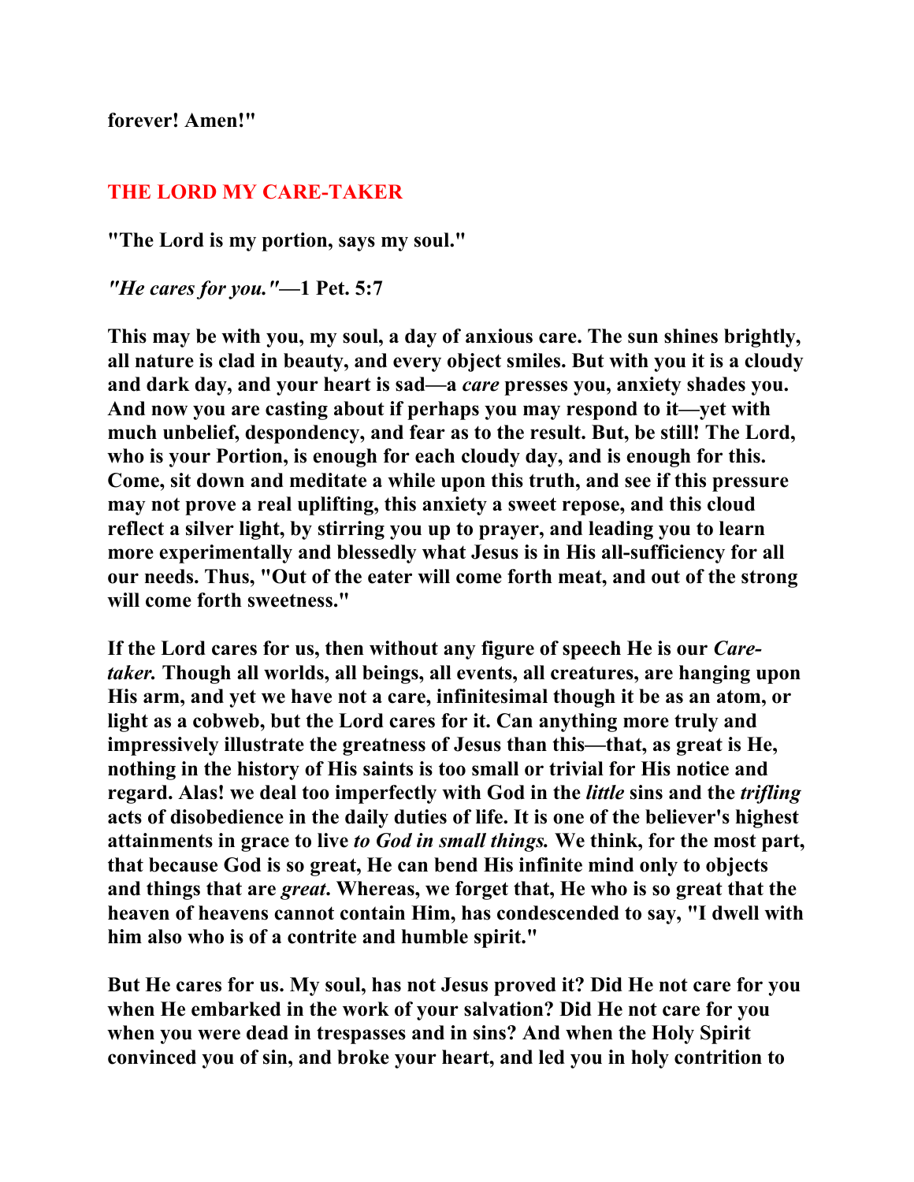**forever! Amen!"**

## THE LORD MY CARE-TAKER

**"The Lord is my portion, says my soul."**

***"He cares for you."*—1 Pet. 5:7**

**This may be with you, my soul, a day of anxious care. The sun shines brightly, all nature is clad in beauty, and every object smiles. But with you it is a cloudy and dark day, and your heart is sad—a *care* presses you, anxiety shades you. And now you are casting about if perhaps you may respond to it—yet with much unbelief, despondency, and fear as to the result. But, be still! The Lord, who is your Portion, is enough for each cloudy day, and is enough for this. Come, sit down and meditate a while upon this truth, and see if this pressure may not prove a real uplifting, this anxiety a sweet repose, and this cloud reflect a silver light, by stirring you up to prayer, and leading you to learn more experimentally and blessedly what Jesus is in His all-sufficiency for all our needs. Thus, "Out of the eater will come forth meat, and out of the strong will come forth sweetness."**

**If the Lord cares for us, then without any figure of speech He is our *Care-taker.* Though all worlds, all beings, all events, all creatures, are hanging upon His arm, and yet we have not a care, infinitesimal though it be as an atom, or light as a cobweb, but the Lord cares for it. Can anything more truly and impressively illustrate the greatness of Jesus than this—that, as great is He, nothing in the history of His saints is too small or trivial for His notice and regard. Alas! we deal too imperfectly with God in the *little* sins and the *trifling* acts of disobedience in the daily duties of life. It is one of the believer's highest attainments in grace to live *to God in small things.* We think, for the most part, that because God is so great, He can bend His infinite mind only to objects and things that are *great*. Whereas, we forget that, He who is so great that the heaven of heavens cannot contain Him, has condescended to say, "I dwell with him also who is of a contrite and humble spirit."**

**But He cares for us. My soul, has not Jesus proved it? Did He not care for you when He embarked in the work of your salvation? Did He not care for you when you were dead in trespasses and in sins? And when the Holy Spirit convinced you of sin, and broke your heart, and led you in holy contrition to**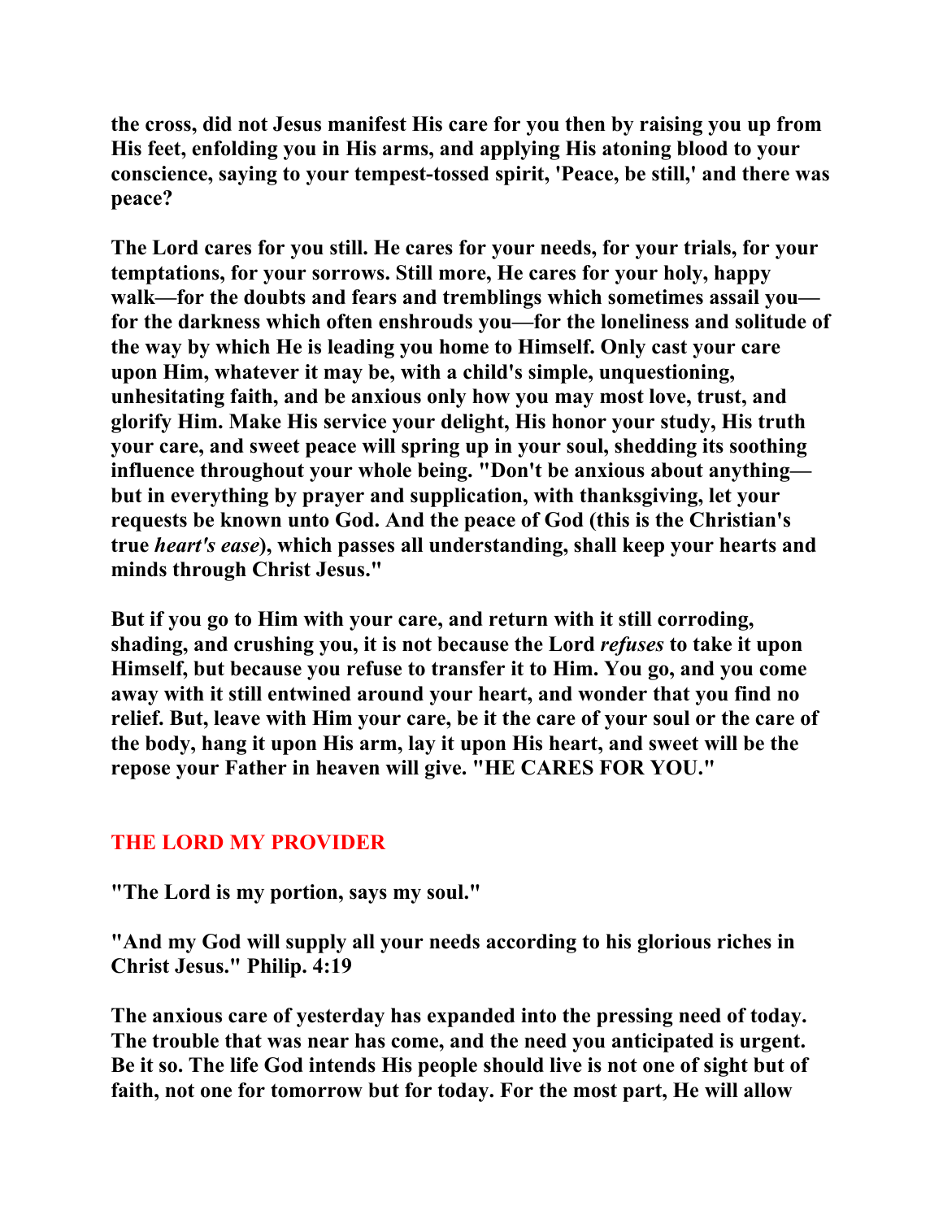**the cross, did not Jesus manifest His care for you then by raising you up from His feet, enfolding you in His arms, and applying His atoning blood to your conscience, saying to your tempest-tossed spirit, 'Peace, be still,' and there was peace?**

**The Lord cares for you still. He cares for your needs, for your trials, for your temptations, for your sorrows. Still more, He cares for your holy, happy walk—for the doubts and fears and tremblings which sometimes assail you—for the darkness which often enshrouds you—for the loneliness and solitude of the way by which He is leading you home to Himself. Only cast your care upon Him, whatever it may be, with a child's simple, unquestioning, unhesitating faith, and be anxious only how you may most love, trust, and glorify Him. Make His service your delight, His honor your study, His truth your care, and sweet peace will spring up in your soul, shedding its soothing influence throughout your whole being. "Don't be anxious about anything—but in everything by prayer and supplication, with thanksgiving, let your requests be known unto God. And the peace of God (this is the Christian's true *heart's ease*), which passes all understanding, shall keep your hearts and minds through Christ Jesus."**

**But if you go to Him with your care, and return with it still corroding, shading, and crushing you, it is not because the Lord *refuses* to take it upon Himself, but because you refuse to transfer it to Him. You go, and you come away with it still entwined around your heart, and wonder that you find no relief. But, leave with Him your care, be it the care of your soul or the care of the body, hang it upon His arm, lay it upon His heart, and sweet will be the repose your Father in heaven will give. "HE CARES FOR YOU."**

## THE LORD MY PROVIDER

**"The Lord is my portion, says my soul."**

**"And my God will supply all your needs according to his glorious riches in Christ Jesus." Philip. 4:19**

**The anxious care of yesterday has expanded into the pressing need of today. The trouble that was near has come, and the need you anticipated is urgent. Be it so. The life God intends His people should live is not one of sight but of faith, not one for tomorrow but for today. For the most part, He will allow**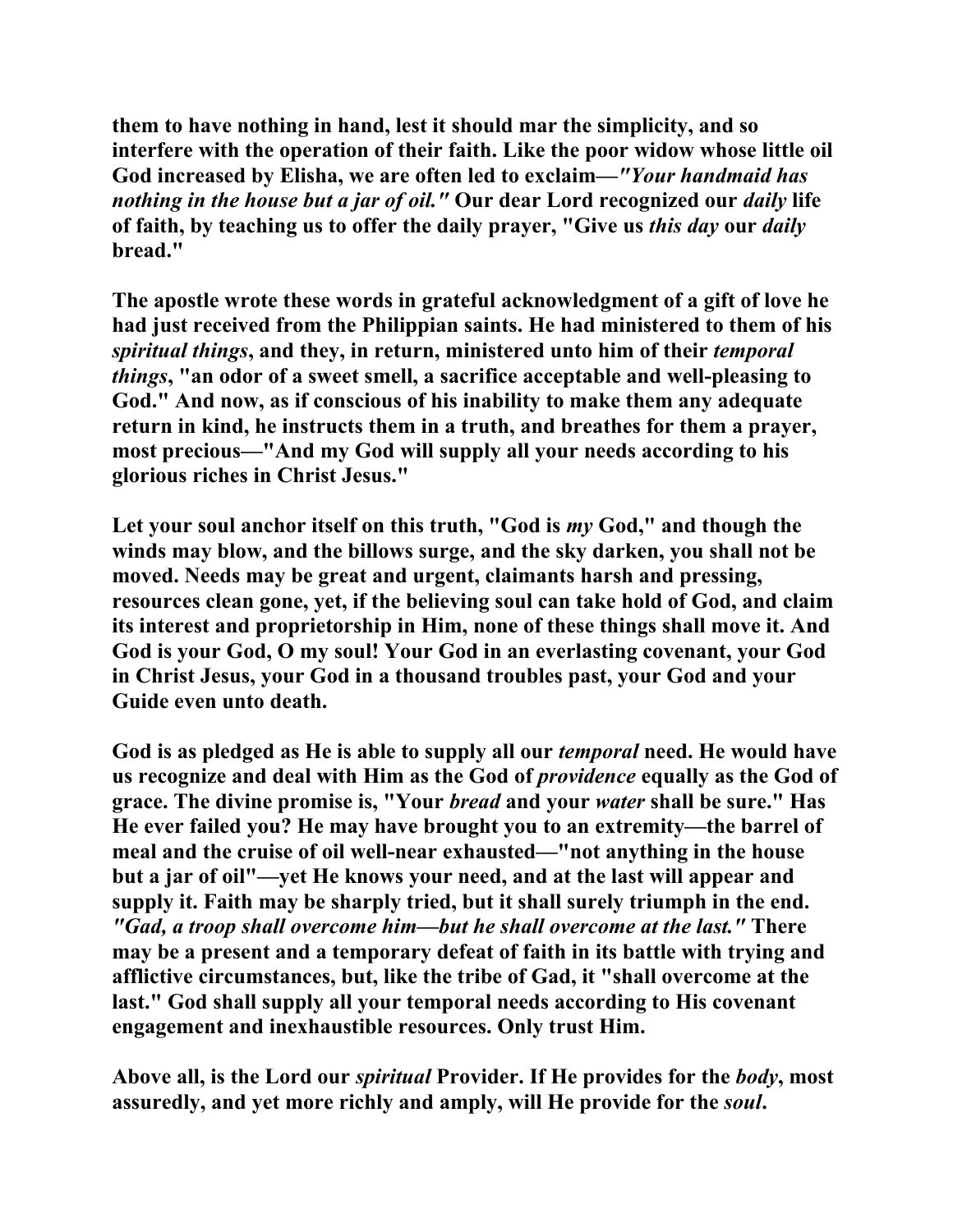**them to have nothing in hand, lest it should mar the simplicity, and so interfere with the operation of their faith. Like the poor widow whose little oil God increased by Elisha, we are often led to exclaim—*"Your handmaid has nothing in the house but a jar of oil."* Our dear Lord recognized our *daily* life of faith, by teaching us to offer the daily prayer, "Give us *this day* our *daily* bread."**

**The apostle wrote these words in grateful acknowledgment of a gift of love he had just received from the Philippian saints. He had ministered to them of his *spiritual things*, and they, in return, ministered unto him of their *temporal things*, "an odor of a sweet smell, a sacrifice acceptable and well-pleasing to God." And now, as if conscious of his inability to make them any adequate return in kind, he instructs them in a truth, and breathes for them a prayer, most precious—"And my God will supply all your needs according to his glorious riches in Christ Jesus."**

**Let your soul anchor itself on this truth, "God is *my* God," and though the winds may blow, and the billows surge, and the sky darken, you shall not be moved. Needs may be great and urgent, claimants harsh and pressing, resources clean gone, yet, if the believing soul can take hold of God, and claim its interest and proprietorship in Him, none of these things shall move it. And God is your God, O my soul! Your God in an everlasting covenant, your God in Christ Jesus, your God in a thousand troubles past, your God and your Guide even unto death.**

**God is as pledged as He is able to supply all our *temporal* need. He would have us recognize and deal with Him as the God of *providence* equally as the God of grace. The divine promise is, "Your *bread* and your *water* shall be sure." Has He ever failed you? He may have brought you to an extremity—the barrel of meal and the cruise of oil well-near exhausted—"not anything in the house but a jar of oil"—yet He knows your need, and at the last will appear and supply it. Faith may be sharply tried, but it shall surely triumph in the end. *"Gad, a troop shall overcome him—but he shall overcome at the last."* There may be a present and a temporary defeat of faith in its battle with trying and afflictive circumstances, but, like the tribe of Gad, it "shall overcome at the last." God shall supply all your temporal needs according to His covenant engagement and inexhaustible resources. Only trust Him.**

**Above all, is the Lord our *spiritual* Provider. If He provides for the *body*, most assuredly, and yet more richly and amply, will He provide for the *soul*.**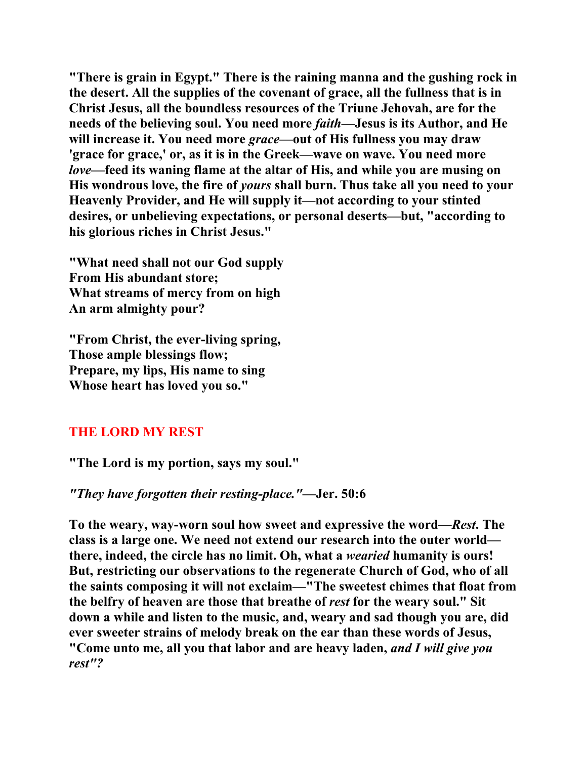**"There is grain in Egypt." There is the raining manna and the gushing rock in the desert. All the supplies of the covenant of grace, all the fullness that is in Christ Jesus, all the boundless resources of the Triune Jehovah, are for the needs of the believing soul. You need more *faith*—Jesus is its Author, and He will increase it. You need more *grace*—out of His fullness you may draw 'grace for grace,' or, as it is in the Greek—wave on wave. You need more *love*—feed its waning flame at the altar of His, and while you are musing on His wondrous love, the fire of *yours* shall burn. Thus take all you need to your Heavenly Provider, and He will supply it—not according to your stinted desires, or unbelieving expectations, or personal deserts—but, "according to his glorious riches in Christ Jesus."**

**"What need shall not our God supply**
**From His abundant store;**
**What streams of mercy from on high**
**An arm almighty pour?**

**"From Christ, the ever-living spring,**
**Those ample blessings flow;**
**Prepare, my lips, His name to sing**
**Whose heart has loved you so."**

## THE LORD MY REST

**"The Lord is my portion, says my soul."**

***"They have forgotten their resting-place."*—Jer. 50:6**

**To the weary, way-worn soul how sweet and expressive the word—*Rest.* The class is a large one. We need not extend our research into the outer world—there, indeed, the circle has no limit. Oh, what a *wearied* humanity is ours! But, restricting our observations to the regenerate Church of God, who of all the saints composing it will not exclaim—"The sweetest chimes that float from the belfry of heaven are those that breathe of *rest* for the weary soul." Sit down a while and listen to the music, and, weary and sad though you are, did ever sweeter strains of melody break on the ear than these words of Jesus, "Come unto me, all you that labor and are heavy laden, *and I will give you rest"?***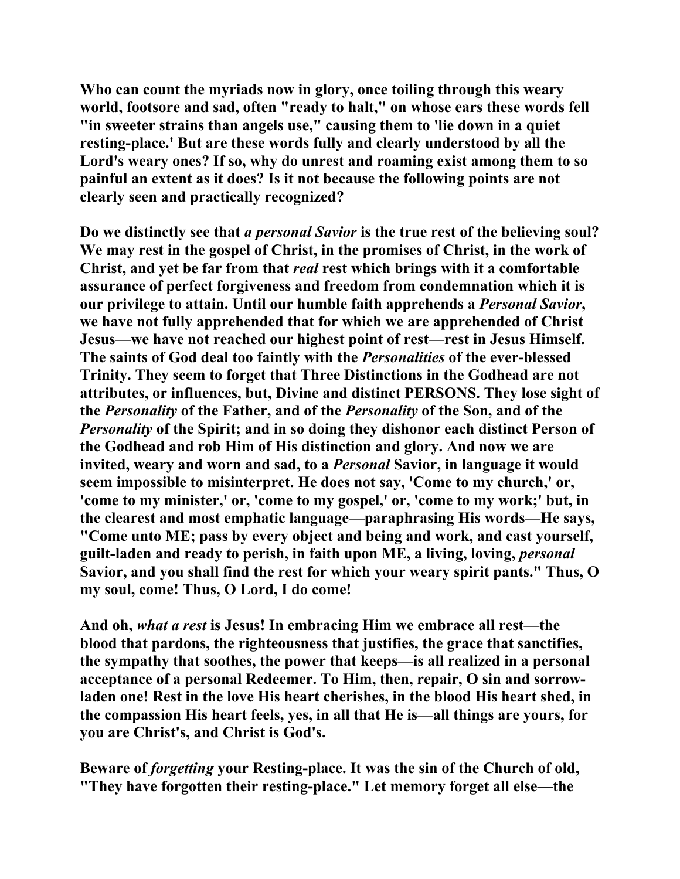**Who can count the myriads now in glory, once toiling through this weary world, footsore and sad, often "ready to halt," on whose ears these words fell "in sweeter strains than angels use," causing them to 'lie down in a quiet resting-place.' But are these words fully and clearly understood by all the Lord's weary ones? If so, why do unrest and roaming exist among them to so painful an extent as it does? Is it not because the following points are not clearly seen and practically recognized?**

**Do we distinctly see that *a personal Savior* is the true rest of the believing soul? We may rest in the gospel of Christ, in the promises of Christ, in the work of Christ, and yet be far from that *real* rest which brings with it a comfortable assurance of perfect forgiveness and freedom from condemnation which it is our privilege to attain. Until our humble faith apprehends a *Personal Savior*, we have not fully apprehended that for which we are apprehended of Christ Jesus—we have not reached our highest point of rest—rest in Jesus Himself. The saints of God deal too faintly with the *Personalities* of the ever-blessed Trinity. They seem to forget that Three Distinctions in the Godhead are not attributes, or influences, but, Divine and distinct PERSONS. They lose sight of the *Personality* of the Father, and of the *Personality* of the Son, and of the *Personality* of the Spirit; and in so doing they dishonor each distinct Person of the Godhead and rob Him of His distinction and glory. And now we are invited, weary and worn and sad, to a *Personal* Savior, in language it would seem impossible to misinterpret. He does not say, 'Come to my church,' or, 'come to my minister,' or, 'come to my gospel,' or, 'come to my work;' but, in the clearest and most emphatic language—paraphrasing His words—He says, "Come unto ME; pass by every object and being and work, and cast yourself, guilt-laden and ready to perish, in faith upon ME, a living, loving, *personal* Savior, and you shall find the rest for which your weary spirit pants." Thus, O my soul, come! Thus, O Lord, I do come!**

**And oh, *what a rest* is Jesus! In embracing Him we embrace all rest—the blood that pardons, the righteousness that justifies, the grace that sanctifies, the sympathy that soothes, the power that keeps—is all realized in a personal acceptance of a personal Redeemer. To Him, then, repair, O sin and sorrow-laden one! Rest in the love His heart cherishes, in the blood His heart shed, in the compassion His heart feels, yes, in all that He is—all things are yours, for you are Christ's, and Christ is God's.**

**Beware of *forgetting* your Resting-place. It was the sin of the Church of old, "They have forgotten their resting-place." Let memory forget all else—the**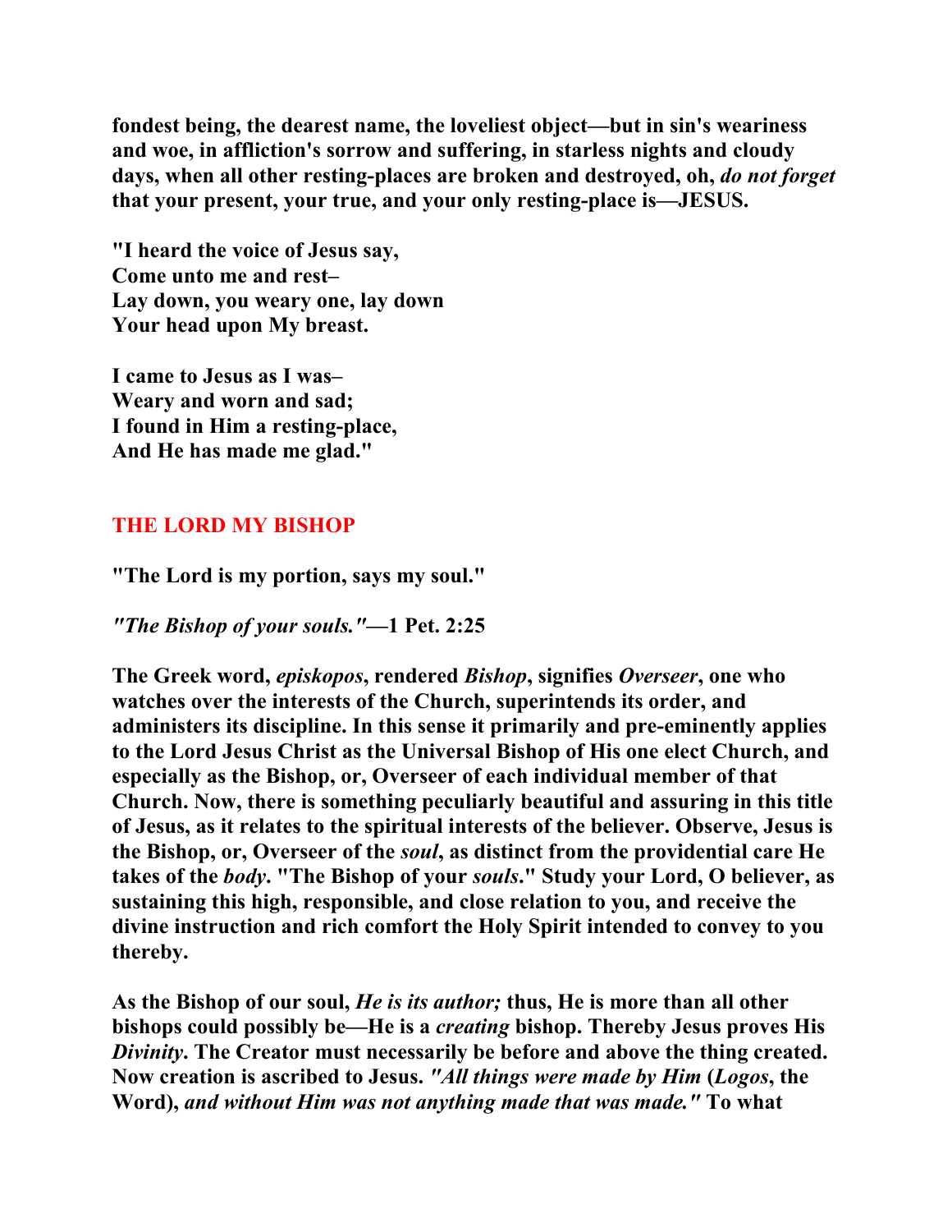**fondest being, the dearest name, the loveliest object—but in sin's weariness and woe, in affliction's sorrow and suffering, in starless nights and cloudy days, when all other resting-places are broken and destroyed, oh, *do not forget* that your present, your true, and your only resting-place is—JESUS.**

**"I heard the voice of Jesus say,**
**Come unto me and rest–**
**Lay down, you weary one, lay down**
**Your head upon My breast.**

**I came to Jesus as I was–**
**Weary and worn and sad;**
**I found in Him a resting-place,**
**And He has made me glad."**

## THE LORD MY BISHOP

**"The Lord is my portion, says my soul."**

***"The Bishop of your souls."*—1 Pet. 2:25**

**The Greek word, *episkopos*, rendered *Bishop*, signifies *Overseer*, one who watches over the interests of the Church, superintends its order, and administers its discipline. In this sense it primarily and pre-eminently applies to the Lord Jesus Christ as the Universal Bishop of His one elect Church, and especially as the Bishop, or, Overseer of each individual member of that Church. Now, there is something peculiarly beautiful and assuring in this title of Jesus, as it relates to the spiritual interests of the believer. Observe, Jesus is the Bishop, or, Overseer of the *soul*, as distinct from the providential care He takes of the *body*. "The Bishop of your *souls*." Study your Lord, O believer, as sustaining this high, responsible, and close relation to you, and receive the divine instruction and rich comfort the Holy Spirit intended to convey to you thereby.**

**As the Bishop of our soul, *He is its author;* thus, He is more than all other bishops could possibly be—He is a *creating* bishop. Thereby Jesus proves His *Divinity*. The Creator must necessarily be before and above the thing created. Now creation is ascribed to Jesus. *"All things were made by Him* (*Logos*, the Word), *and without Him was not anything made that was made."* To what**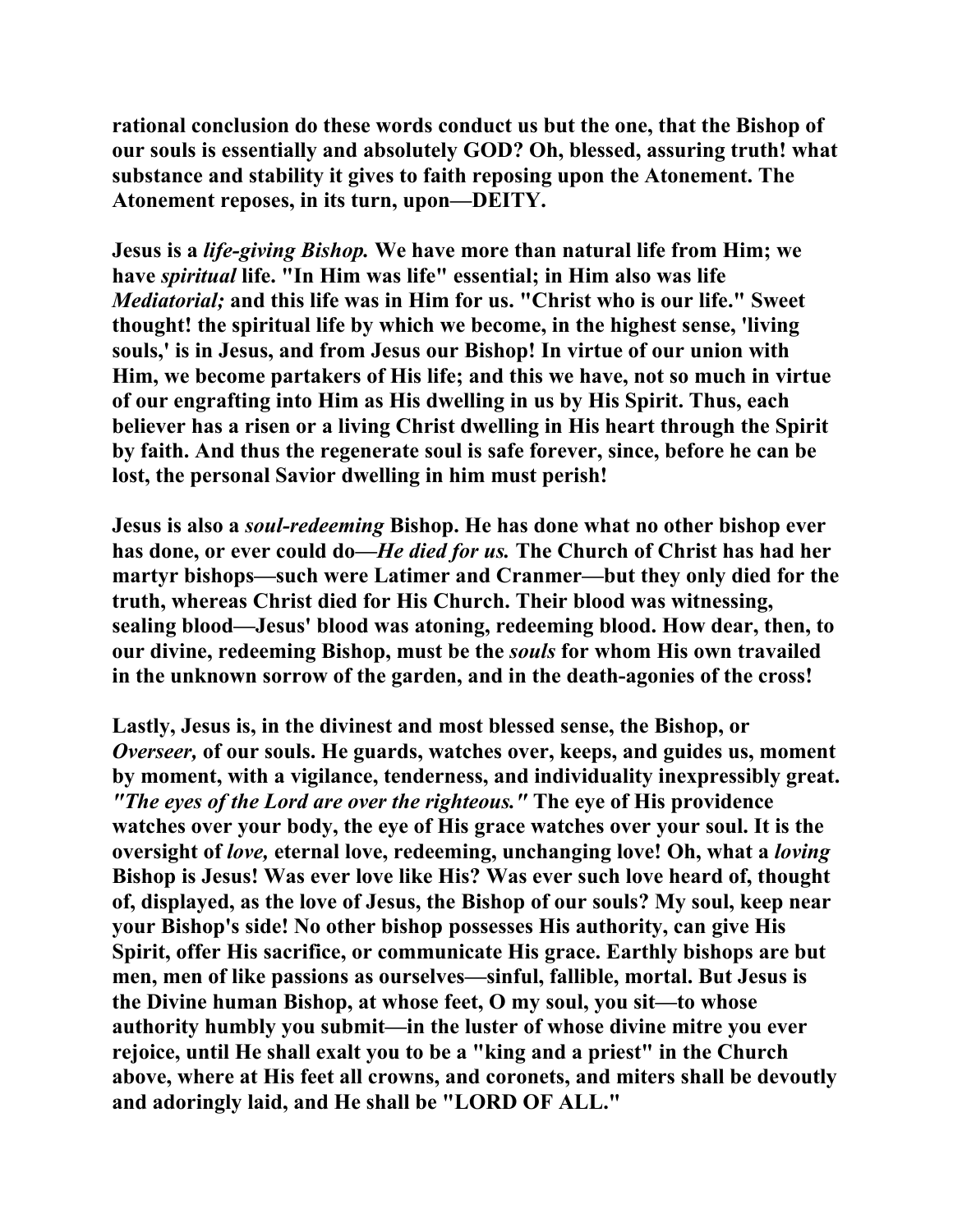rational conclusion do these words conduct us but the one, that the Bishop of our souls is essentially and absolutely GOD? Oh, blessed, assuring truth! what substance and stability it gives to faith reposing upon the Atonement. The Atonement reposes, in its turn, upon—DEITY.

Jesus is a *life-giving Bishop.* We have more than natural life from Him; we have *spiritual* life. "In Him was life" essential; in Him also was life *Mediatorial;* and this life was in Him for us. "Christ who is our life." Sweet thought! the spiritual life by which we become, in the highest sense, 'living souls,' is in Jesus, and from Jesus our Bishop! In virtue of our union with Him, we become partakers of His life; and this we have, not so much in virtue of our engrafting into Him as His dwelling in us by His Spirit. Thus, each believer has a risen or a living Christ dwelling in His heart through the Spirit by faith. And thus the regenerate soul is safe forever, since, before he can be lost, the personal Savior dwelling in him must perish!

Jesus is also a *soul-redeeming* Bishop. He has done what no other bishop ever has done, or ever could do—*He died for us.* The Church of Christ has had her martyr bishops—such were Latimer and Cranmer—but they only died for the truth, whereas Christ died for His Church. Their blood was witnessing, sealing blood—Jesus' blood was atoning, redeeming blood. How dear, then, to our divine, redeeming Bishop, must be the *souls* for whom His own travailed in the unknown sorrow of the garden, and in the death-agonies of the cross!

Lastly, Jesus is, in the divinest and most blessed sense, the Bishop, or *Overseer,* of our souls. He guards, watches over, keeps, and guides us, moment by moment, with a vigilance, tenderness, and individuality inexpressibly great. *"The eyes of the Lord are over the righteous."* The eye of His providence watches over your body, the eye of His grace watches over your soul. It is the oversight of *love,* eternal love, redeeming, unchanging love! Oh, what a *loving* Bishop is Jesus! Was ever love like His? Was ever such love heard of, thought of, displayed, as the love of Jesus, the Bishop of our souls? My soul, keep near your Bishop's side! No other bishop possesses His authority, can give His Spirit, offer His sacrifice, or communicate His grace. Earthly bishops are but men, men of like passions as ourselves—sinful, fallible, mortal. But Jesus is the Divine human Bishop, at whose feet, O my soul, you sit—to whose authority humbly you submit—in the luster of whose divine mitre you ever rejoice, until He shall exalt you to be a "king and a priest" in the Church above, where at His feet all crowns, and coronets, and miters shall be devoutly and adoringly laid, and He shall be "LORD OF ALL."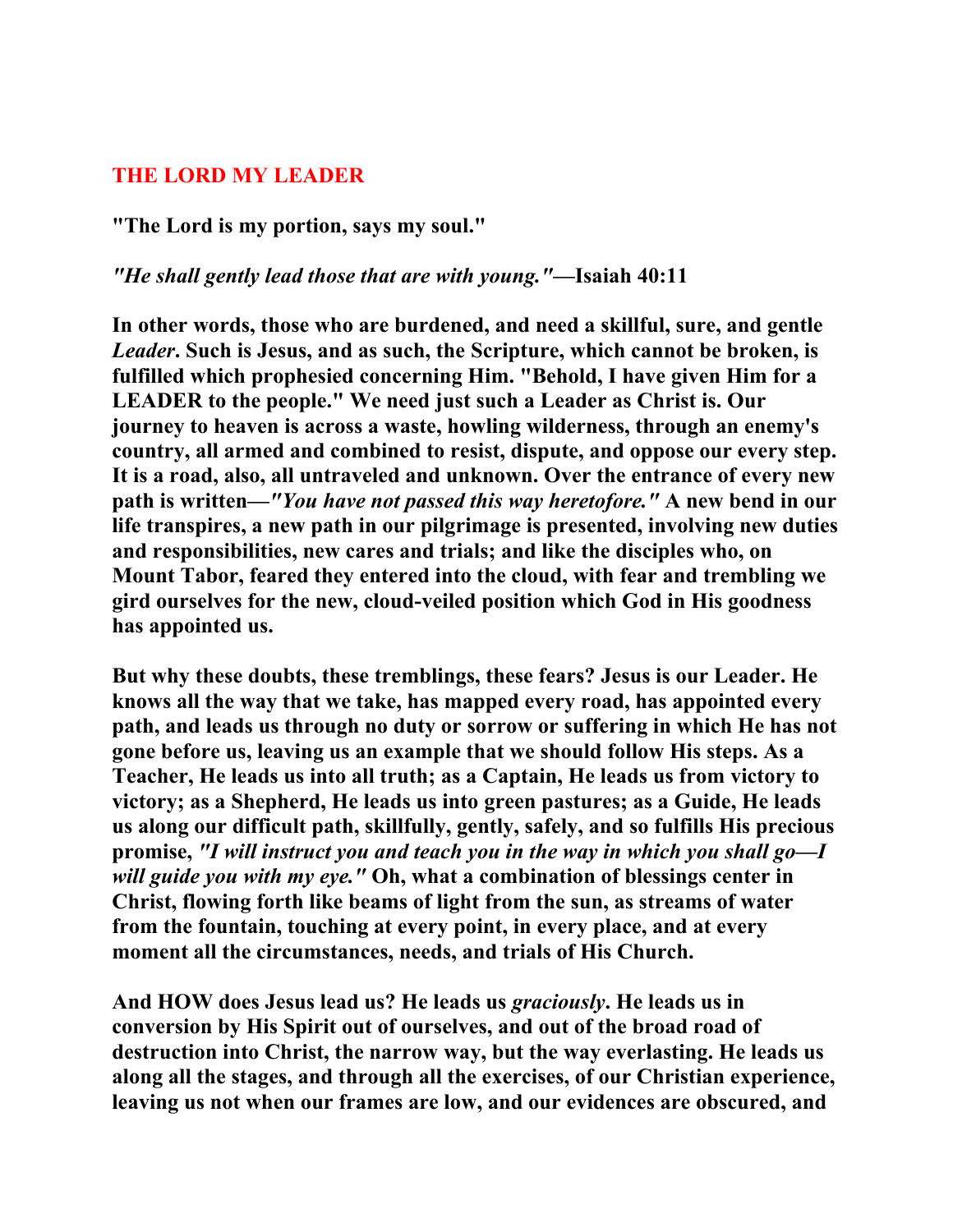## THE LORD MY LEADER

**"The Lord is my portion, says my soul."**

***"He shall gently lead those that are with young."*—Isaiah 40:11**

**In other words, those who are burdened, and need a skillful, sure, and gentle *Leader*. Such is Jesus, and as such, the Scripture, which cannot be broken, is fulfilled which prophesied concerning Him. "Behold, I have given Him for a LEADER to the people." We need just such a Leader as Christ is. Our journey to heaven is across a waste, howling wilderness, through an enemy's country, all armed and combined to resist, dispute, and oppose our every step. It is a road, also, all untraveled and unknown. Over the entrance of every new path is written—*"You have not passed this way heretofore."* A new bend in our life transpires, a new path in our pilgrimage is presented, involving new duties and responsibilities, new cares and trials; and like the disciples who, on Mount Tabor, feared they entered into the cloud, with fear and trembling we gird ourselves for the new, cloud-veiled position which God in His goodness has appointed us.**

**But why these doubts, these tremblings, these fears? Jesus is our Leader. He knows all the way that we take, has mapped every road, has appointed every path, and leads us through no duty or sorrow or suffering in which He has not gone before us, leaving us an example that we should follow His steps. As a Teacher, He leads us into all truth; as a Captain, He leads us from victory to victory; as a Shepherd, He leads us into green pastures; as a Guide, He leads us along our difficult path, skillfully, gently, safely, and so fulfills His precious promise, *"I will instruct you and teach you in the way in which you shall go—I will guide you with my eye."* Oh, what a combination of blessings center in Christ, flowing forth like beams of light from the sun, as streams of water from the fountain, touching at every point, in every place, and at every moment all the circumstances, needs, and trials of His Church.**

**And HOW does Jesus lead us? He leads us *graciously*. He leads us in conversion by His Spirit out of ourselves, and out of the broad road of destruction into Christ, the narrow way, but the way everlasting. He leads us along all the stages, and through all the exercises, of our Christian experience, leaving us not when our frames are low, and our evidences are obscured, and**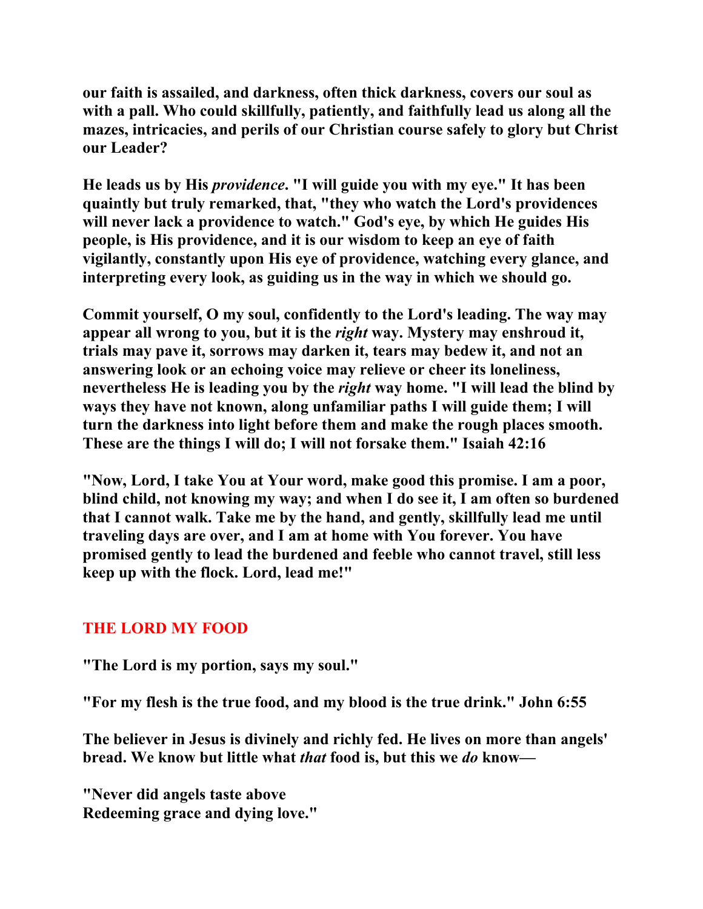**our faith is assailed, and darkness, often thick darkness, covers our soul as with a pall. Who could skillfully, patiently, and faithfully lead us along all the mazes, intricacies, and perils of our Christian course safely to glory but Christ our Leader?**

**He leads us by His *providence*. "I will guide you with my eye." It has been quaintly but truly remarked, that, "they who watch the Lord's providences will never lack a providence to watch." God's eye, by which He guides His people, is His providence, and it is our wisdom to keep an eye of faith vigilantly, constantly upon His eye of providence, watching every glance, and interpreting every look, as guiding us in the way in which we should go.**

**Commit yourself, O my soul, confidently to the Lord's leading. The way may appear all wrong to you, but it is the *right* way. Mystery may enshroud it, trials may pave it, sorrows may darken it, tears may bedew it, and not an answering look or an echoing voice may relieve or cheer its loneliness, nevertheless He is leading you by the *right* way home. "I will lead the blind by ways they have not known, along unfamiliar paths I will guide them; I will turn the darkness into light before them and make the rough places smooth. These are the things I will do; I will not forsake them." Isaiah 42:16**

**"Now, Lord, I take You at Your word, make good this promise. I am a poor, blind child, not knowing my way; and when I do see it, I am often so burdened that I cannot walk. Take me by the hand, and gently, skillfully lead me until traveling days are over, and I am at home with You forever. You have promised gently to lead the burdened and feeble who cannot travel, still less keep up with the flock. Lord, lead me!"**

## THE LORD MY FOOD

**"The Lord is my portion, says my soul."**

**"For my flesh is the true food, and my blood is the true drink." John 6:55**

**The believer in Jesus is divinely and richly fed. He lives on more than angels' bread. We know but little what *that* food is, but this we *do* know—**

**"Never did angels taste above
Redeeming grace and dying love."**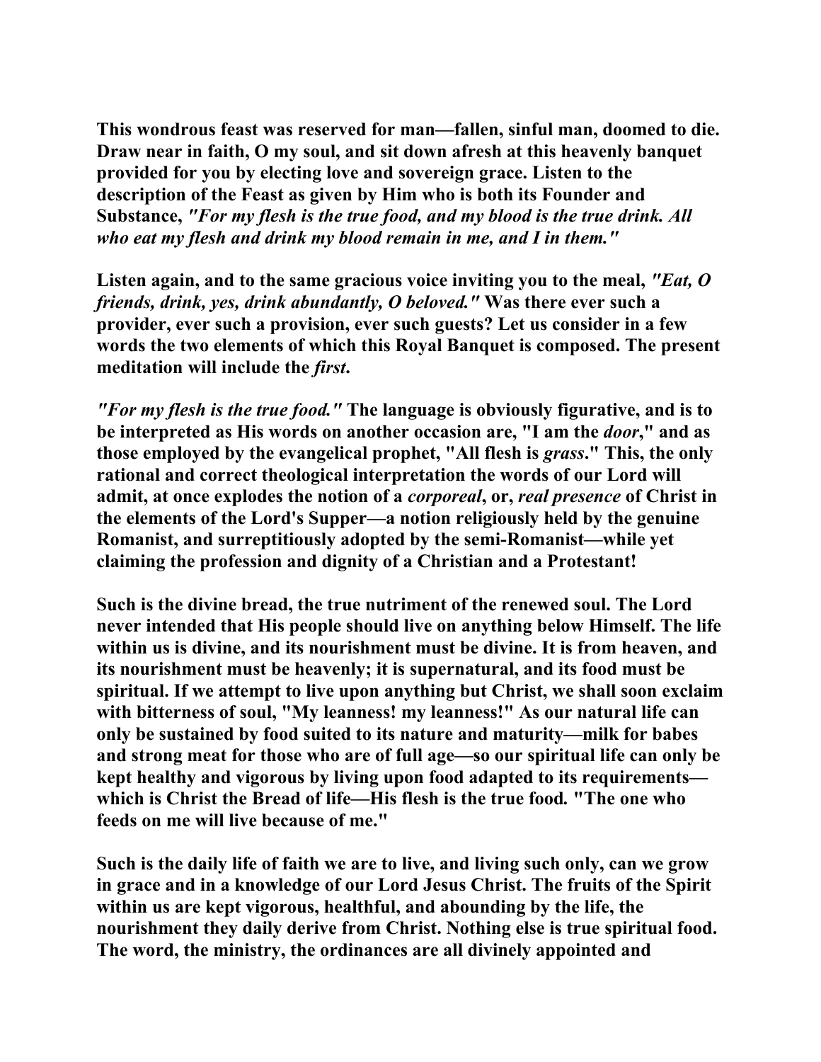**This wondrous feast was reserved for man—fallen, sinful man, doomed to die. Draw near in faith, O my soul, and sit down afresh at this heavenly banquet provided for you by electing love and sovereign grace. Listen to the description of the Feast as given by Him who is both its Founder and Substance,** ***"For my flesh is the true food, and my blood is the true drink. All who eat my flesh and drink my blood remain in me, and I in them."***

**Listen again, and to the same gracious voice inviting you to the meal,** ***"Eat, O friends, drink, yes, drink abundantly, O beloved."*** **Was there ever such a provider, ever such a provision, ever such guests? Let us consider in a few words the two elements of which this Royal Banquet is composed. The present meditation will include the** ***first*****.**

***"For my flesh is the true food."*** **The language is obviously figurative, and is to be interpreted as His words on another occasion are, "I am the** ***door*****," and as those employed by the evangelical prophet, "All flesh is** ***grass*****." This, the only rational and correct theological interpretation the words of our Lord will admit, at once explodes the notion of a** ***corporeal*****, or,** ***real presence*** **of Christ in the elements of the Lord's Supper—a notion religiously held by the genuine Romanist, and surreptitiously adopted by the semi-Romanist—while yet claiming the profession and dignity of a Christian and a Protestant!**

**Such is the divine bread, the true nutriment of the renewed soul. The Lord never intended that His people should live on anything below Himself. The life within us is divine, and its nourishment must be divine. It is from heaven, and its nourishment must be heavenly; it is supernatural, and its food must be spiritual. If we attempt to live upon anything but Christ, we shall soon exclaim with bitterness of soul, "My leanness! my leanness!" As our natural life can only be sustained by food suited to its nature and maturity—milk for babes and strong meat for those who are of full age—so our spiritual life can only be kept healthy and vigorous by living upon food adapted to its requirements—which is Christ the Bread of life—His flesh is the true food. "The one who feeds on me will live because of me."**

**Such is the daily life of faith we are to live, and living such only, can we grow in grace and in a knowledge of our Lord Jesus Christ. The fruits of the Spirit within us are kept vigorous, healthful, and abounding by the life, the nourishment they daily derive from Christ. Nothing else is true spiritual food. The word, the ministry, the ordinances are all divinely appointed and**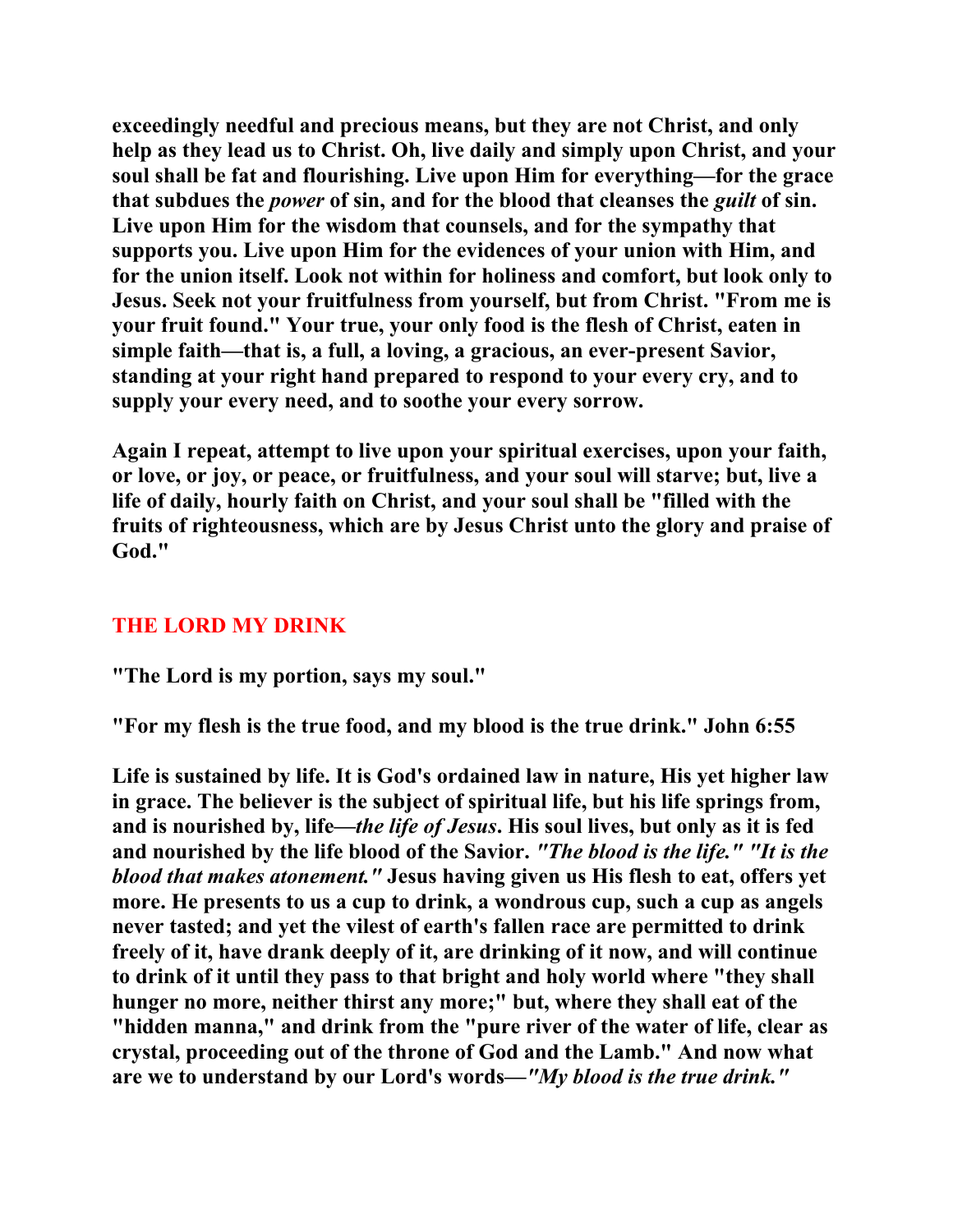**exceedingly needful and precious means, but they are not Christ, and only help as they lead us to Christ. Oh, live daily and simply upon Christ, and your soul shall be fat and flourishing. Live upon Him for everything—for the grace that subdues the *power* of sin, and for the blood that cleanses the *guilt* of sin. Live upon Him for the wisdom that counsels, and for the sympathy that supports you. Live upon Him for the evidences of your union with Him, and for the union itself. Look not within for holiness and comfort, but look only to Jesus. Seek not your fruitfulness from yourself, but from Christ. "From me is your fruit found." Your true, your only food is the flesh of Christ, eaten in simple faith—that is, a full, a loving, a gracious, an ever-present Savior, standing at your right hand prepared to respond to your every cry, and to supply your every need, and to soothe your every sorrow.**

**Again I repeat, attempt to live upon your spiritual exercises, upon your faith, or love, or joy, or peace, or fruitfulness, and your soul will starve; but, live a life of daily, hourly faith on Christ, and your soul shall be "filled with the fruits of righteousness, which are by Jesus Christ unto the glory and praise of God."**

## THE LORD MY DRINK

**"The Lord is my portion, says my soul."**

**"For my flesh is the true food, and my blood is the true drink." John 6:55**

**Life is sustained by life. It is God's ordained law in nature, His yet higher law in grace. The believer is the subject of spiritual life, but his life springs from, and is nourished by, life—*the life of Jesus*. His soul lives, but only as it is fed and nourished by the life blood of the Savior. *"The blood is the life." "It is the blood that makes atonement."* Jesus having given us His flesh to eat, offers yet more. He presents to us a cup to drink, a wondrous cup, such a cup as angels never tasted; and yet the vilest of earth's fallen race are permitted to drink freely of it, have drank deeply of it, are drinking of it now, and will continue to drink of it until they pass to that bright and holy world where "they shall hunger no more, neither thirst any more;" but, where they shall eat of the "hidden manna," and drink from the "pure river of the water of life, clear as crystal, proceeding out of the throne of God and the Lamb." And now what are we to understand by our Lord's words—*"My blood is the true drink."***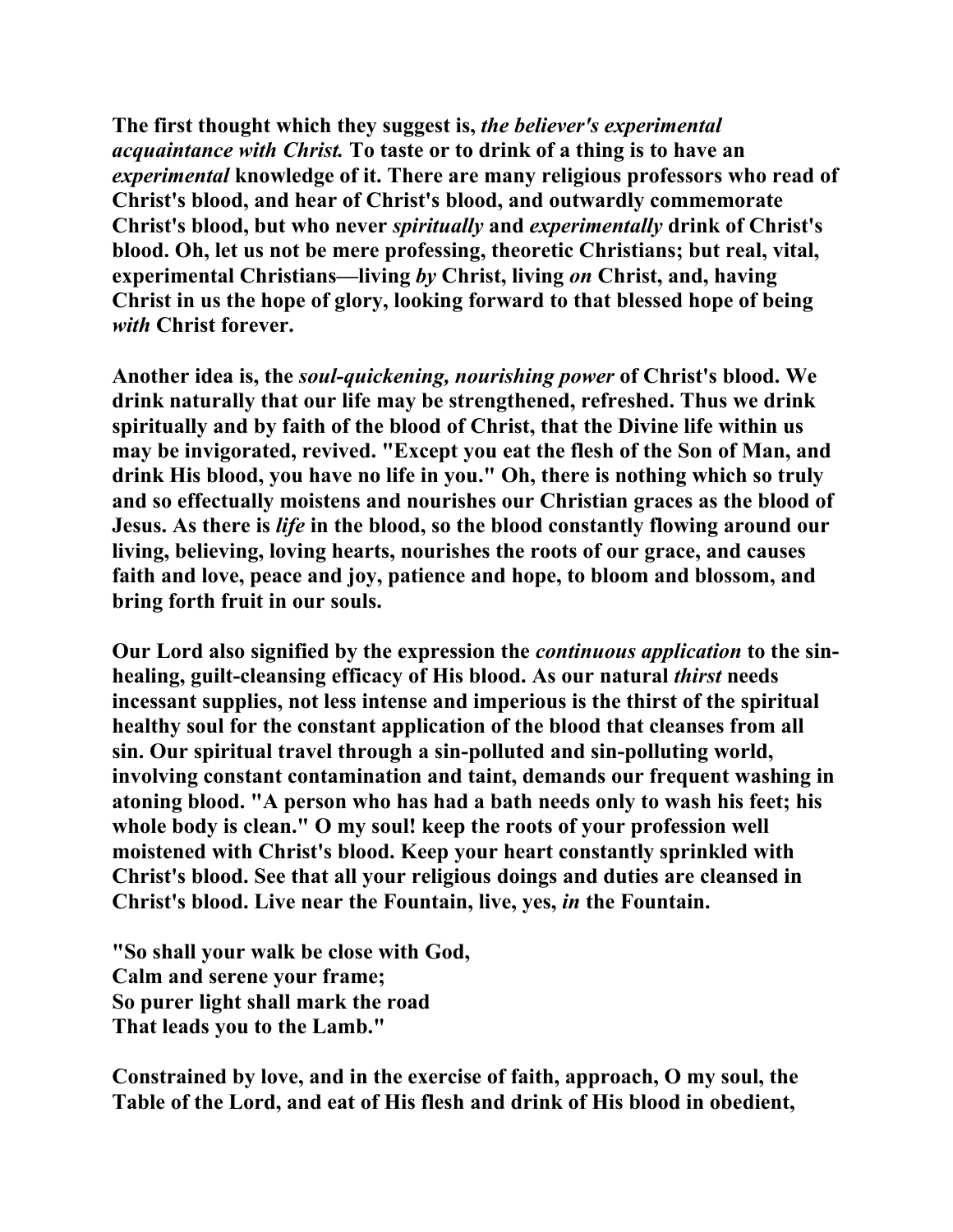**The first thought which they suggest is, *the believer's experimental acquaintance with Christ.* To taste or to drink of a thing is to have an *experimental* knowledge of it. There are many religious professors who read of Christ's blood, and hear of Christ's blood, and outwardly commemorate Christ's blood, but who never *spiritually* and *experimentally* drink of Christ's blood. Oh, let us not be mere professing, theoretic Christians; but real, vital, experimental Christians—living *by* Christ, living *on* Christ, and, having Christ in us the hope of glory, looking forward to that blessed hope of being *with* Christ forever.**

**Another idea is, the *soul-quickening, nourishing power* of Christ's blood. We drink naturally that our life may be strengthened, refreshed. Thus we drink spiritually and by faith of the blood of Christ, that the Divine life within us may be invigorated, revived. "Except you eat the flesh of the Son of Man, and drink His blood, you have no life in you." Oh, there is nothing which so truly and so effectually moistens and nourishes our Christian graces as the blood of Jesus. As there is *life* in the blood, so the blood constantly flowing around our living, believing, loving hearts, nourishes the roots of our grace, and causes faith and love, peace and joy, patience and hope, to bloom and blossom, and bring forth fruit in our souls.**

**Our Lord also signified by the expression the *continuous application* to the sin-healing, guilt-cleansing efficacy of His blood. As our natural *thirst* needs incessant supplies, not less intense and imperious is the thirst of the spiritual healthy soul for the constant application of the blood that cleanses from all sin. Our spiritual travel through a sin-polluted and sin-polluting world, involving constant contamination and taint, demands our frequent washing in atoning blood. "A person who has had a bath needs only to wash his feet; his whole body is clean." O my soul! keep the roots of your profession well moistened with Christ's blood. Keep your heart constantly sprinkled with Christ's blood. See that all your religious doings and duties are cleansed in Christ's blood. Live near the Fountain, live, yes, *in* the Fountain.**

**"So shall your walk be close with God,
Calm and serene your frame;
So purer light shall mark the road
That leads you to the Lamb."**

**Constrained by love, and in the exercise of faith, approach, O my soul, the Table of the Lord, and eat of His flesh and drink of His blood in obedient,**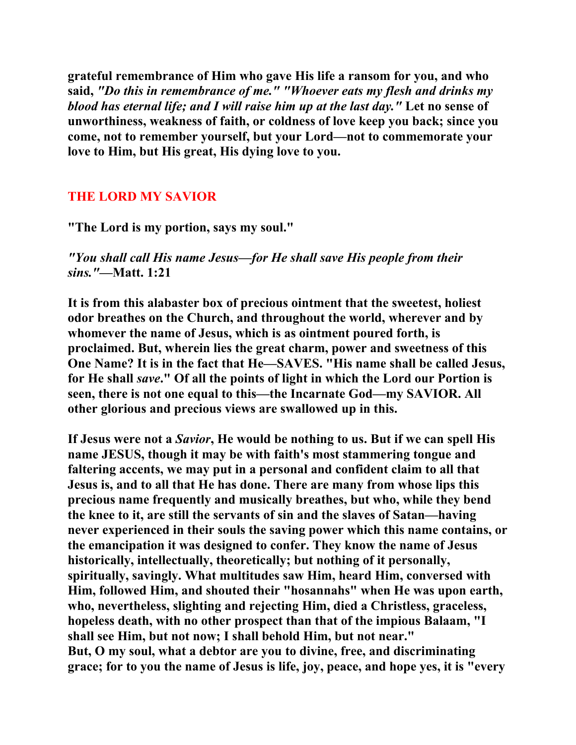**grateful remembrance of Him who gave His life a ransom for you, and who said, *"Do this in remembrance of me." "Whoever eats my flesh and drinks my blood has eternal life; and I will raise him up at the last day."* Let no sense of unworthiness, weakness of faith, or coldness of love keep you back; since you come, not to remember yourself, but your Lord—not to commemorate your love to Him, but His great, His dying love to you.**

## THE LORD MY SAVIOR

**"The Lord is my portion, says my soul."**

***"You shall call His name Jesus—for He shall save His people from their sins."*—Matt. 1:21**

**It is from this alabaster box of precious ointment that the sweetest, holiest odor breathes on the Church, and throughout the world, wherever and by whomever the name of Jesus, which is as ointment poured forth, is proclaimed. But, wherein lies the great charm, power and sweetness of this One Name? It is in the fact that He—SAVES. "His name shall be called Jesus, for He shall *save*." Of all the points of light in which the Lord our Portion is seen, there is not one equal to this—the Incarnate God—my SAVIOR. All other glorious and precious views are swallowed up in this.**

**If Jesus were not a *Savior*, He would be nothing to us. But if we can spell His name JESUS, though it may be with faith's most stammering tongue and faltering accents, we may put in a personal and confident claim to all that Jesus is, and to all that He has done. There are many from whose lips this precious name frequently and musically breathes, but who, while they bend the knee to it, are still the servants of sin and the slaves of Satan—having never experienced in their souls the saving power which this name contains, or the emancipation it was designed to confer. They know the name of Jesus historically, intellectually, theoretically; but nothing of it personally, spiritually, savingly. What multitudes saw Him, heard Him, conversed with Him, followed Him, and shouted their "hosannahs" when He was upon earth, who, nevertheless, slighting and rejecting Him, died a Christless, graceless, hopeless death, with no other prospect than that of the impious Balaam, "I shall see Him, but not now; I shall behold Him, but not near."
But, O my soul, what a debtor are you to divine, free, and discriminating grace; for to you the name of Jesus is life, joy, peace, and hope yes, it is "every**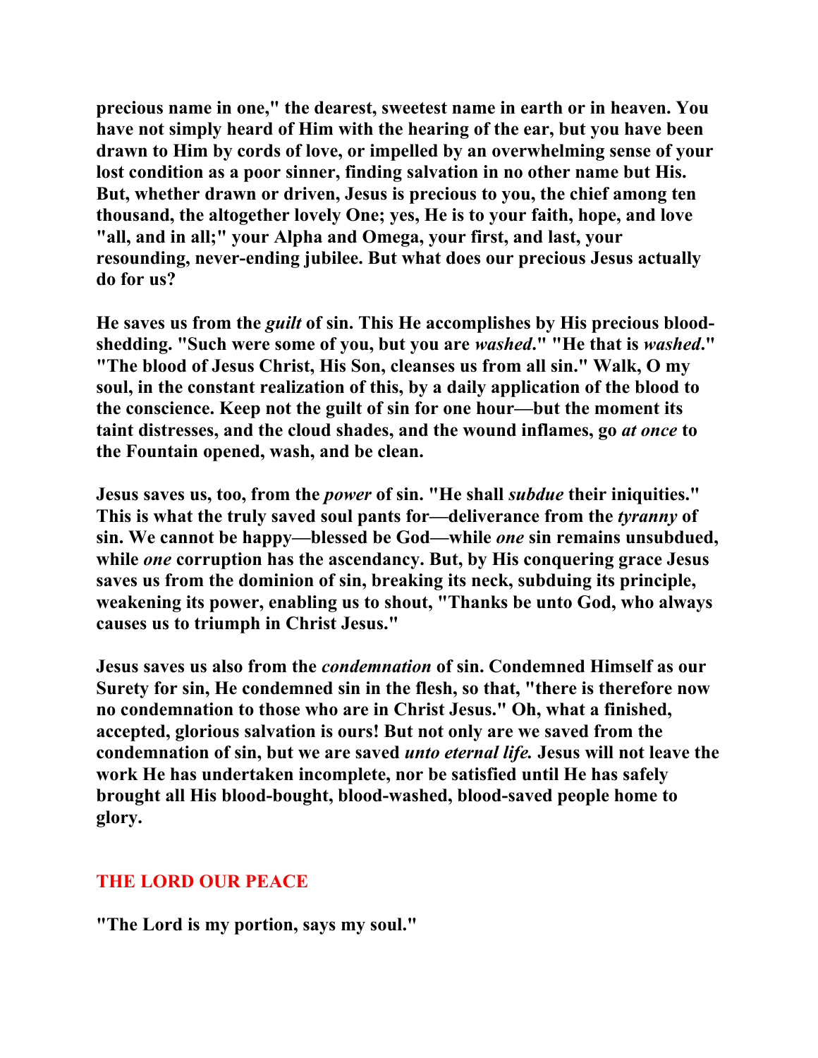**precious name in one," the dearest, sweetest name in earth or in heaven. You have not simply heard of Him with the hearing of the ear, but you have been drawn to Him by cords of love, or impelled by an overwhelming sense of your lost condition as a poor sinner, finding salvation in no other name but His. But, whether drawn or driven, Jesus is precious to you, the chief among ten thousand, the altogether lovely One; yes, He is to your faith, hope, and love "all, and in all;" your Alpha and Omega, your first, and last, your resounding, never-ending jubilee. But what does our precious Jesus actually do for us?**

**He saves us from the *guilt* of sin. This He accomplishes by His precious blood-shedding. "Such were some of you, but you are *washed*." "He that is *washed*." "The blood of Jesus Christ, His Son, cleanses us from all sin." Walk, O my soul, in the constant realization of this, by a daily application of the blood to the conscience. Keep not the guilt of sin for one hour—but the moment its taint distresses, and the cloud shades, and the wound inflames, go *at once* to the Fountain opened, wash, and be clean.**

**Jesus saves us, too, from the *power* of sin. "He shall *subdue* their iniquities." This is what the truly saved soul pants for—deliverance from the *tyranny* of sin. We cannot be happy—blessed be God—while *one* sin remains unsubdued, while *one* corruption has the ascendancy. But, by His conquering grace Jesus saves us from the dominion of sin, breaking its neck, subduing its principle, weakening its power, enabling us to shout, "Thanks be unto God, who always causes us to triumph in Christ Jesus."**

**Jesus saves us also from the *condemnation* of sin. Condemned Himself as our Surety for sin, He condemned sin in the flesh, so that, "there is therefore now no condemnation to those who are in Christ Jesus." Oh, what a finished, accepted, glorious salvation is ours! But not only are we saved from the condemnation of sin, but we are saved *unto eternal life.* Jesus will not leave the work He has undertaken incomplete, nor be satisfied until He has safely brought all His blood-bought, blood-washed, blood-saved people home to glory.**

## THE LORD OUR PEACE

**"The Lord is my portion, says my soul."**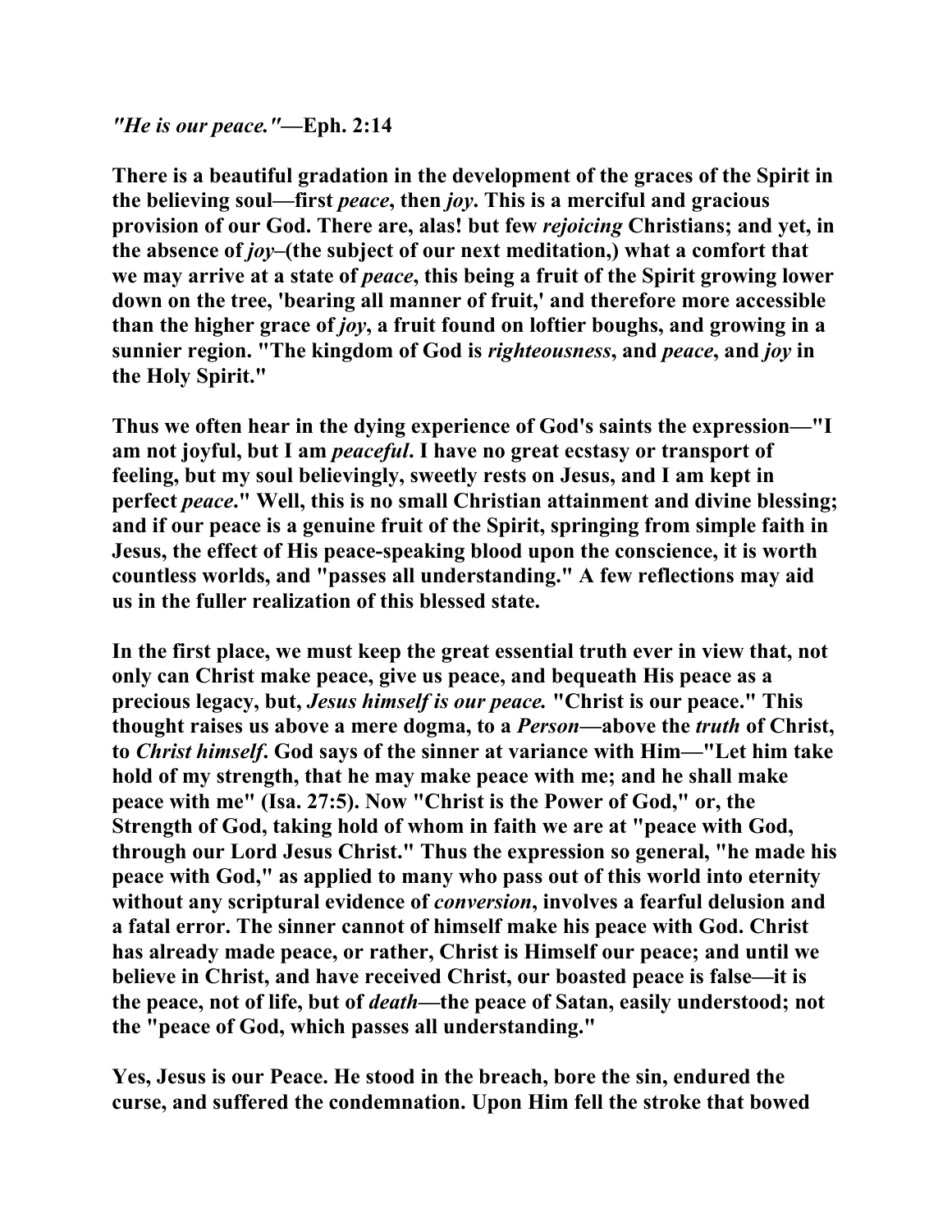*"He is our peace."*—Eph. 2:14

**There is a beautiful gradation in the development of the graces of the Spirit in the believing soul—first *peace*, then *joy*. This is a merciful and gracious provision of our God. There are, alas! but few *rejoicing* Christians; and yet, in the absence of *joy*–(the subject of our next meditation,) what a comfort that we may arrive at a state of *peace*, this being a fruit of the Spirit growing lower down on the tree, 'bearing all manner of fruit,' and therefore more accessible than the higher grace of *joy*, a fruit found on loftier boughs, and growing in a sunnier region. "The kingdom of God is *righteousness*, and *peace*, and *joy* in the Holy Spirit."**

**Thus we often hear in the dying experience of God's saints the expression—"I am not joyful, but I am *peaceful*. I have no great ecstasy or transport of feeling, but my soul believingly, sweetly rests on Jesus, and I am kept in perfect *peace*." Well, this is no small Christian attainment and divine blessing; and if our peace is a genuine fruit of the Spirit, springing from simple faith in Jesus, the effect of His peace-speaking blood upon the conscience, it is worth countless worlds, and "passes all understanding." A few reflections may aid us in the fuller realization of this blessed state.**

**In the first place, we must keep the great essential truth ever in view that, not only can Christ make peace, give us peace, and bequeath His peace as a precious legacy, but, *Jesus himself is our peace.* "Christ is our peace." This thought raises us above a mere dogma, to a *Person*—above the *truth* of Christ, to *Christ himself*. God says of the sinner at variance with Him—"Let him take hold of my strength, that he may make peace with me; and he shall make peace with me" (Isa. 27:5). Now "Christ is the Power of God," or, the Strength of God, taking hold of whom in faith we are at "peace with God, through our Lord Jesus Christ." Thus the expression so general, "he made his peace with God," as applied to many who pass out of this world into eternity without any scriptural evidence of *conversion*, involves a fearful delusion and a fatal error. The sinner cannot of himself make his peace with God. Christ has already made peace, or rather, Christ is Himself our peace; and until we believe in Christ, and have received Christ, our boasted peace is false—it is the peace, not of life, but of *death*—the peace of Satan, easily understood; not the "peace of God, which passes all understanding."**

**Yes, Jesus is our Peace. He stood in the breach, bore the sin, endured the curse, and suffered the condemnation. Upon Him fell the stroke that bowed**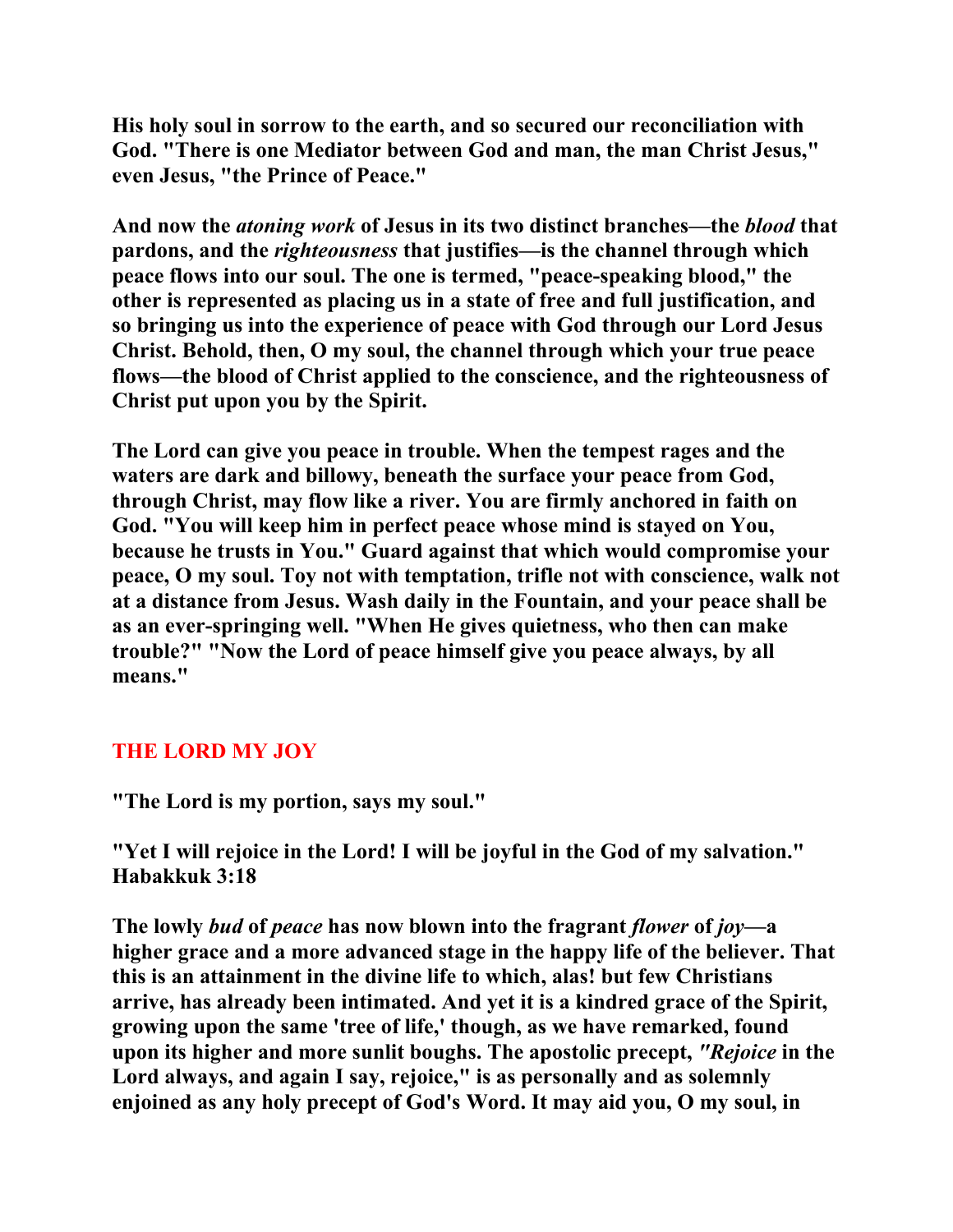**His holy soul in sorrow to the earth, and so secured our reconciliation with God. "There is one Mediator between God and man, the man Christ Jesus," even Jesus, "the Prince of Peace."**

**And now the *atoning work* of Jesus in its two distinct branches—the *blood* that pardons, and the *righteousness* that justifies—is the channel through which peace flows into our soul. The one is termed, "peace-speaking blood," the other is represented as placing us in a state of free and full justification, and so bringing us into the experience of peace with God through our Lord Jesus Christ. Behold, then, O my soul, the channel through which your true peace flows—the blood of Christ applied to the conscience, and the righteousness of Christ put upon you by the Spirit.**

**The Lord can give you peace in trouble. When the tempest rages and the waters are dark and billowy, beneath the surface your peace from God, through Christ, may flow like a river. You are firmly anchored in faith on God. "You will keep him in perfect peace whose mind is stayed on You, because he trusts in You." Guard against that which would compromise your peace, O my soul. Toy not with temptation, trifle not with conscience, walk not at a distance from Jesus. Wash daily in the Fountain, and your peace shall be as an ever-springing well. "When He gives quietness, who then can make trouble?" "Now the Lord of peace himself give you peace always, by all means."**

## THE LORD MY JOY

**"The Lord is my portion, says my soul."**

**"Yet I will rejoice in the Lord! I will be joyful in the God of my salvation." Habakkuk 3:18**

**The lowly *bud* of *peace* has now blown into the fragrant *flower* of *joy*—a higher grace and a more advanced stage in the happy life of the believer. That this is an attainment in the divine life to which, alas! but few Christians arrive, has already been intimated. And yet it is a kindred grace of the Spirit, growing upon the same 'tree of life,' though, as we have remarked, found upon its higher and more sunlit boughs. The apostolic precept, *"Rejoice* in the Lord always, and again I say, rejoice," is as personally and as solemnly enjoined as any holy precept of God's Word. It may aid you, O my soul, in**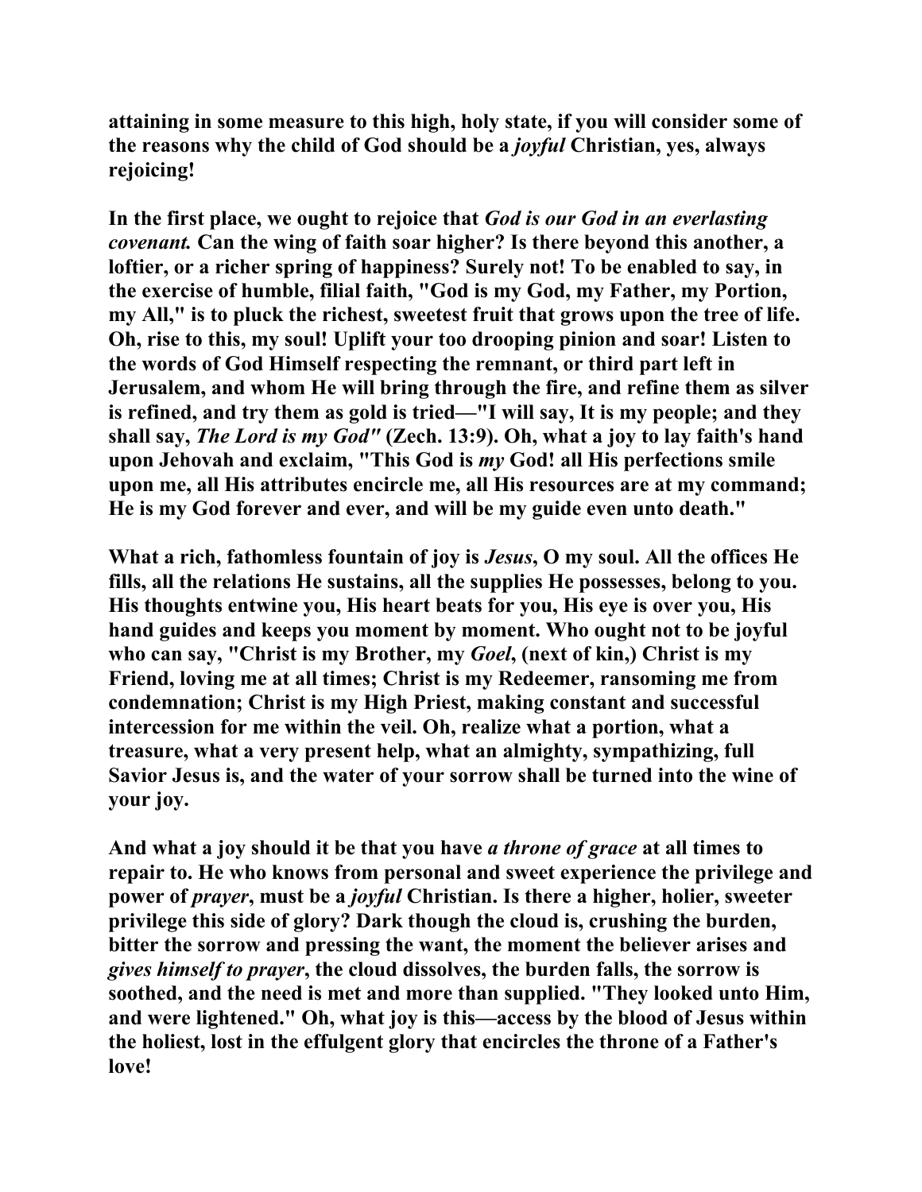**attaining in some measure to this high, holy state, if you will consider some of the reasons why the child of God should be a *joyful* Christian, yes, always rejoicing!**

**In the first place, we ought to rejoice that *God is our God in an everlasting covenant.* Can the wing of faith soar higher? Is there beyond this another, a loftier, or a richer spring of happiness? Surely not! To be enabled to say, in the exercise of humble, filial faith, "God is my God, my Father, my Portion, my All," is to pluck the richest, sweetest fruit that grows upon the tree of life. Oh, rise to this, my soul! Uplift your too drooping pinion and soar! Listen to the words of God Himself respecting the remnant, or third part left in Jerusalem, and whom He will bring through the fire, and refine them as silver is refined, and try them as gold is tried—"I will say, It is my people; and they shall say, *The Lord is my God"* (Zech. 13:9). Oh, what a joy to lay faith's hand upon Jehovah and exclaim, "This God is *my* God! all His perfections smile upon me, all His attributes encircle me, all His resources are at my command; He is my God forever and ever, and will be my guide even unto death."**

**What a rich, fathomless fountain of joy is *Jesus*, O my soul. All the offices He fills, all the relations He sustains, all the supplies He possesses, belong to you. His thoughts entwine you, His heart beats for you, His eye is over you, His hand guides and keeps you moment by moment. Who ought not to be joyful who can say, "Christ is my Brother, my *Goel*, (next of kin,) Christ is my Friend, loving me at all times; Christ is my Redeemer, ransoming me from condemnation; Christ is my High Priest, making constant and successful intercession for me within the veil. Oh, realize what a portion, what a treasure, what a very present help, what an almighty, sympathizing, full Savior Jesus is, and the water of your sorrow shall be turned into the wine of your joy.**

**And what a joy should it be that you have *a throne of grace* at all times to repair to. He who knows from personal and sweet experience the privilege and power of *prayer*, must be a *joyful* Christian. Is there a higher, holier, sweeter privilege this side of glory? Dark though the cloud is, crushing the burden, bitter the sorrow and pressing the want, the moment the believer arises and *gives himself to prayer*, the cloud dissolves, the burden falls, the sorrow is soothed, and the need is met and more than supplied. "They looked unto Him, and were lightened." Oh, what joy is this—access by the blood of Jesus within the holiest, lost in the effulgent glory that encircles the throne of a Father's love!**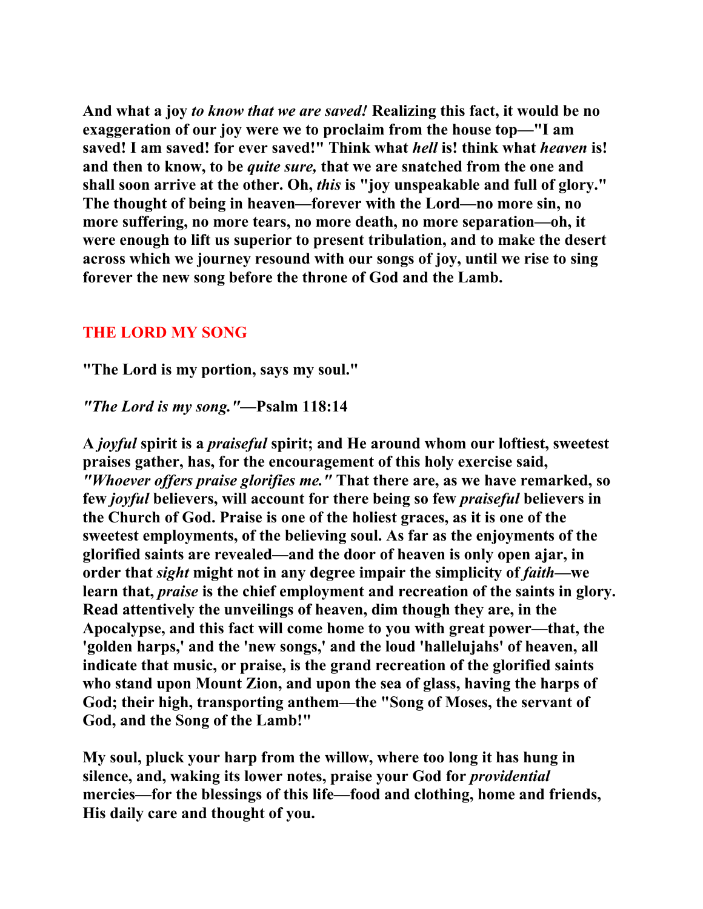**And what a joy *to know that we are saved!* Realizing this fact, it would be no exaggeration of our joy were we to proclaim from the house top—"I am saved! I am saved! for ever saved!" Think what *hell* is! think what *heaven* is! and then to know, to be *quite sure,* that we are snatched from the one and shall soon arrive at the other. Oh, *this* is "joy unspeakable and full of glory." The thought of being in heaven—forever with the Lord—no more sin, no more suffering, no more tears, no more death, no more separation—oh, it were enough to lift us superior to present tribulation, and to make the desert across which we journey resound with our songs of joy, until we rise to sing forever the new song before the throne of God and the Lamb.**

## THE LORD MY SONG

**"The Lord is my portion, says my soul."**

***"The Lord is my song."*—Psalm 118:14**

**A *joyful* spirit is a *praiseful* spirit; and He around whom our loftiest, sweetest praises gather, has, for the encouragement of this holy exercise said, *"Whoever offers praise glorifies me."* That there are, as we have remarked, so few *joyful* believers, will account for there being so few *praiseful* believers in the Church of God. Praise is one of the holiest graces, as it is one of the sweetest employments, of the believing soul. As far as the enjoyments of the glorified saints are revealed—and the door of heaven is only open ajar, in order that *sight* might not in any degree impair the simplicity of *faith*—we learn that, *praise* is the chief employment and recreation of the saints in glory. Read attentively the unveilings of heaven, dim though they are, in the Apocalypse, and this fact will come home to you with great power—that, the 'golden harps,' and the 'new songs,' and the loud 'hallelujahs' of heaven, all indicate that music, or praise, is the grand recreation of the glorified saints who stand upon Mount Zion, and upon the sea of glass, having the harps of God; their high, transporting anthem—the "Song of Moses, the servant of God, and the Song of the Lamb!"**

**My soul, pluck your harp from the willow, where too long it has hung in silence, and, waking its lower notes, praise your God for *providential* mercies—for the blessings of this life—food and clothing, home and friends, His daily care and thought of you.**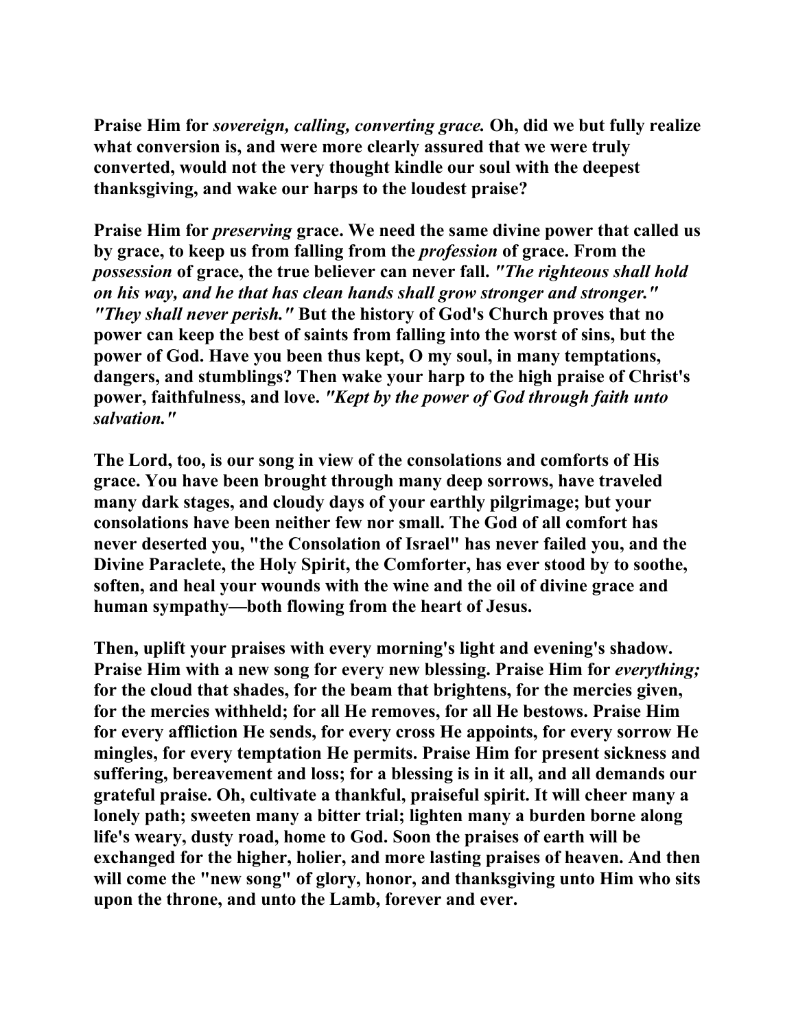**Praise Him for *sovereign, calling, converting grace.* Oh, did we but fully realize what conversion is, and were more clearly assured that we were truly converted, would not the very thought kindle our soul with the deepest thanksgiving, and wake our harps to the loudest praise?**

**Praise Him for *preserving* grace. We need the same divine power that called us by grace, to keep us from falling from the *profession* of grace. From the *possession* of grace, the true believer can never fall. *"The righteous shall hold on his way, and he that has clean hands shall grow stronger and stronger." "They shall never perish."* But the history of God's Church proves that no power can keep the best of saints from falling into the worst of sins, but the power of God. Have you been thus kept, O my soul, in many temptations, dangers, and stumblings? Then wake your harp to the high praise of Christ's power, faithfulness, and love. *"Kept by the power of God through faith unto salvation."***

**The Lord, too, is our song in view of the consolations and comforts of His grace. You have been brought through many deep sorrows, have traveled many dark stages, and cloudy days of your earthly pilgrimage; but your consolations have been neither few nor small. The God of all comfort has never deserted you, "the Consolation of Israel" has never failed you, and the Divine Paraclete, the Holy Spirit, the Comforter, has ever stood by to soothe, soften, and heal your wounds with the wine and the oil of divine grace and human sympathy—both flowing from the heart of Jesus.**

**Then, uplift your praises with every morning's light and evening's shadow. Praise Him with a new song for every new blessing. Praise Him for *everything;* for the cloud that shades, for the beam that brightens, for the mercies given, for the mercies withheld; for all He removes, for all He bestows. Praise Him for every affliction He sends, for every cross He appoints, for every sorrow He mingles, for every temptation He permits. Praise Him for present sickness and suffering, bereavement and loss; for a blessing is in it all, and all demands our grateful praise. Oh, cultivate a thankful, praiseful spirit. It will cheer many a lonely path; sweeten many a bitter trial; lighten many a burden borne along life's weary, dusty road, home to God. Soon the praises of earth will be exchanged for the higher, holier, and more lasting praises of heaven. And then will come the "new song" of glory, honor, and thanksgiving unto Him who sits upon the throne, and unto the Lamb, forever and ever.**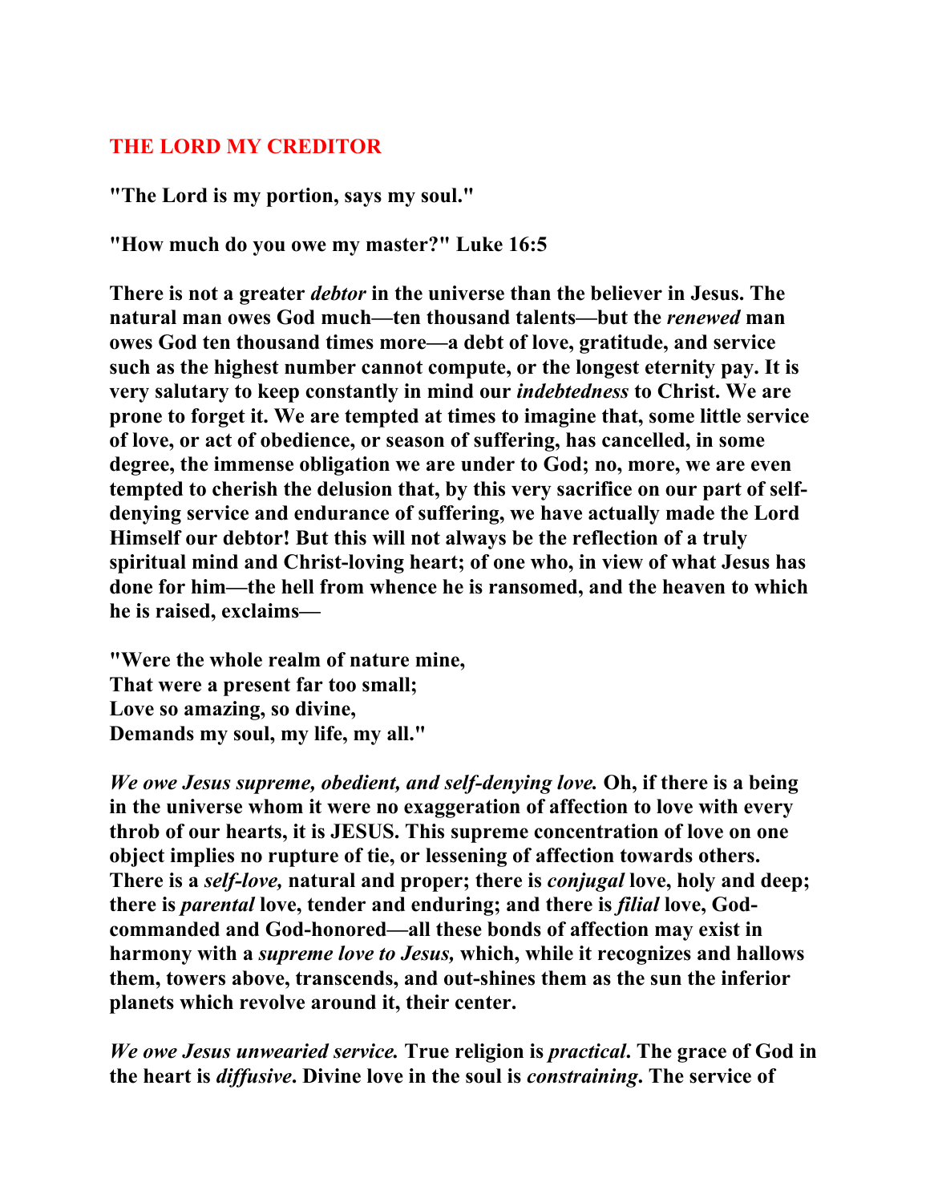## THE LORD MY CREDITOR

**"The Lord is my portion, says my soul."**

**"How much do you owe my master?" Luke 16:5**

**There is not a greater *debtor* in the universe than the believer in Jesus. The natural man owes God much—ten thousand talents—but the *renewed* man owes God ten thousand times more—a debt of love, gratitude, and service such as the highest number cannot compute, or the longest eternity pay. It is very salutary to keep constantly in mind our *indebtedness* to Christ. We are prone to forget it. We are tempted at times to imagine that, some little service of love, or act of obedience, or season of suffering, has cancelled, in some degree, the immense obligation we are under to God; no, more, we are even tempted to cherish the delusion that, by this very sacrifice on our part of self-denying service and endurance of suffering, we have actually made the Lord Himself our debtor! But this will not always be the reflection of a truly spiritual mind and Christ-loving heart; of one who, in view of what Jesus has done for him—the hell from whence he is ransomed, and the heaven to which he is raised, exclaims—**

**"Were the whole realm of nature mine,**
**That were a present far too small;**
**Love so amazing, so divine,**
**Demands my soul, my life, my all."**

***We owe Jesus supreme, obedient, and self-denying love.* Oh, if there is a being in the universe whom it were no exaggeration of affection to love with every throb of our hearts, it is JESUS. This supreme concentration of love on one object implies no rupture of tie, or lessening of affection towards others. There is a *self-love,* natural and proper; there is *conjugal* love, holy and deep; there is *parental* love, tender and enduring; and there is *filial* love, God-commanded and God-honored—all these bonds of affection may exist in harmony with a *supreme love to Jesus,* which, while it recognizes and hallows them, towers above, transcends, and out-shines them as the sun the inferior planets which revolve around it, their center.**

***We owe Jesus unwearied service.* True religion is *practical*. The grace of God in the heart is *diffusive*. Divine love in the soul is *constraining*. The service of**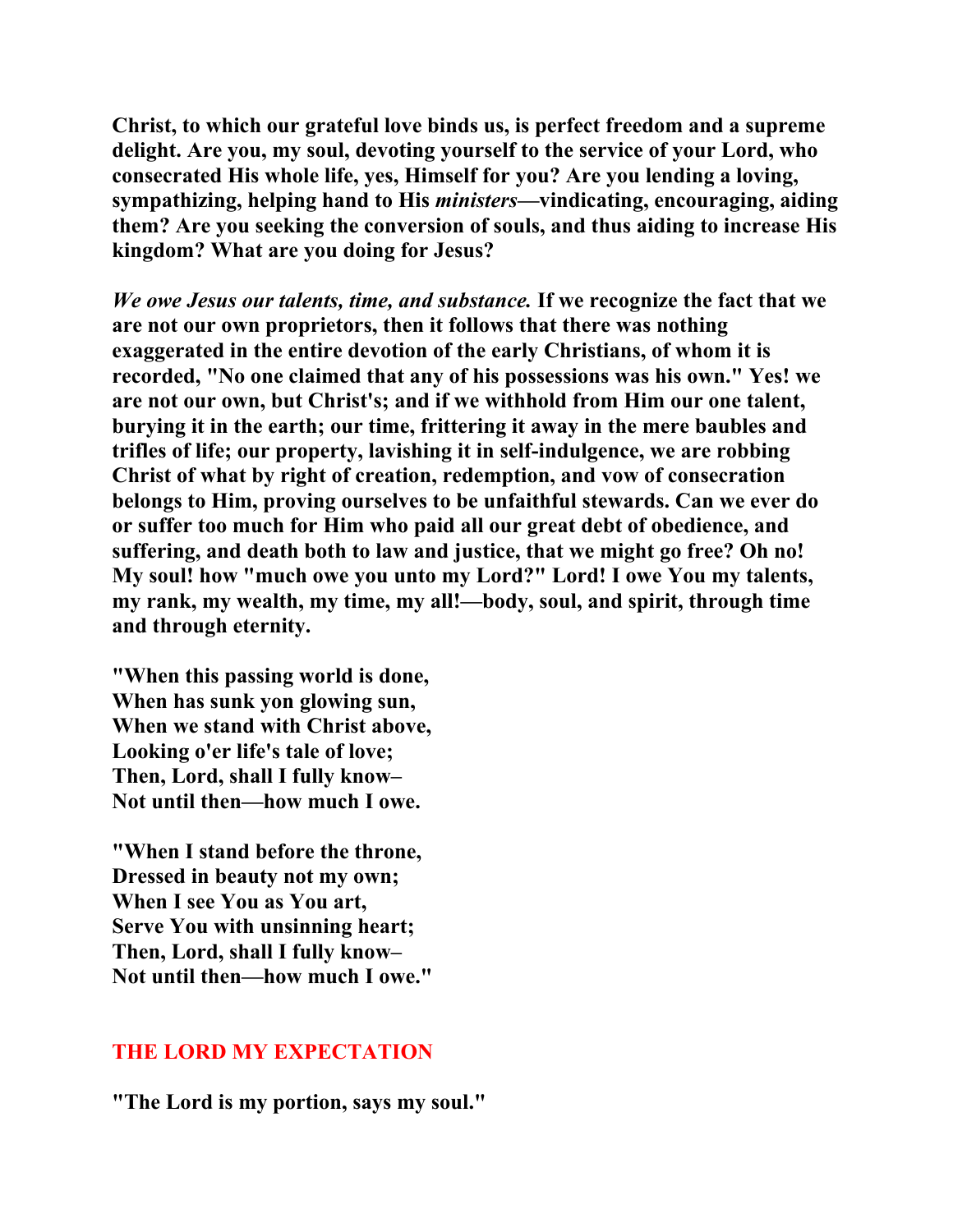**Christ, to which our grateful love binds us, is perfect freedom and a supreme delight. Are you, my soul, devoting yourself to the service of your Lord, who consecrated His whole life, yes, Himself for you? Are you lending a loving, sympathizing, helping hand to His *ministers*—vindicating, encouraging, aiding them? Are you seeking the conversion of souls, and thus aiding to increase His kingdom? What are you doing for Jesus?**

***We owe Jesus our talents, time, and substance.* If we recognize the fact that we are not our own proprietors, then it follows that there was nothing exaggerated in the entire devotion of the early Christians, of whom it is recorded, "No one claimed that any of his possessions was his own." Yes! we are not our own, but Christ's; and if we withhold from Him our one talent, burying it in the earth; our time, frittering it away in the mere baubles and trifles of life; our property, lavishing it in self-indulgence, we are robbing Christ of what by right of creation, redemption, and vow of consecration belongs to Him, proving ourselves to be unfaithful stewards. Can we ever do or suffer too much for Him who paid all our great debt of obedience, and suffering, and death both to law and justice, that we might go free? Oh no! My soul! how "much owe you unto my Lord?" Lord! I owe You my talents, my rank, my wealth, my time, my all!—body, soul, and spirit, through time and through eternity.**

**"When this passing world is done,  
When has sunk yon glowing sun,  
When we stand with Christ above,  
Looking o'er life's tale of love;  
Then, Lord, shall I fully know–  
Not until then—how much I owe.**

**"When I stand before the throne,  
Dressed in beauty not my own;  
When I see You as You art,  
Serve You with unsinning heart;  
Then, Lord, shall I fully know–  
Not until then—how much I owe."**

## THE LORD MY EXPECTATION

**"The Lord is my portion, says my soul."**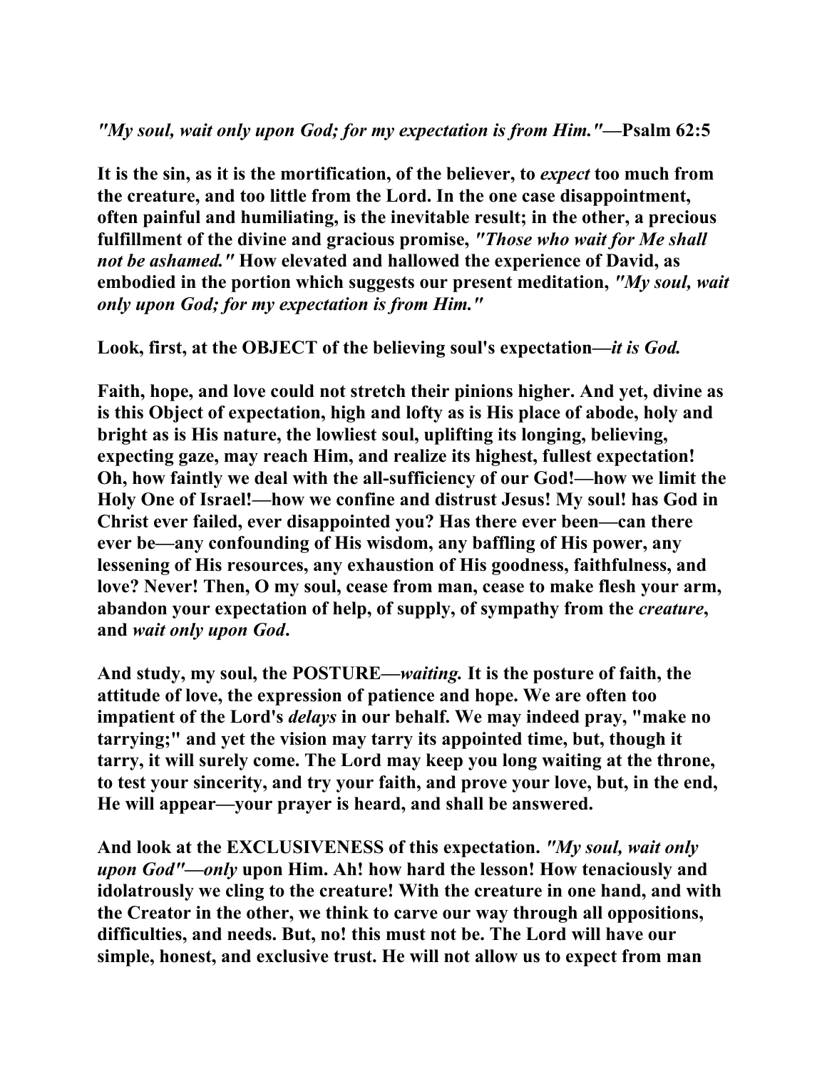*"My soul, wait only upon God; for my expectation is from Him."*—**Psalm 62:5**

**It is the sin, as it is the mortification, of the believer, to *expect* too much from the creature, and too little from the Lord. In the one case disappointment, often painful and humiliating, is the inevitable result; in the other, a precious fulfillment of the divine and gracious promise, *"Those who wait for Me shall not be ashamed."* How elevated and hallowed the experience of David, as embodied in the portion which suggests our present meditation, *"My soul, wait only upon God; for my expectation is from Him."***

**Look, first, at the OBJECT of the believing soul's expectation—*it is God.***

**Faith, hope, and love could not stretch their pinions higher. And yet, divine as is this Object of expectation, high and lofty as is His place of abode, holy and bright as is His nature, the lowliest soul, uplifting its longing, believing, expecting gaze, may reach Him, and realize its highest, fullest expectation! Oh, how faintly we deal with the all-sufficiency of our God!—how we limit the Holy One of Israel!—how we confine and distrust Jesus! My soul! has God in Christ ever failed, ever disappointed you? Has there ever been—can there ever be—any confounding of His wisdom, any baffling of His power, any lessening of His resources, any exhaustion of His goodness, faithfulness, and love? Never! Then, O my soul, cease from man, cease to make flesh your arm, abandon your expectation of help, of supply, of sympathy from the *creature*, and *wait only upon God*.**

**And study, my soul, the POSTURE—*waiting.* It is the posture of faith, the attitude of love, the expression of patience and hope. We are often too impatient of the Lord's *delays* in our behalf. We may indeed pray, "make no tarrying;" and yet the vision may tarry its appointed time, but, though it tarry, it will surely come. The Lord may keep you long waiting at the throne, to test your sincerity, and try your faith, and prove your love, but, in the end, He will appear—your prayer is heard, and shall be answered.**

**And look at the EXCLUSIVENESS of this expectation. *"My soul, wait only upon God"*—*only* upon Him. Ah! how hard the lesson! How tenaciously and idolatrously we cling to the creature! With the creature in one hand, and with the Creator in the other, we think to carve our way through all oppositions, difficulties, and needs. But, no! this must not be. The Lord will have our simple, honest, and exclusive trust. He will not allow us to expect from man**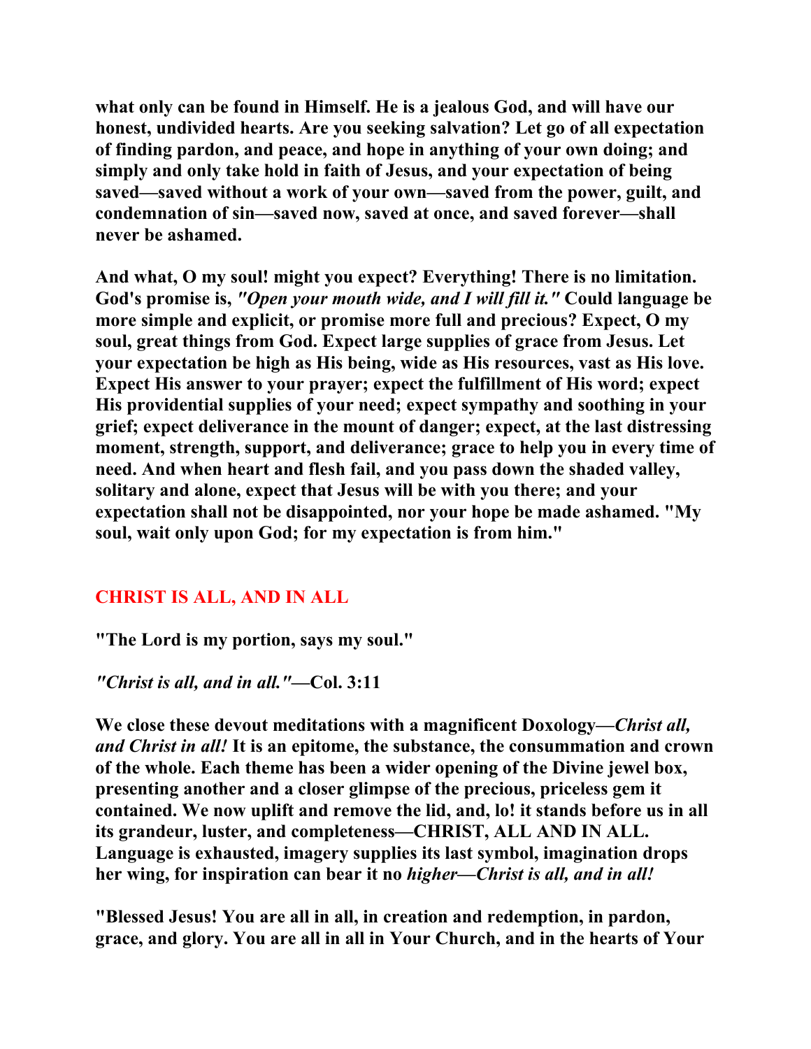**what only can be found in Himself. He is a jealous God, and will have our honest, undivided hearts. Are you seeking salvation? Let go of all expectation of finding pardon, and peace, and hope in anything of your own doing; and simply and only take hold in faith of Jesus, and your expectation of being saved—saved without a work of your own—saved from the power, guilt, and condemnation of sin—saved now, saved at once, and saved forever—shall never be ashamed.**

**And what, O my soul! might you expect? Everything! There is no limitation. God's promise is, *"Open your mouth wide, and I will fill it."* Could language be more simple and explicit, or promise more full and precious? Expect, O my soul, great things from God. Expect large supplies of grace from Jesus. Let your expectation be high as His being, wide as His resources, vast as His love. Expect His answer to your prayer; expect the fulfillment of His word; expect His providential supplies of your need; expect sympathy and soothing in your grief; expect deliverance in the mount of danger; expect, at the last distressing moment, strength, support, and deliverance; grace to help you in every time of need. And when heart and flesh fail, and you pass down the shaded valley, solitary and alone, expect that Jesus will be with you there; and your expectation shall not be disappointed, nor your hope be made ashamed. "My soul, wait only upon God; for my expectation is from him."**

## CHRIST IS ALL, AND IN ALL

**"The Lord is my portion, says my soul."**

***"Christ is all, and in all."*—Col. 3:11**

**We close these devout meditations with a magnificent Doxology—*Christ all, and Christ in all!* It is an epitome, the substance, the consummation and crown of the whole. Each theme has been a wider opening of the Divine jewel box, presenting another and a closer glimpse of the precious, priceless gem it contained. We now uplift and remove the lid, and, lo! it stands before us in all its grandeur, luster, and completeness—CHRIST, ALL AND IN ALL. Language is exhausted, imagery supplies its last symbol, imagination drops her wing, for inspiration can bear it no *higher—Christ is all, and in all!***

**"Blessed Jesus! You are all in all, in creation and redemption, in pardon, grace, and glory. You are all in all in Your Church, and in the hearts of Your**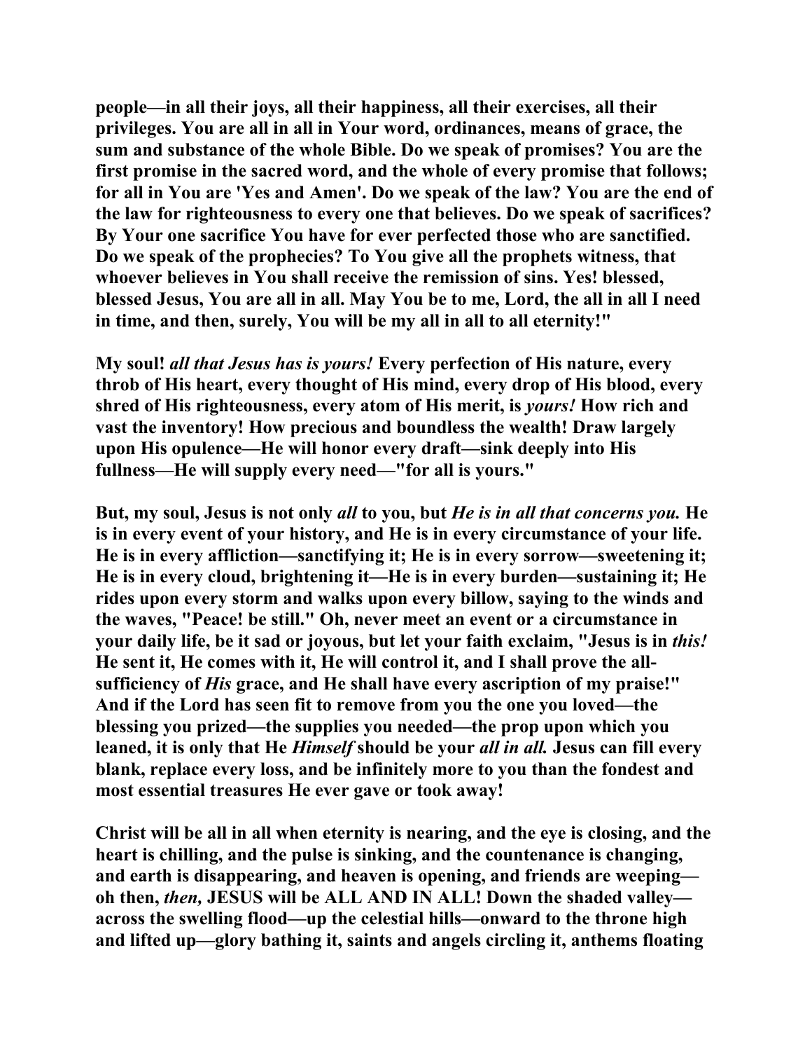**people—in all their joys, all their happiness, all their exercises, all their privileges. You are all in all in Your word, ordinances, means of grace, the sum and substance of the whole Bible. Do we speak of promises? You are the first promise in the sacred word, and the whole of every promise that follows; for all in You are 'Yes and Amen'. Do we speak of the law? You are the end of the law for righteousness to every one that believes. Do we speak of sacrifices? By Your one sacrifice You have for ever perfected those who are sanctified. Do we speak of the prophecies? To You give all the prophets witness, that whoever believes in You shall receive the remission of sins. Yes! blessed, blessed Jesus, You are all in all. May You be to me, Lord, the all in all I need in time, and then, surely, You will be my all in all to all eternity!"**

**My soul! *all that Jesus has is yours!* Every perfection of His nature, every throb of His heart, every thought of His mind, every drop of His blood, every shred of His righteousness, every atom of His merit, is *yours!* How rich and vast the inventory! How precious and boundless the wealth! Draw largely upon His opulence—He will honor every draft—sink deeply into His fullness—He will supply every need—"for all is yours."**

**But, my soul, Jesus is not only *all* to you, but *He is in all that concerns you.* He is in every event of your history, and He is in every circumstance of your life. He is in every affliction—sanctifying it; He is in every sorrow—sweetening it; He is in every cloud, brightening it—He is in every burden—sustaining it; He rides upon every storm and walks upon every billow, saying to the winds and the waves, "Peace! be still." Oh, never meet an event or a circumstance in your daily life, be it sad or joyous, but let your faith exclaim, "Jesus is in *this!* He sent it, He comes with it, He will control it, and I shall prove the all-sufficiency of *His* grace, and He shall have every ascription of my praise!" And if the Lord has seen fit to remove from you the one you loved—the blessing you prized—the supplies you needed—the prop upon which you leaned, it is only that He *Himself* should be your *all in all.* Jesus can fill every blank, replace every loss, and be infinitely more to you than the fondest and most essential treasures He ever gave or took away!**

**Christ will be all in all when eternity is nearing, and the eye is closing, and the heart is chilling, and the pulse is sinking, and the countenance is changing, and earth is disappearing, and heaven is opening, and friends are weeping—oh then, *then,* JESUS will be ALL AND IN ALL! Down the shaded valley—across the swelling flood—up the celestial hills—onward to the throne high and lifted up—glory bathing it, saints and angels circling it, anthems floating**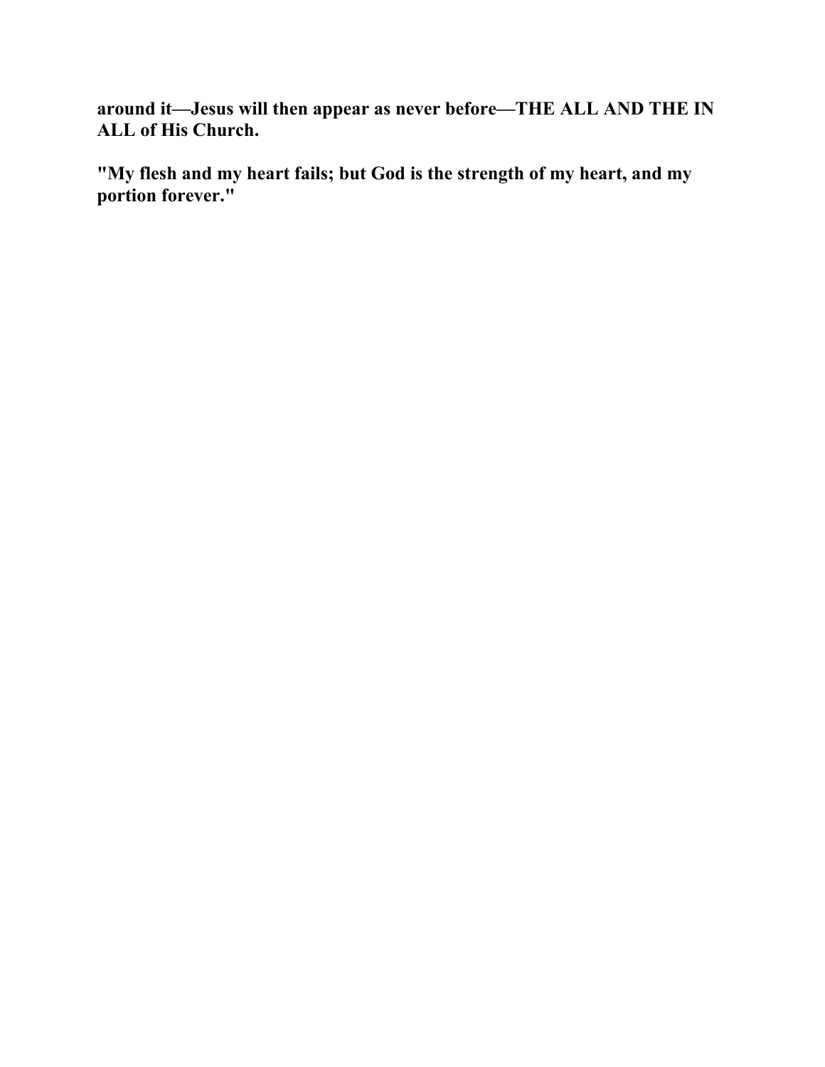**around it—Jesus will then appear as never before—THE ALL AND THE IN ALL of His Church.**

**"My flesh and my heart fails; but God is the strength of my heart, and my portion forever."**